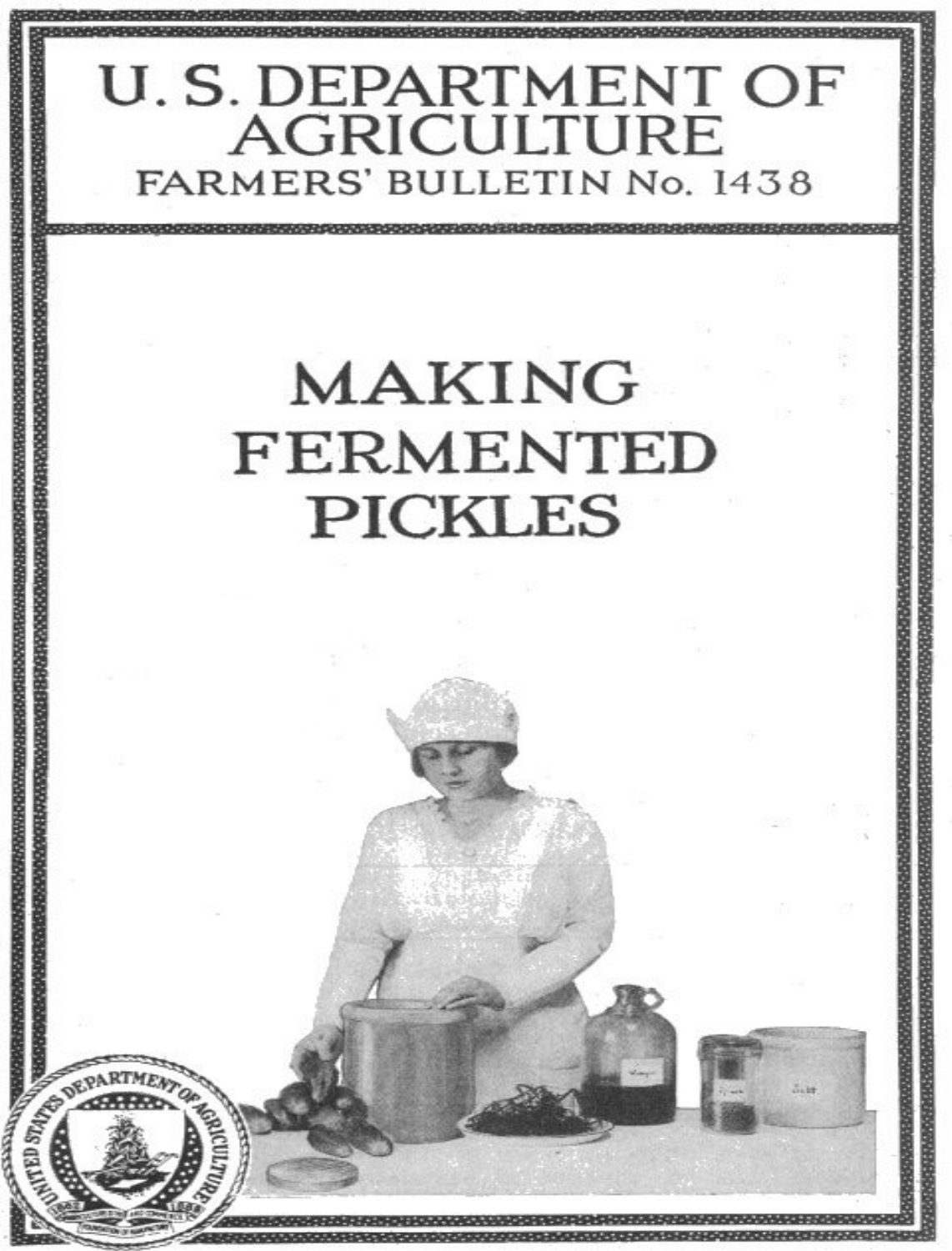# U. S. DEPARTMENT OF AGRICULTURE

## FARMERS' BULLETIN No. 1438

# MAKING FERMENTED PICKLES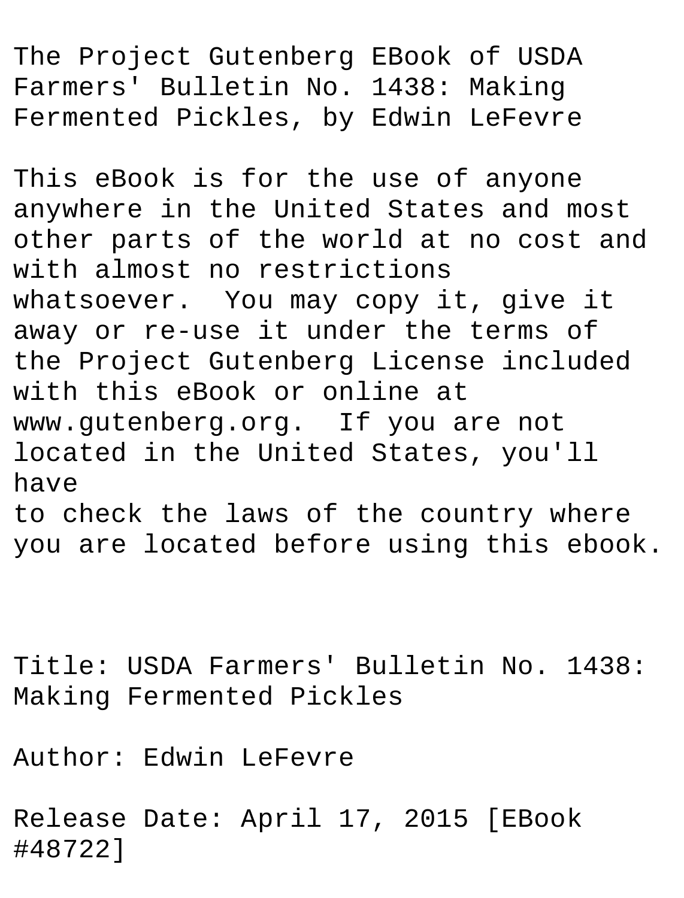The Project Gutenberg EBook of USDA Farmers' Bulletin No. 1438: Making Fermented Pickles, by Edwin LeFevre

This eBook is for the use of anyone anywhere in the United States and most other parts of the world at no cost and with almost no restrictions whatsoever. You may copy it, give it away or re-use it under the terms of the Project Gutenberg License included with this eBook or online at www.gutenberg.org. If you are not located in the United States, you'll have to check the laws of the country where you are located before using this ebook.

Title: USDA Farmers' Bulletin No. 1438: Making Fermented Pickles

Author: Edwin LeFevre

Release Date: April 17, 2015 [EBook #48722]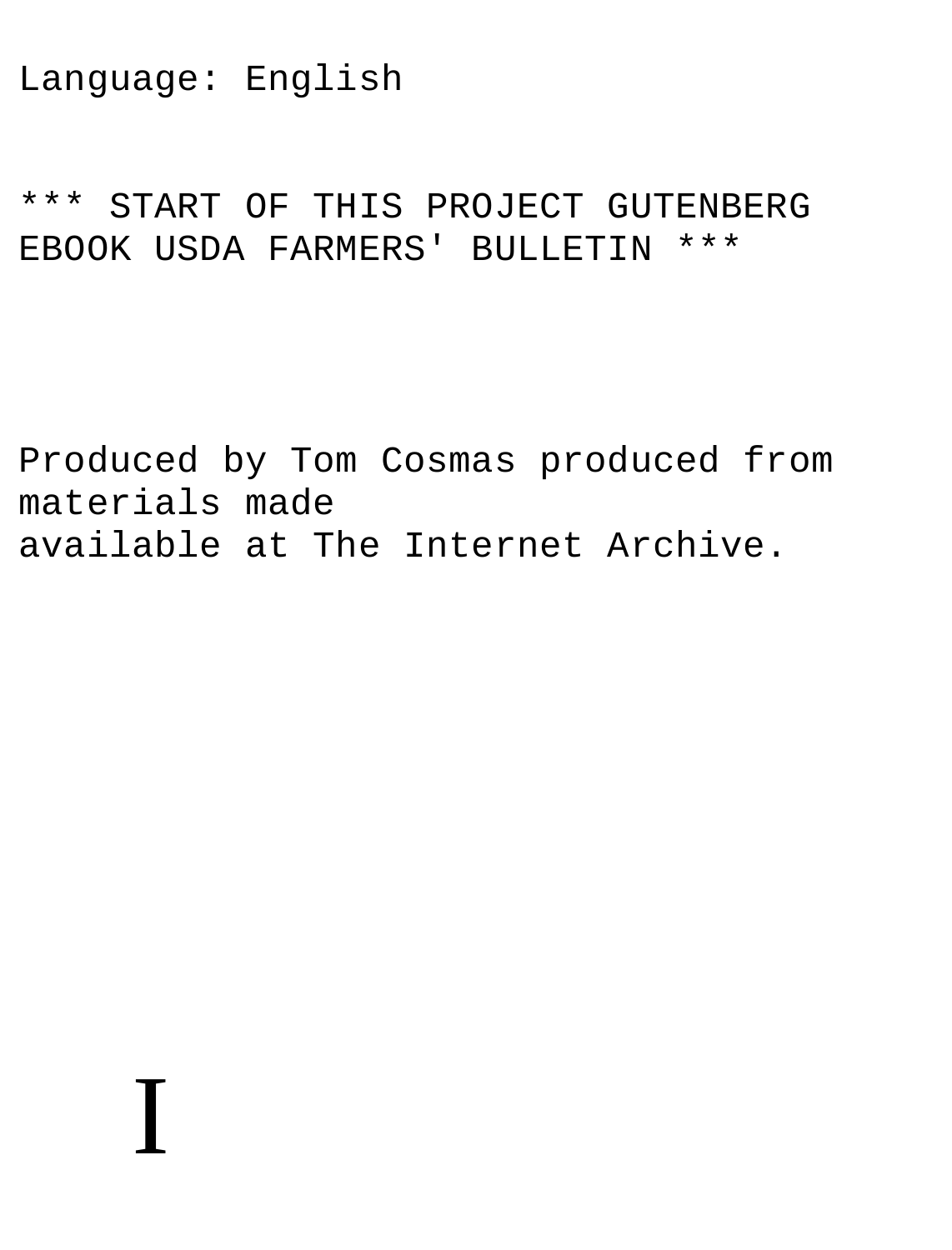Language: English

*** START OF THIS PROJECT GUTENBERG EBOOK USDA FARMERS' BULLETIN ***

Produced by Tom Cosmas produced from materials made available at The Internet Archive.

I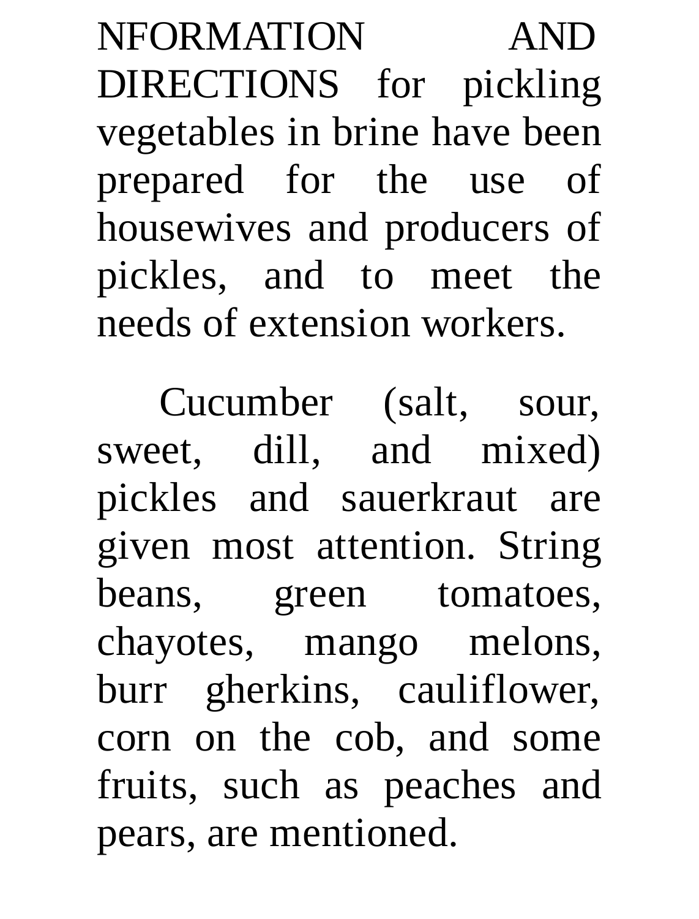NFORMATION AND DIRECTIONS for pickling vegetables in brine have been prepared for the use of housewives and producers of pickles, and to meet the needs of extension workers.

Cucumber (salt, sour, sweet, dill, and mixed) pickles and sauerkraut are given most attention. String beans, green tomatoes, chayotes, mango melons, burr gherkins, cauliflower, corn on the cob, and some fruits, such as peaches and pears, are mentioned.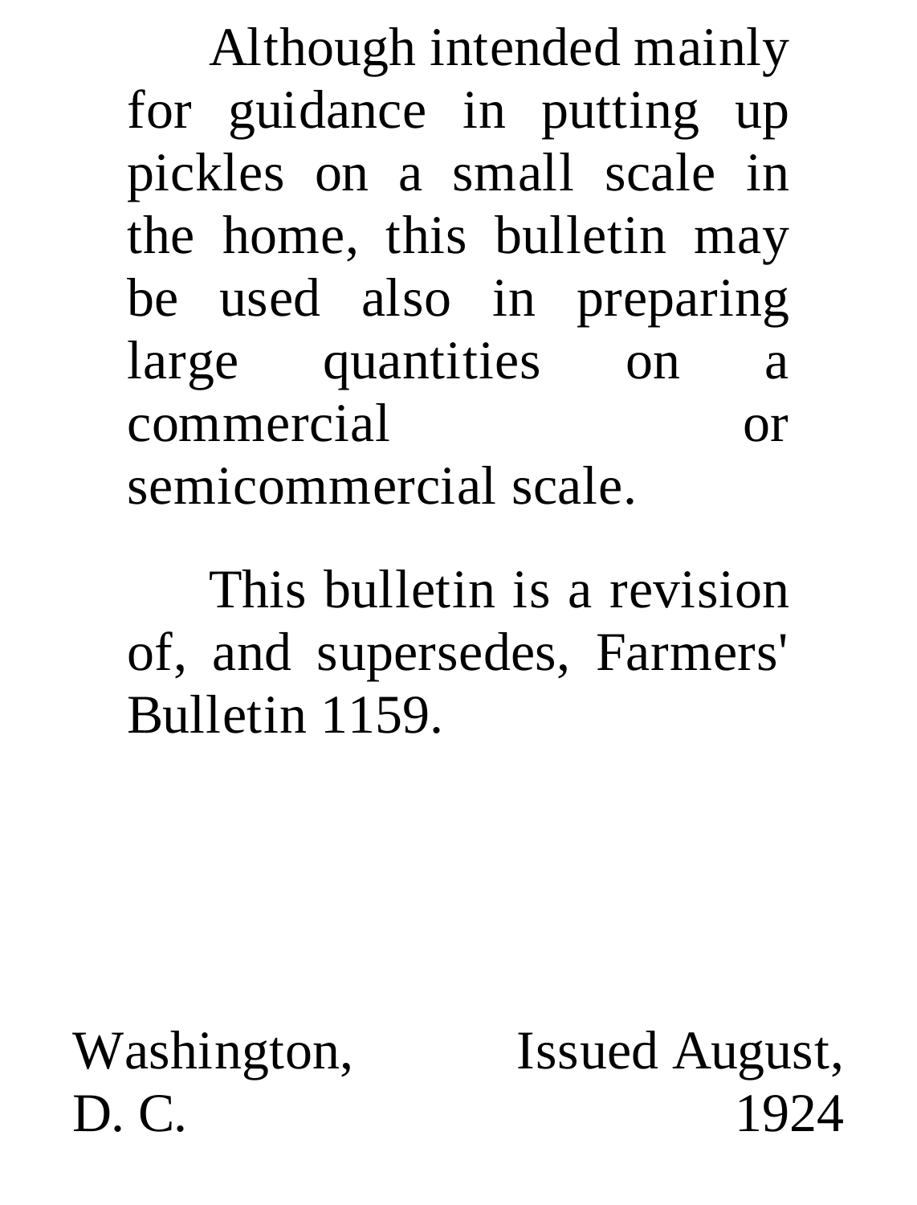Although intended mainly for guidance in putting up pickles on a small scale in the home, this bulletin may be used also in preparing large quantities on a commercial or semicommercial scale.

This bulletin is a revision of, and supersedes, Farmers' Bulletin 1159.

Washington, D. C. | Issued August, 1924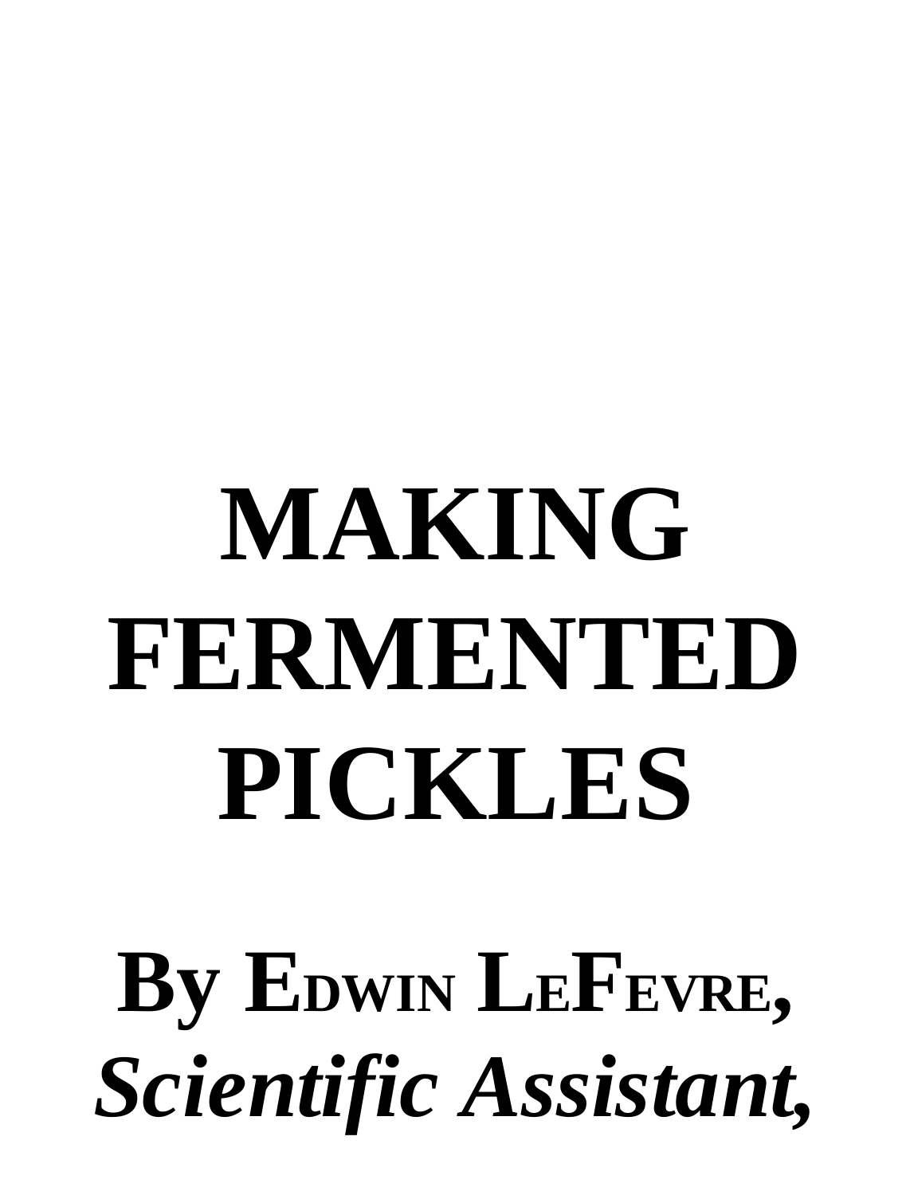# MAKING FERMENTED PICKLES

**By Edwin LeFevre,**
***Scientific Assistant,***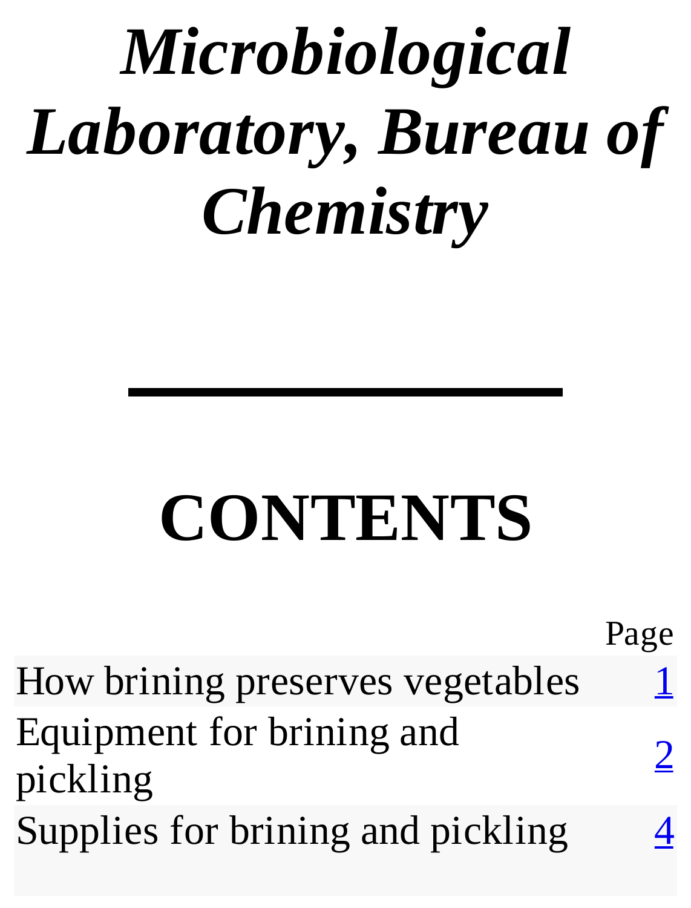# *Microbiological Laboratory, Bureau of Chemistry*

---

## CONTENTS

| | Page |
|---|---|
| How brining preserves vegetables | 1 |
| Equipment for brining and pickling | 2 |
| Supplies for brining and pickling | 4 |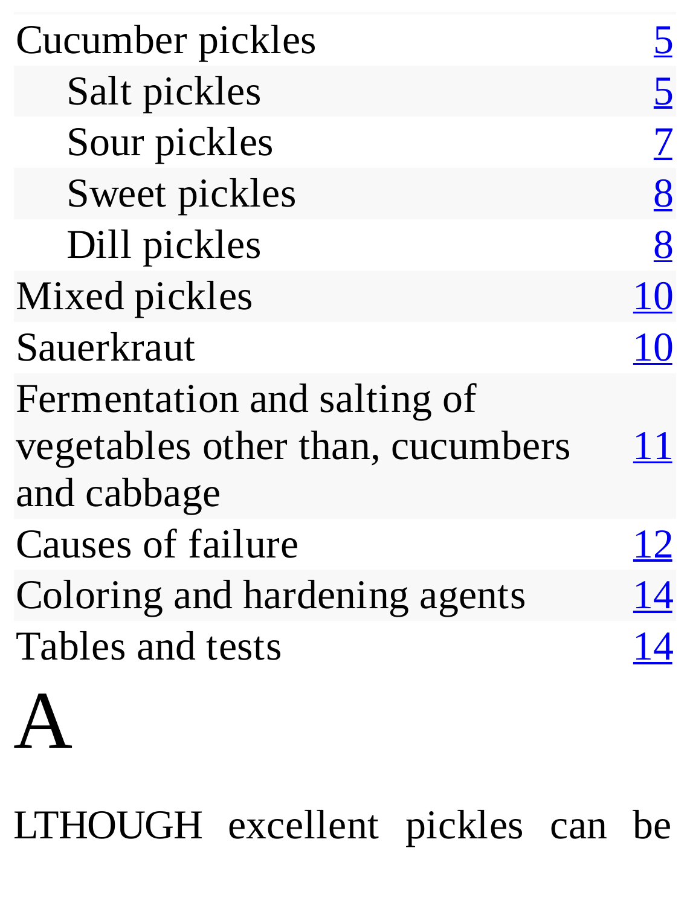| | |
|---|---|
| Cucumber pickles | 5 |
| Salt pickles | 5 |
| Sour pickles | 7 |
| Sweet pickles | 8 |
| Dill pickles | 8 |
| Mixed pickles | 10 |
| Sauerkraut | 10 |
| Fermentation and salting of vegetables other than, cucumbers and cabbage | 11 |
| Causes of failure | 12 |
| Coloring and hardening agents | 14 |
| Tables and tests | 14 |

A

LTHOUGH excellent pickles can be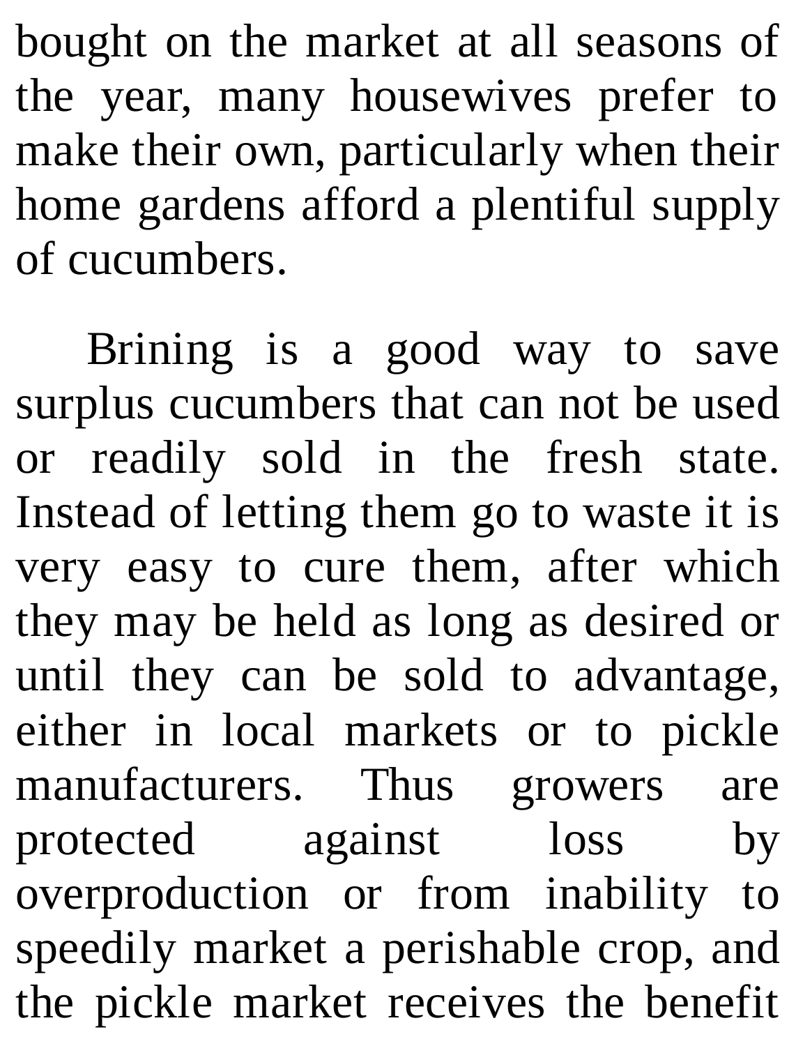bought on the market at all seasons of the year, many housewives prefer to make their own, particularly when their home gardens afford a plentiful supply of cucumbers.

Brining is a good way to save surplus cucumbers that can not be used or readily sold in the fresh state. Instead of letting them go to waste it is very easy to cure them, after which they may be held as long as desired or until they can be sold to advantage, either in local markets or to pickle manufacturers. Thus growers are protected against loss by overproduction or from inability to speedily market a perishable crop, and the pickle market receives the benefit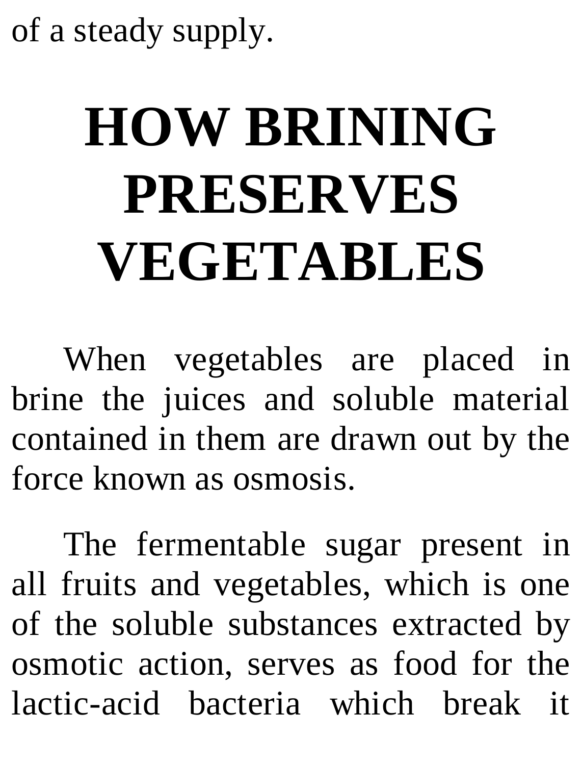of a steady supply.

# HOW BRINING PRESERVES VEGETABLES

When vegetables are placed in brine the juices and soluble material contained in them are drawn out by the force known as osmosis.

The fermentable sugar present in all fruits and vegetables, which is one of the soluble substances extracted by osmotic action, serves as food for the lactic-acid bacteria which break it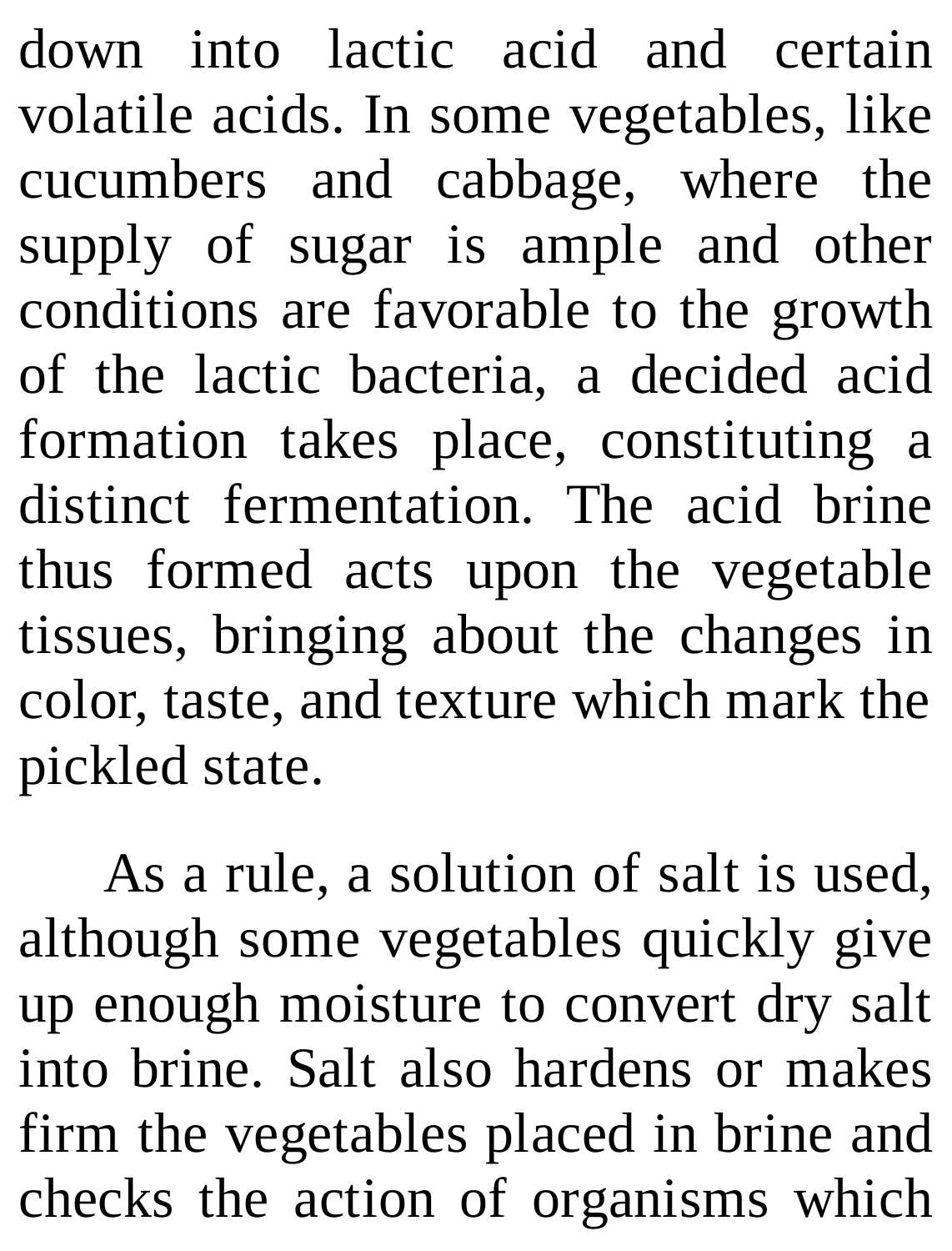down into lactic acid and certain volatile acids. In some vegetables, like cucumbers and cabbage, where the supply of sugar is ample and other conditions are favorable to the growth of the lactic bacteria, a decided acid formation takes place, constituting a distinct fermentation. The acid brine thus formed acts upon the vegetable tissues, bringing about the changes in color, taste, and texture which mark the pickled state.

As a rule, a solution of salt is used, although some vegetables quickly give up enough moisture to convert dry salt into brine. Salt also hardens or makes firm the vegetables placed in brine and checks the action of organisms which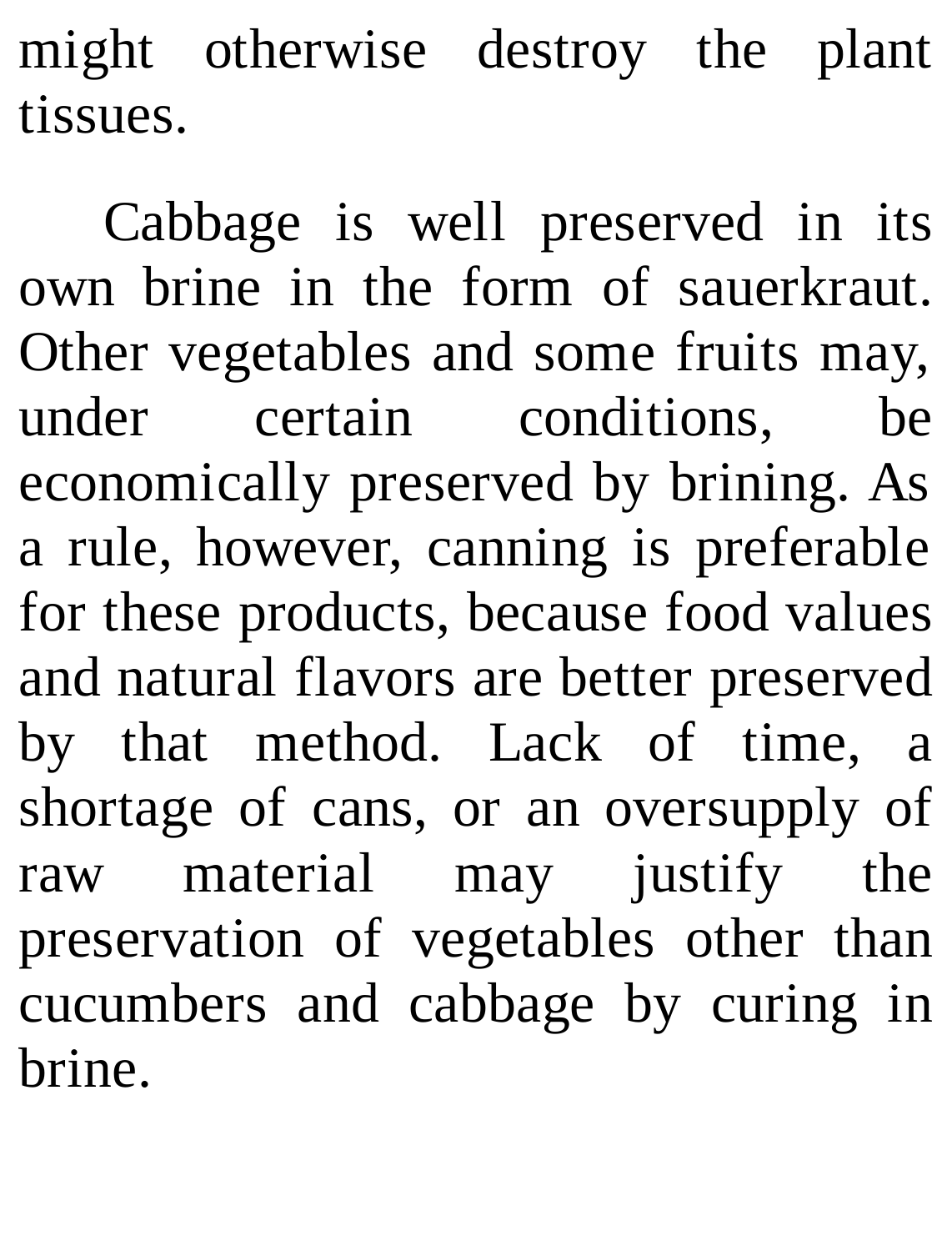might otherwise destroy the plant tissues.

Cabbage is well preserved in its own brine in the form of sauerkraut. Other vegetables and some fruits may, under certain conditions, be economically preserved by brining. As a rule, however, canning is preferable for these products, because food values and natural flavors are better preserved by that method. Lack of time, a shortage of cans, or an oversupply of raw material may justify the preservation of vegetables other than cucumbers and cabbage by curing in brine.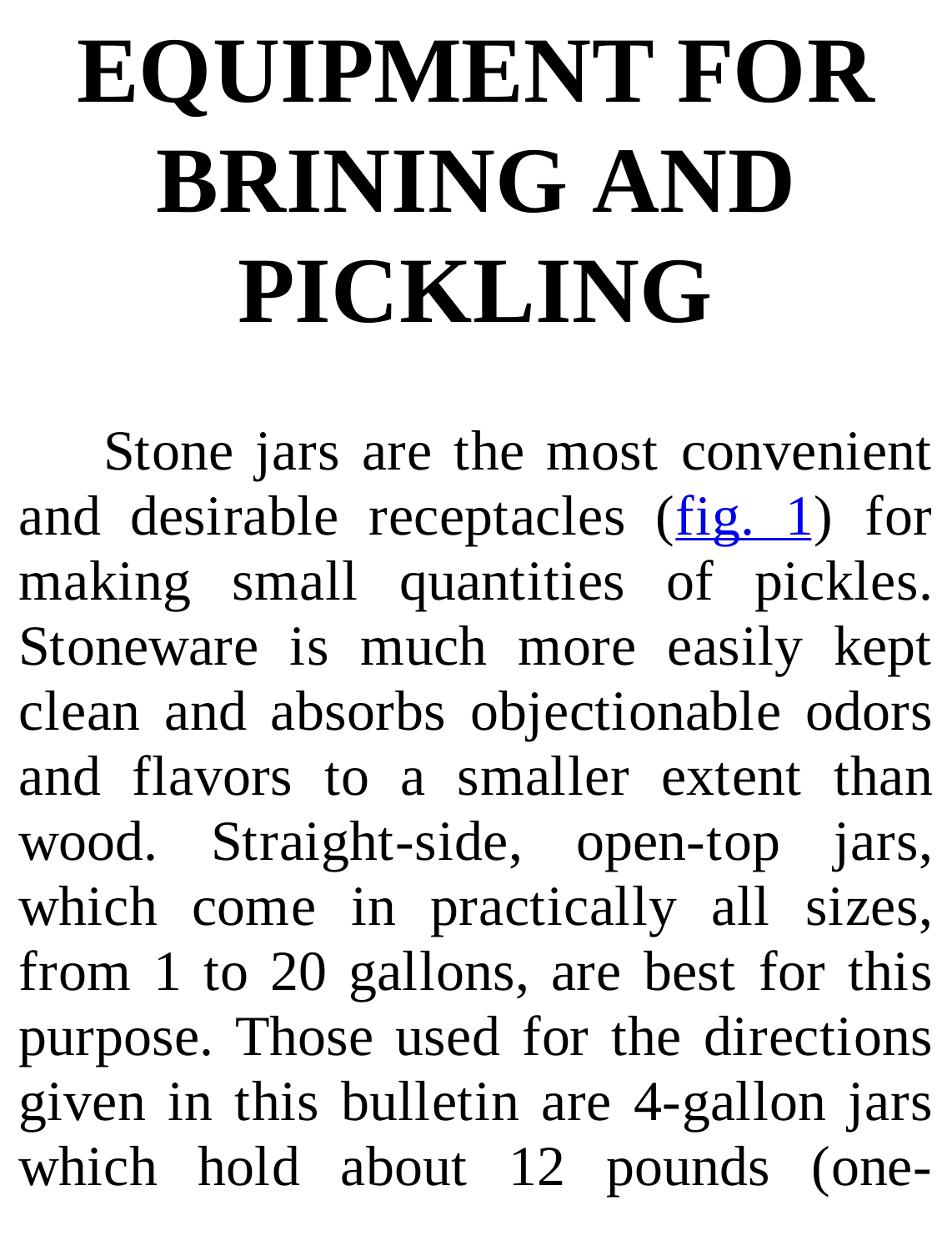# EQUIPMENT FOR BRINING AND PICKLING

Stone jars are the most convenient and desirable receptacles (fig. 1) for making small quantities of pickles. Stoneware is much more easily kept clean and absorbs objectionable odors and flavors to a smaller extent than wood. Straight-side, open-top jars, which come in practically all sizes, from 1 to 20 gallons, are best for this purpose. Those used for the directions given in this bulletin are 4-gallon jars which hold about 12 pounds (one-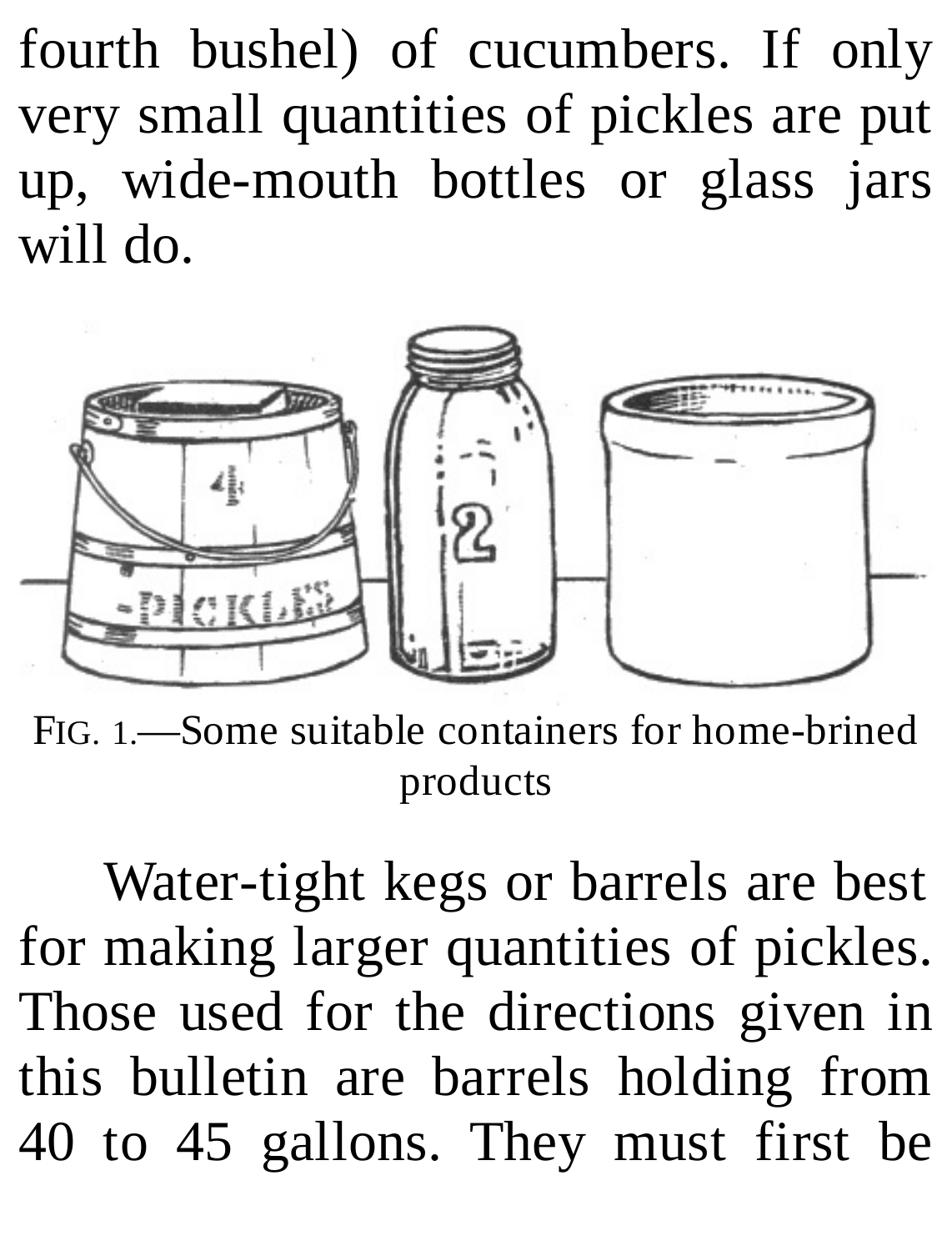fourth bushel) of cucumbers. If only very small quantities of pickles are put up, wide-mouth bottles or glass jars will do.

FIG. 1.—Some suitable containers for home-brined products

Water-tight kegs or barrels are best for making larger quantities of pickles. Those used for the directions given in this bulletin are barrels holding from 40 to 45 gallons. They must first be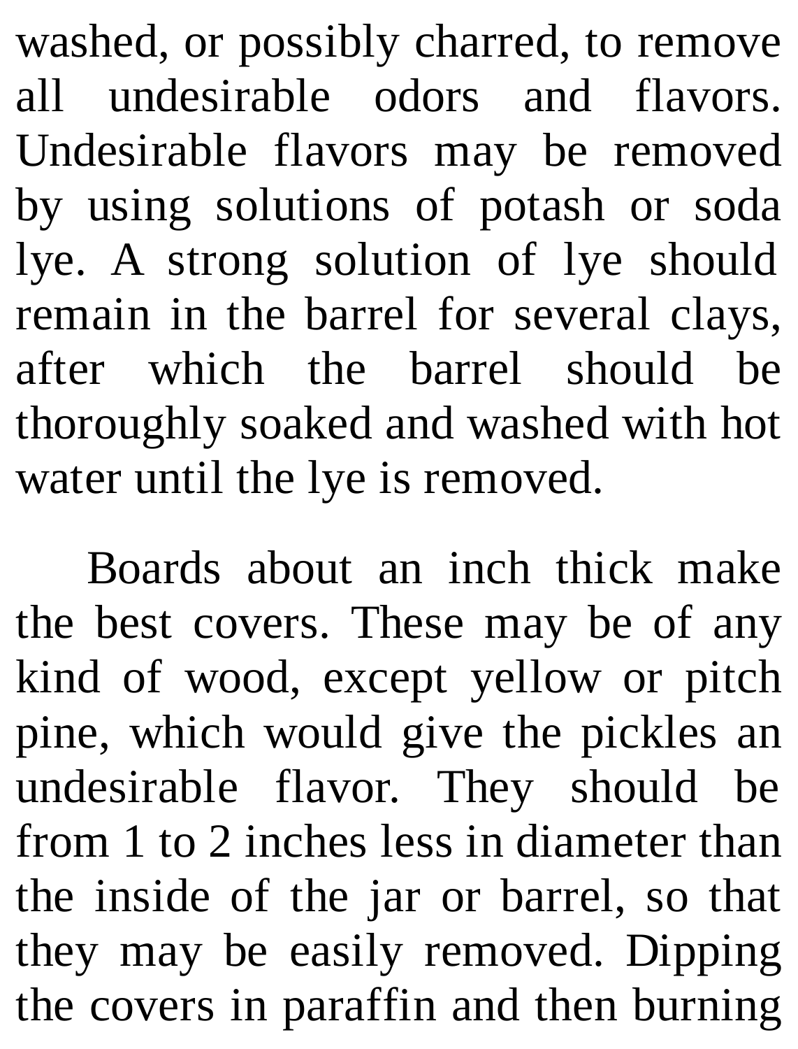washed, or possibly charred, to remove all undesirable odors and flavors. Undesirable flavors may be removed by using solutions of potash or soda lye. A strong solution of lye should remain in the barrel for several clays, after which the barrel should be thoroughly soaked and washed with hot water until the lye is removed.

Boards about an inch thick make the best covers. These may be of any kind of wood, except yellow or pitch pine, which would give the pickles an undesirable flavor. They should be from 1 to 2 inches less in diameter than the inside of the jar or barrel, so that they may be easily removed. Dipping the covers in paraffin and then burning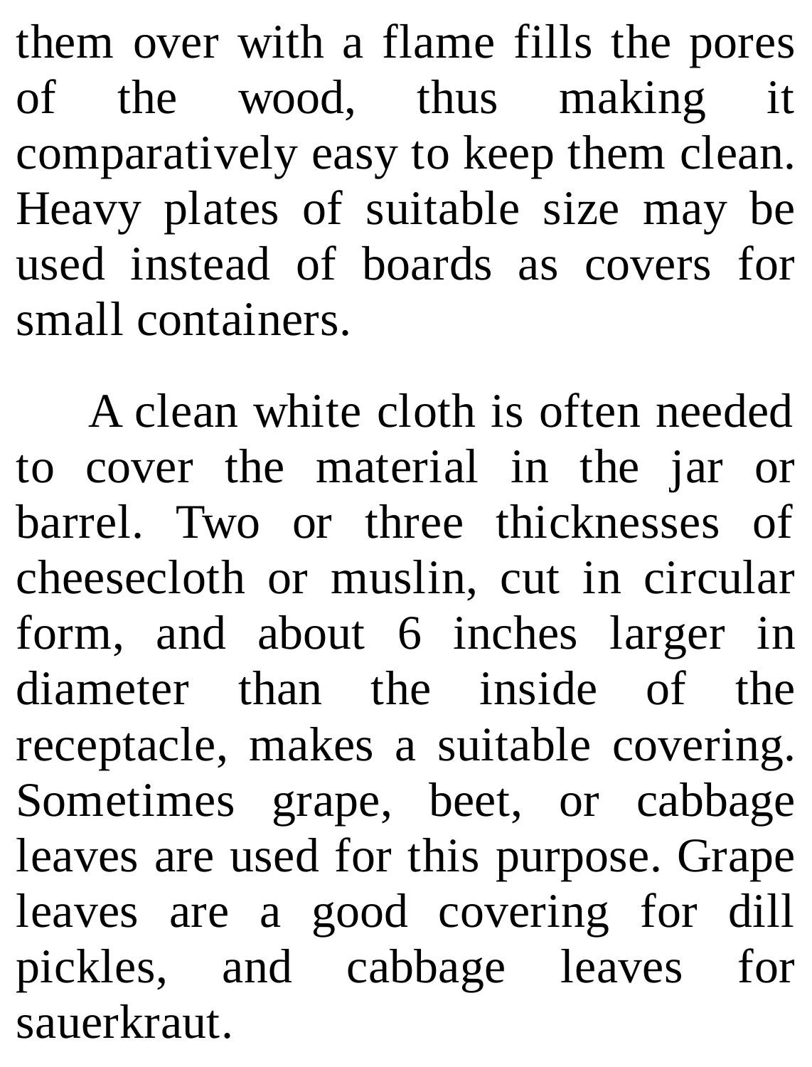them over with a flame fills the pores of the wood, thus making it comparatively easy to keep them clean. Heavy plates of suitable size may be used instead of boards as covers for small containers.

A clean white cloth is often needed to cover the material in the jar or barrel. Two or three thicknesses of cheesecloth or muslin, cut in circular form, and about 6 inches larger in diameter than the inside of the receptacle, makes a suitable covering. Sometimes grape, beet, or cabbage leaves are used for this purpose. Grape leaves are a good covering for dill pickles, and cabbage leaves for sauerkraut.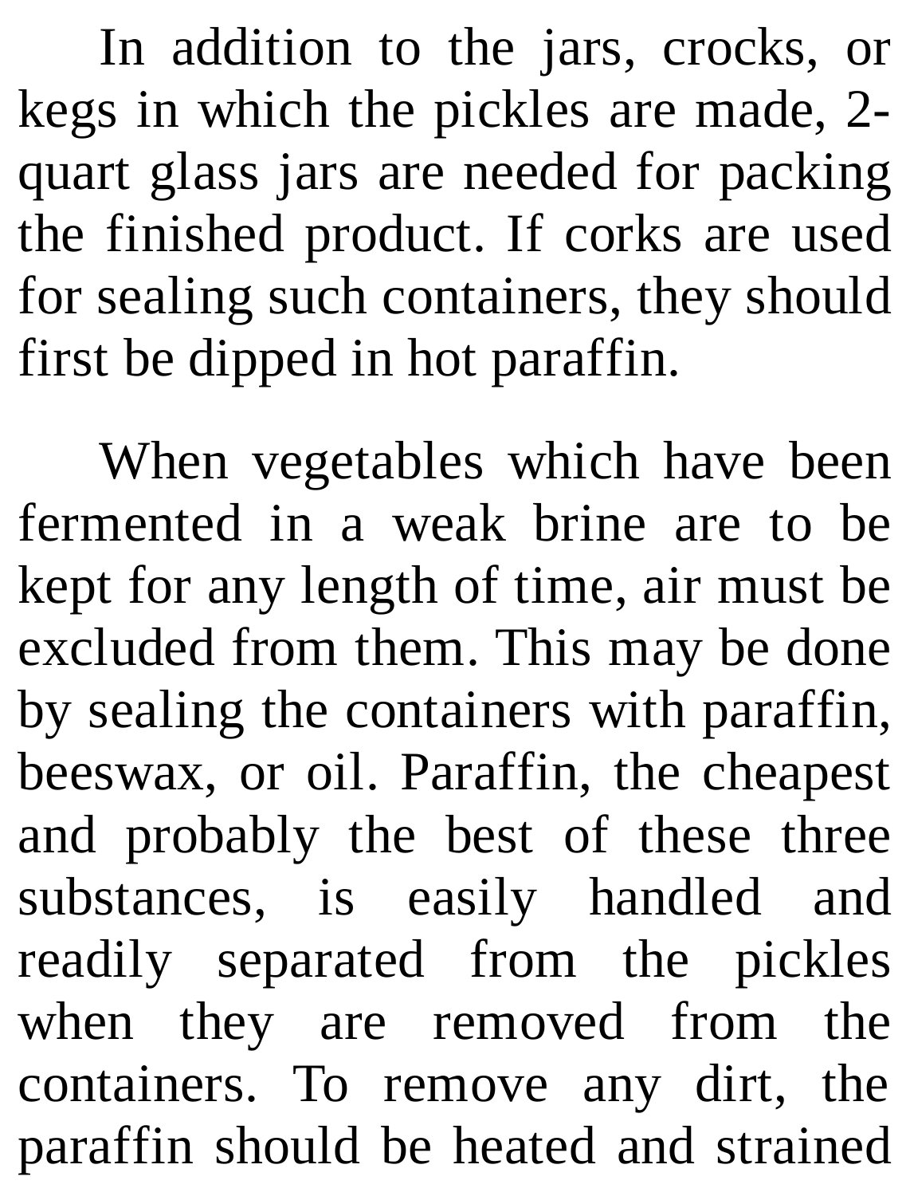In addition to the jars, crocks, or kegs in which the pickles are made, 2-quart glass jars are needed for packing the finished product. If corks are used for sealing such containers, they should first be dipped in hot paraffin.

When vegetables which have been fermented in a weak brine are to be kept for any length of time, air must be excluded from them. This may be done by sealing the containers with paraffin, beeswax, or oil. Paraffin, the cheapest and probably the best of these three substances, is easily handled and readily separated from the pickles when they are removed from the containers. To remove any dirt, the paraffin should be heated and strained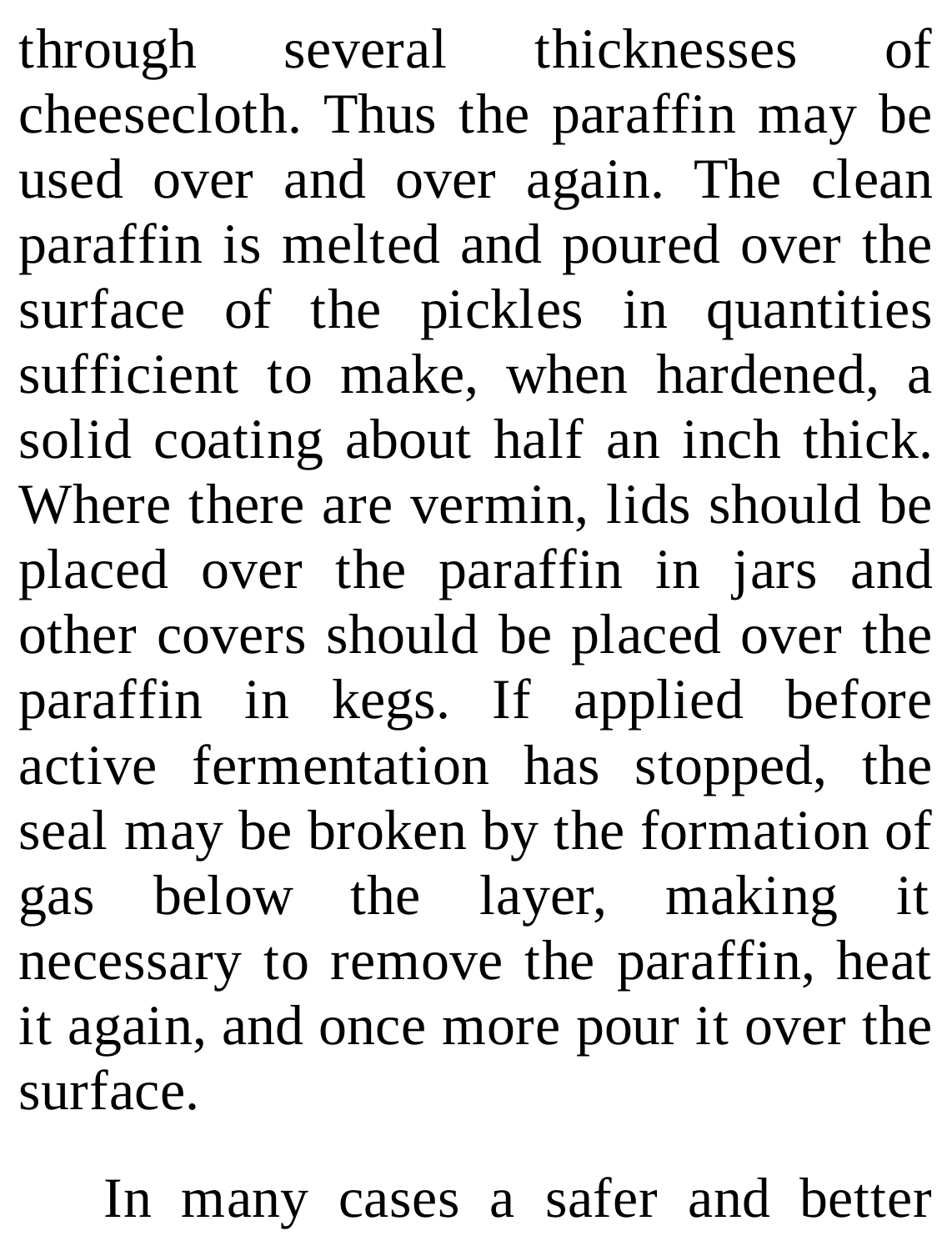through several thicknesses of cheesecloth. Thus the paraffin may be used over and over again. The clean paraffin is melted and poured over the surface of the pickles in quantities sufficient to make, when hardened, a solid coating about half an inch thick. Where there are vermin, lids should be placed over the paraffin in jars and other covers should be placed over the paraffin in kegs. If applied before active fermentation has stopped, the seal may be broken by the formation of gas below the layer, making it necessary to remove the paraffin, heat it again, and once more pour it over the surface.

In many cases a safer and better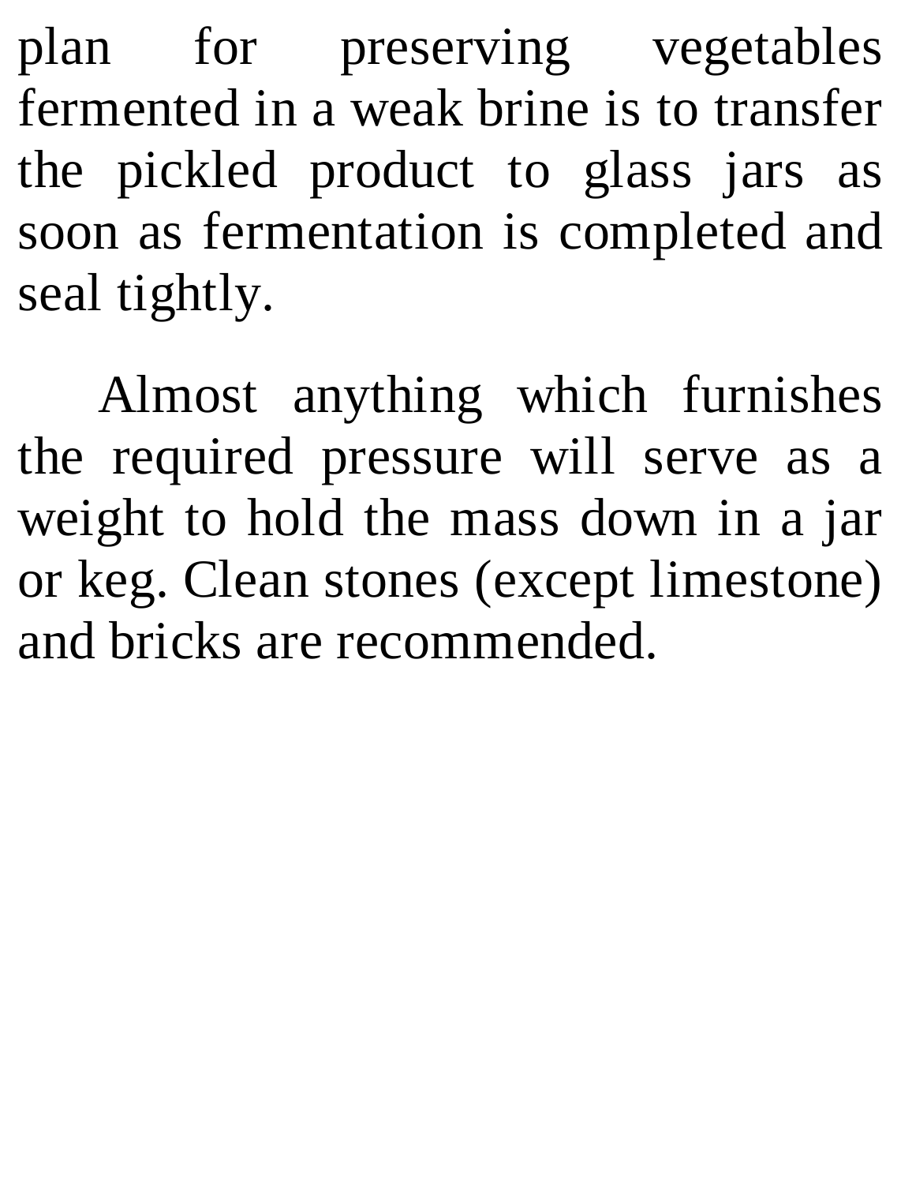plan for preserving vegetables fermented in a weak brine is to transfer the pickled product to glass jars as soon as fermentation is completed and seal tightly.

Almost anything which furnishes the required pressure will serve as a weight to hold the mass down in a jar or keg. Clean stones (except limestone) and bricks are recommended.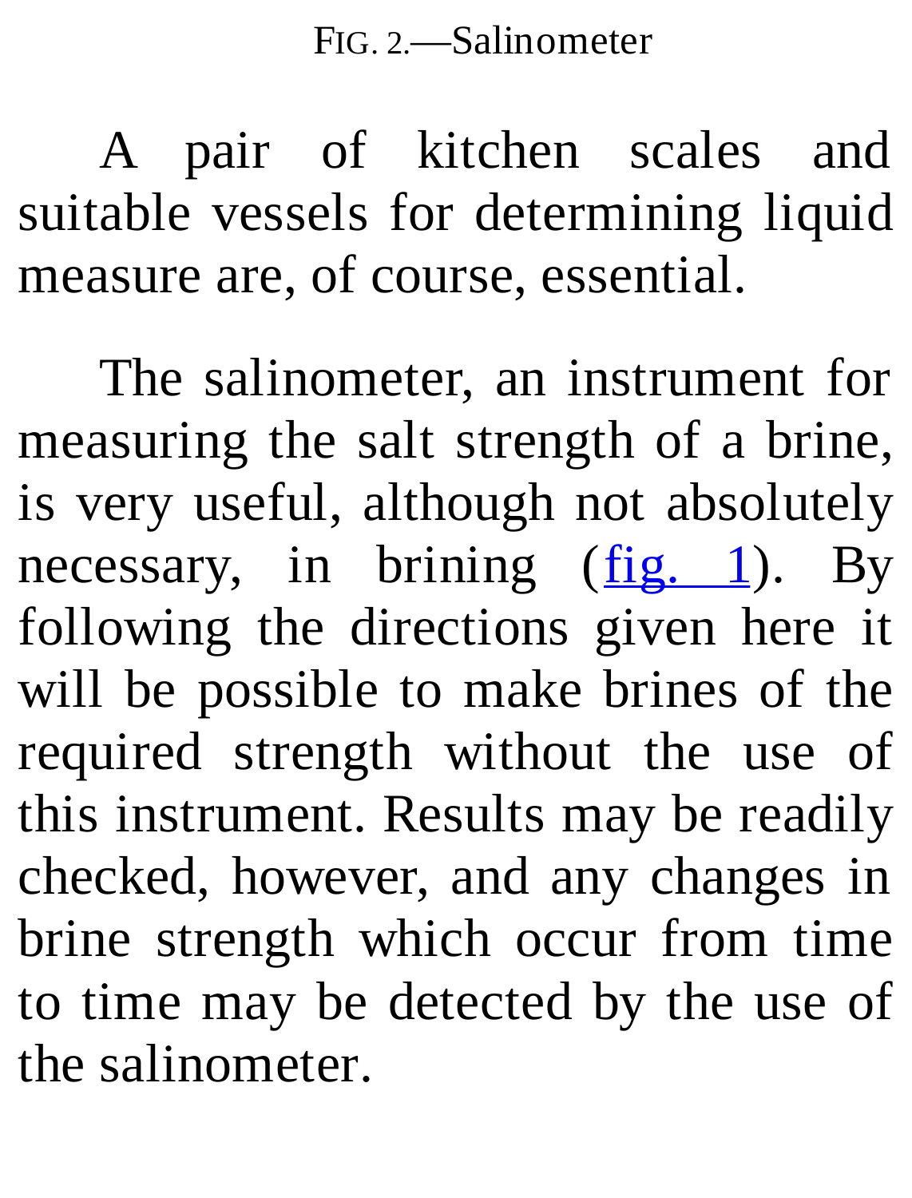FIG. 2.—Salinometer

A pair of kitchen scales and suitable vessels for determining liquid measure are, of course, essential.

The salinometer, an instrument for measuring the salt strength of a brine, is very useful, although not absolutely necessary, in brining (fig. 1). By following the directions given here it will be possible to make brines of the required strength without the use of this instrument. Results may be readily checked, however, and any changes in brine strength which occur from time to time may be detected by the use of the salinometer.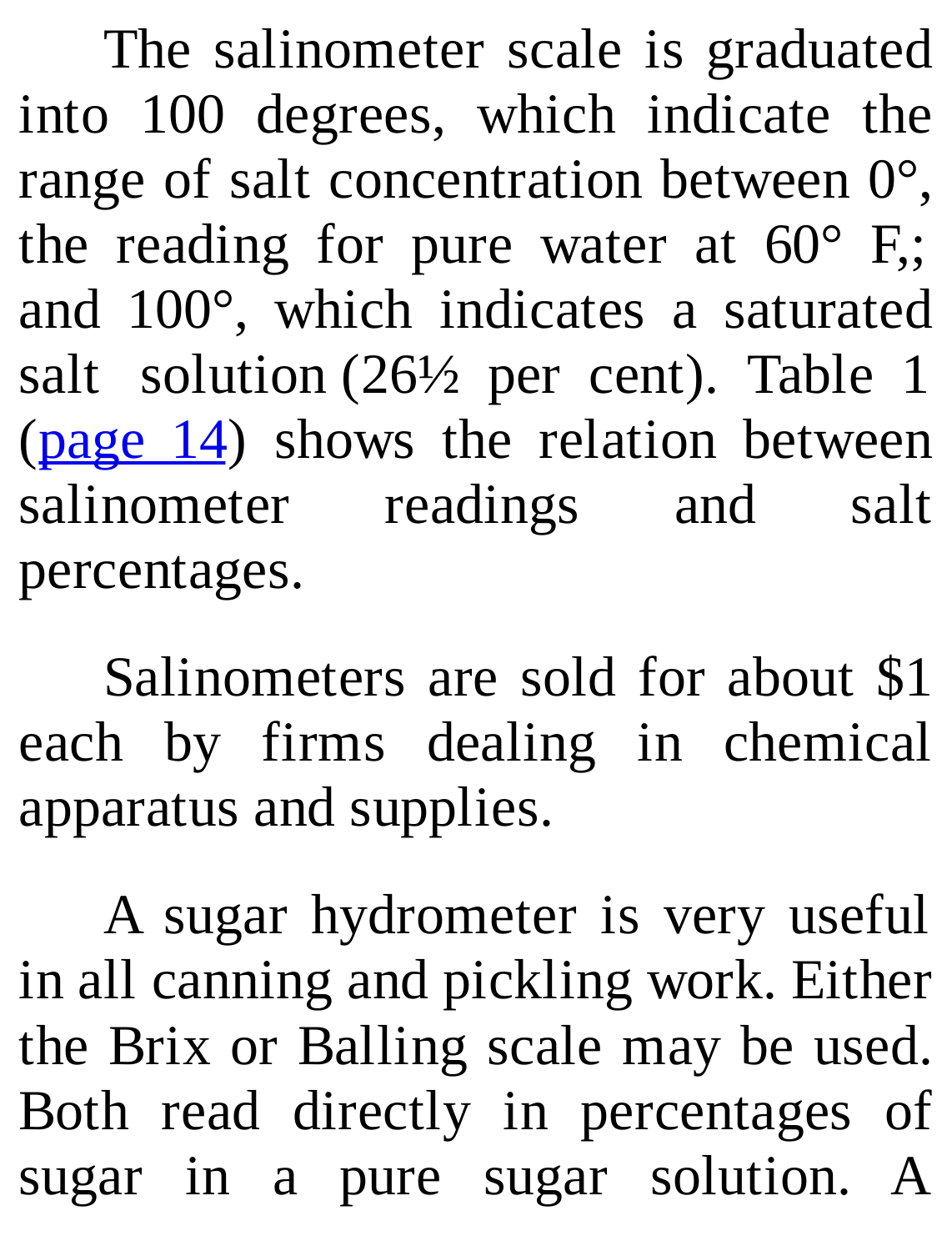The salinometer scale is graduated into 100 degrees, which indicate the range of salt concentration between 0°, the reading for pure water at 60° F,; and 100°, which indicates a saturated salt solution (26½ per cent). Table 1 (page 14) shows the relation between salinometer readings and salt percentages.

Salinometers are sold for about $1 each by firms dealing in chemical apparatus and supplies.

A sugar hydrometer is very useful in all canning and pickling work. Either the Brix or Balling scale may be used. Both read directly in percentages of sugar in a pure sugar solution. A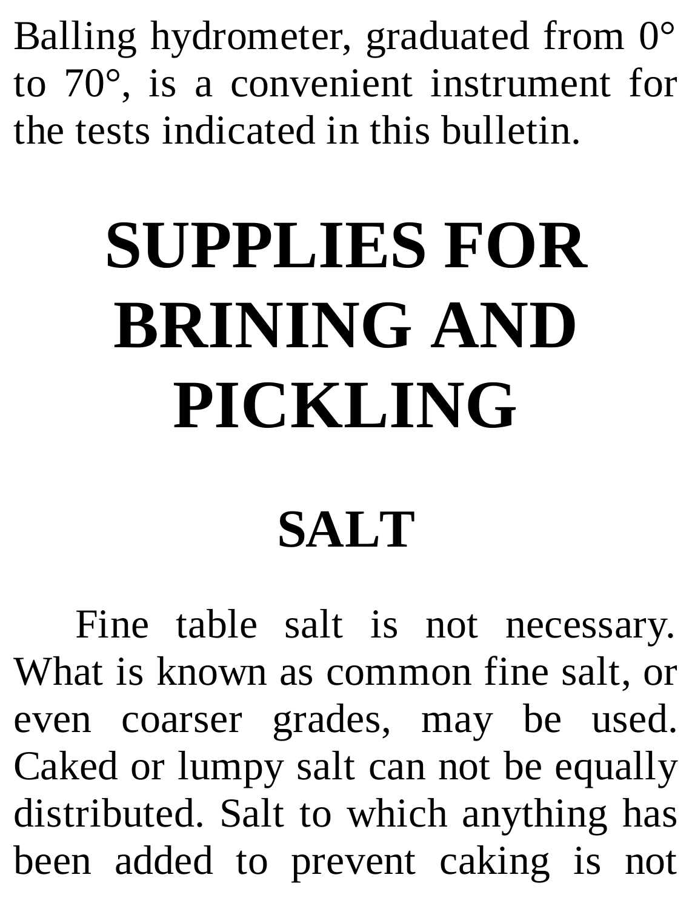Balling hydrometer, graduated from 0° to 70°, is a convenient instrument for the tests indicated in this bulletin.

# SUPPLIES FOR BRINING AND PICKLING

## SALT

Fine table salt is not necessary. What is known as common fine salt, or even coarser grades, may be used. Caked or lumpy salt can not be equally distributed. Salt to which anything has been added to prevent caking is not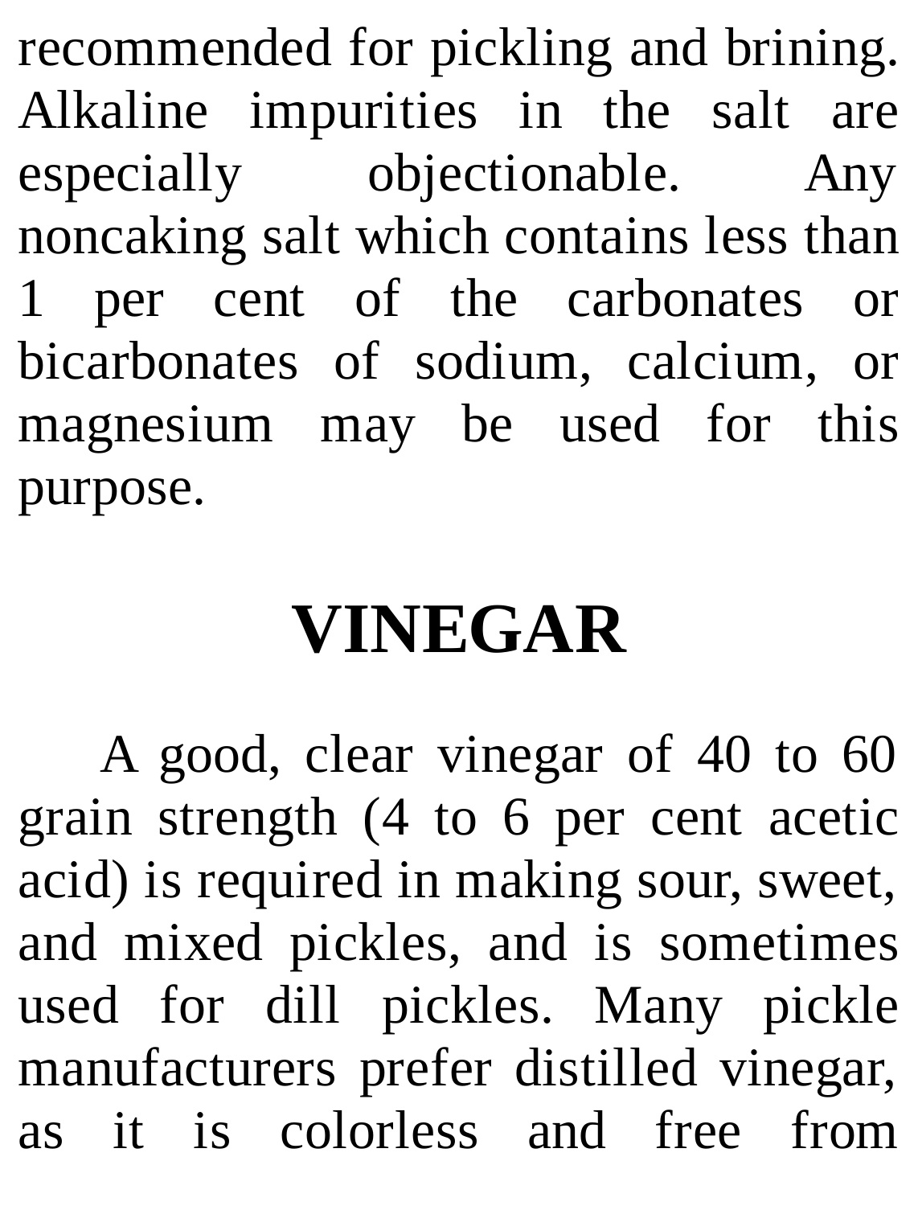recommended for pickling and brining. Alkaline impurities in the salt are especially objectionable. Any noncaking salt which contains less than 1 per cent of the carbonates or bicarbonates of sodium, calcium, or magnesium may be used for this purpose.

## VINEGAR

A good, clear vinegar of 40 to 60 grain strength (4 to 6 per cent acetic acid) is required in making sour, sweet, and mixed pickles, and is sometimes used for dill pickles. Many pickle manufacturers prefer distilled vinegar, as it is colorless and free from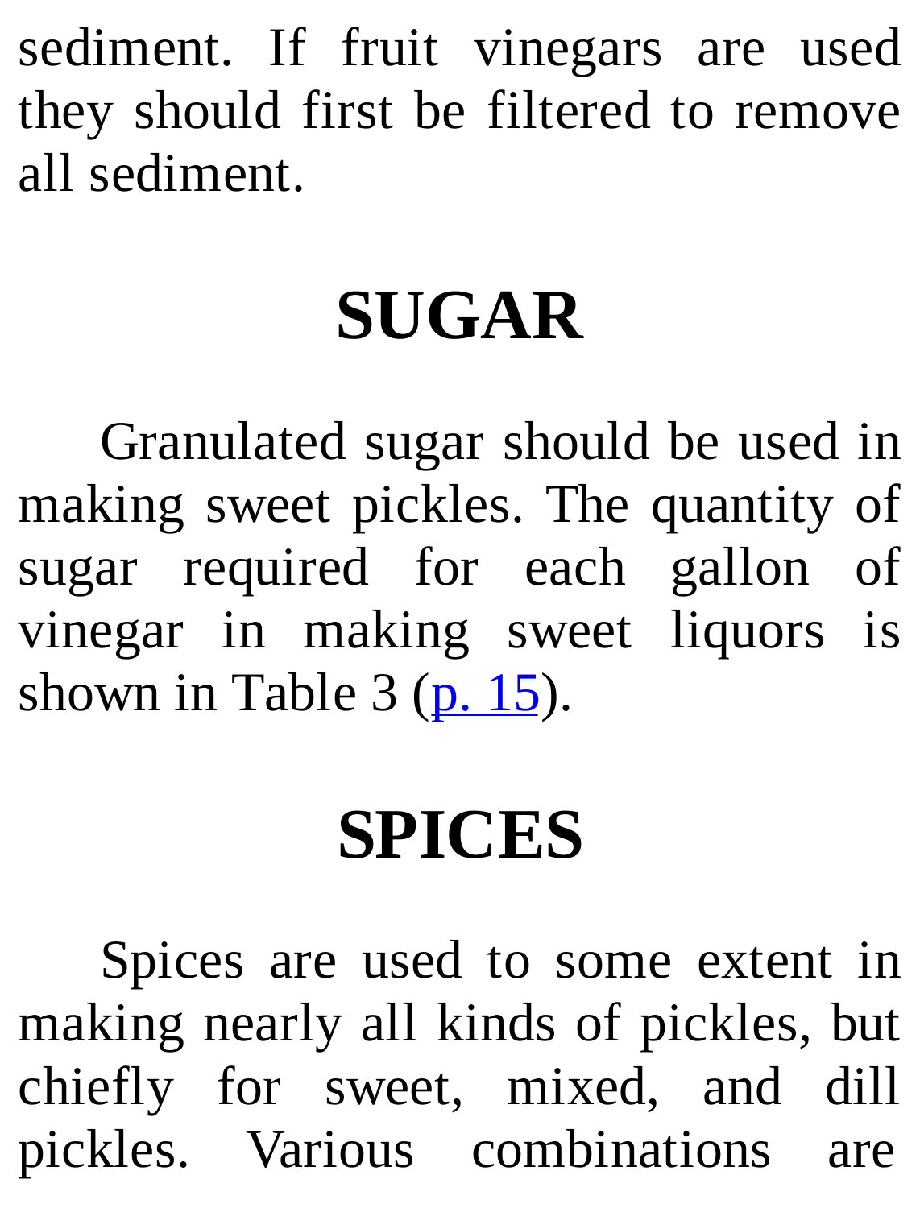sediment. If fruit vinegars are used they should first be filtered to remove all sediment.

## SUGAR

Granulated sugar should be used in making sweet pickles. The quantity of sugar required for each gallon of vinegar in making sweet liquors is shown in Table 3 (p. 15).

## SPICES

Spices are used to some extent in making nearly all kinds of pickles, but chiefly for sweet, mixed, and dill pickles. Various combinations are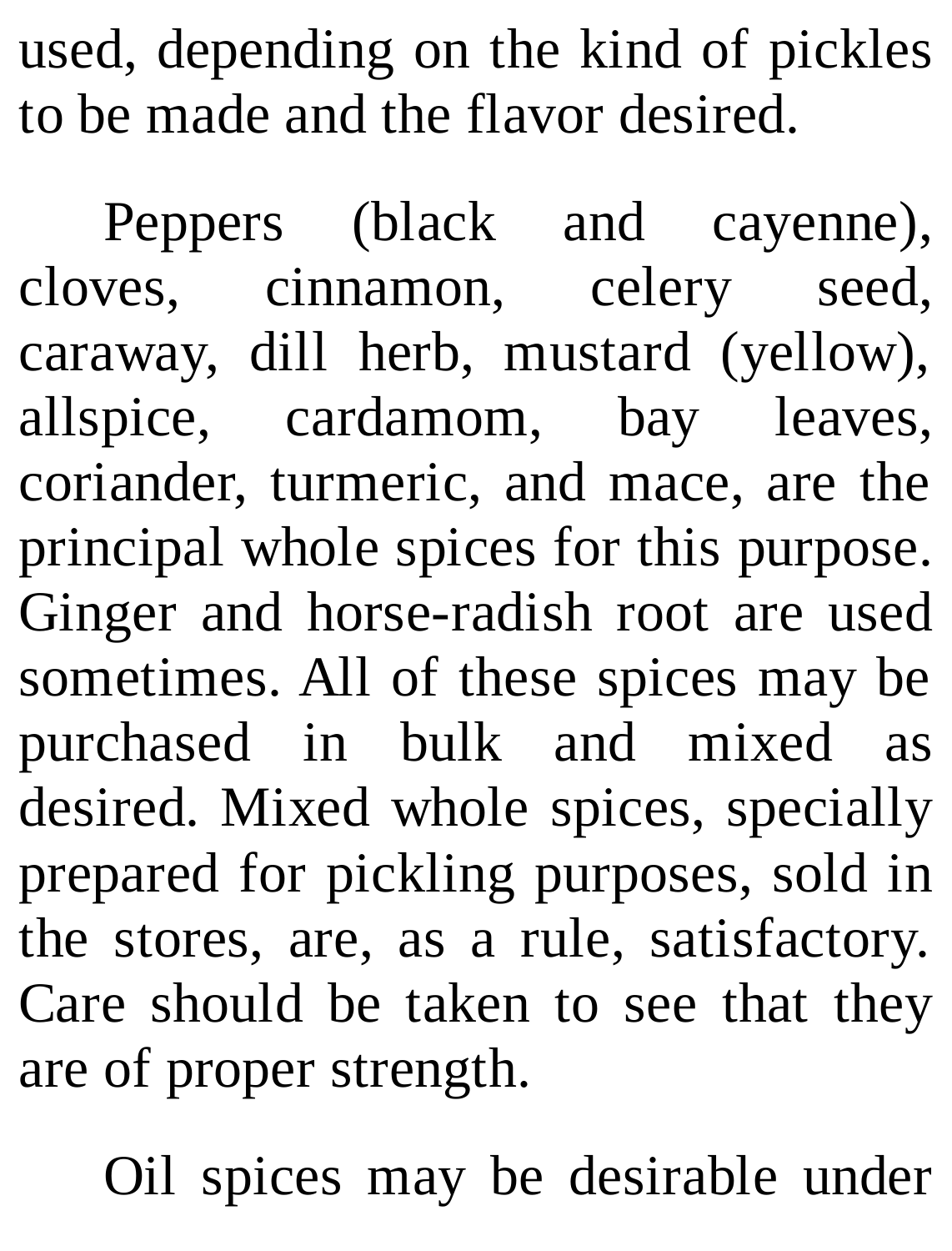used, depending on the kind of pickles to be made and the flavor desired.

Peppers (black and cayenne), cloves, cinnamon, celery seed, caraway, dill herb, mustard (yellow), allspice, cardamom, bay leaves, coriander, turmeric, and mace, are the principal whole spices for this purpose. Ginger and horse-radish root are used sometimes. All of these spices may be purchased in bulk and mixed as desired. Mixed whole spices, specially prepared for pickling purposes, sold in the stores, are, as a rule, satisfactory. Care should be taken to see that they are of proper strength.

Oil spices may be desirable under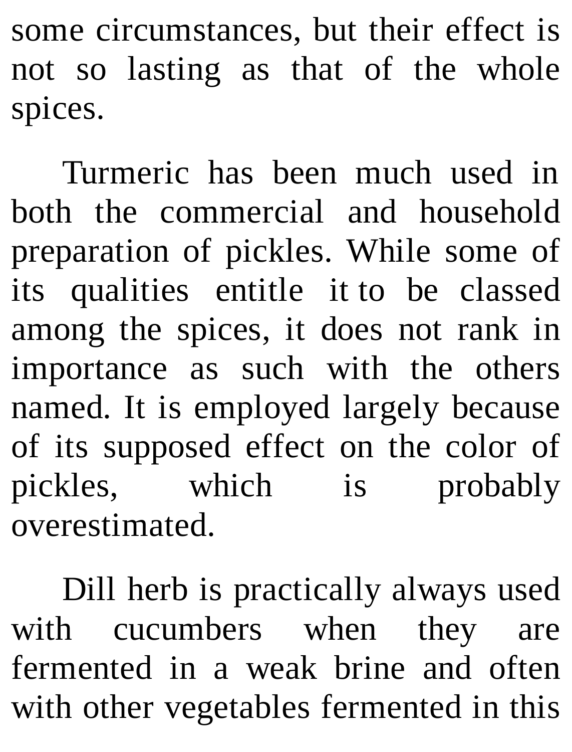some circumstances, but their effect is not so lasting as that of the whole spices.

Turmeric has been much used in both the commercial and household preparation of pickles. While some of its qualities entitle it to be classed among the spices, it does not rank in importance as such with the others named. It is employed largely because of its supposed effect on the color of pickles, which is probably overestimated.

Dill herb is practically always used with cucumbers when they are fermented in a weak brine and often with other vegetables fermented in this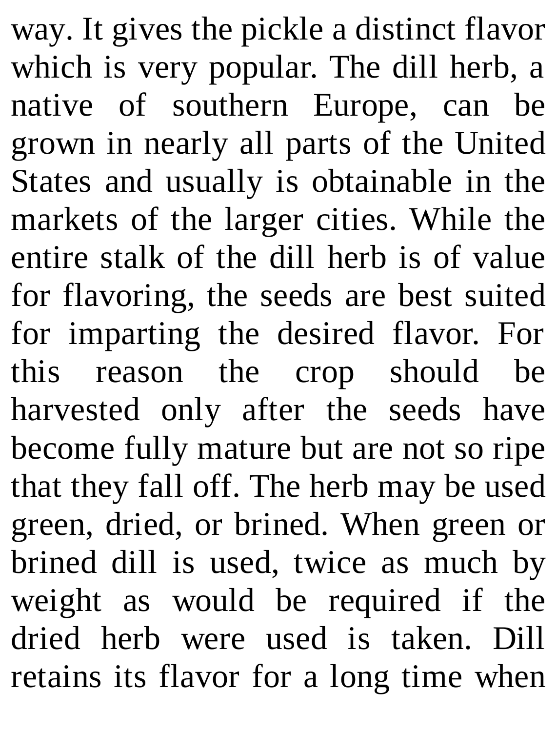way. It gives the pickle a distinct flavor which is very popular. The dill herb, a native of southern Europe, can be grown in nearly all parts of the United States and usually is obtainable in the markets of the larger cities. While the entire stalk of the dill herb is of value for flavoring, the seeds are best suited for imparting the desired flavor. For this reason the crop should be harvested only after the seeds have become fully mature but are not so ripe that they fall off. The herb may be used green, dried, or brined. When green or brined dill is used, twice as much by weight as would be required if the dried herb were used is taken. Dill retains its flavor for a long time when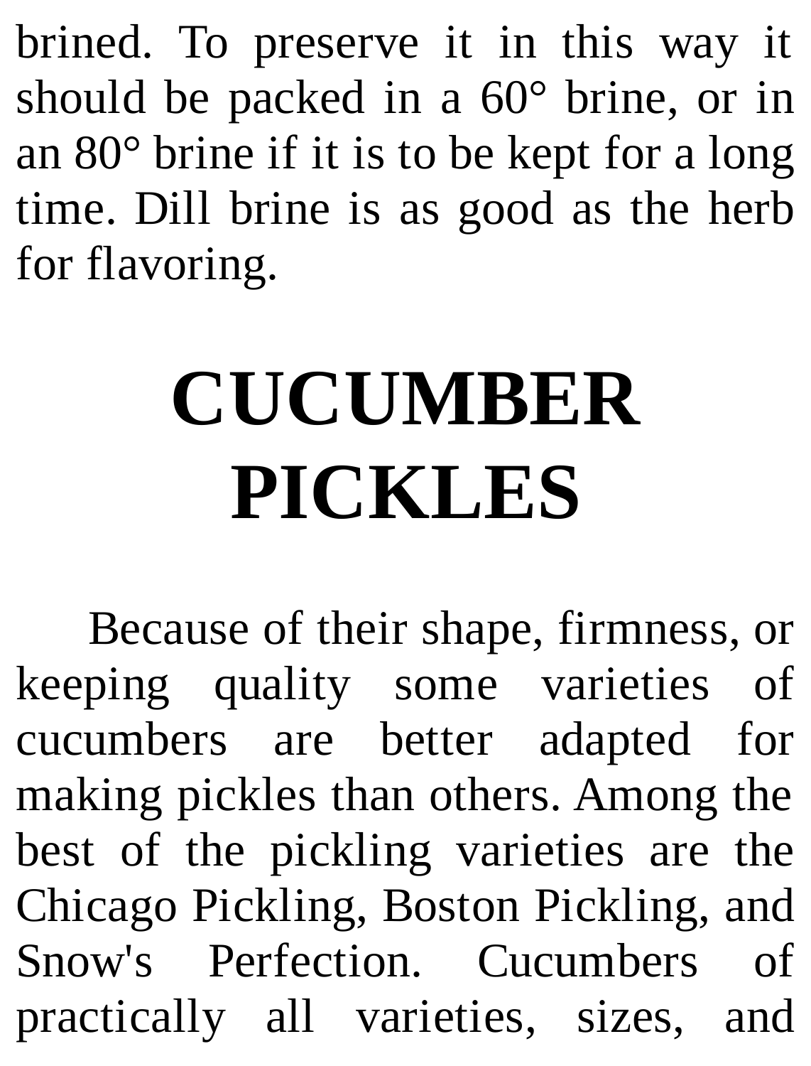brined. To preserve it in this way it should be packed in a 60° brine, or in an 80° brine if it is to be kept for a long time. Dill brine is as good as the herb for flavoring.

# CUCUMBER PICKLES

Because of their shape, firmness, or keeping quality some varieties of cucumbers are better adapted for making pickles than others. Among the best of the pickling varieties are the Chicago Pickling, Boston Pickling, and Snow's Perfection. Cucumbers of practically all varieties, sizes, and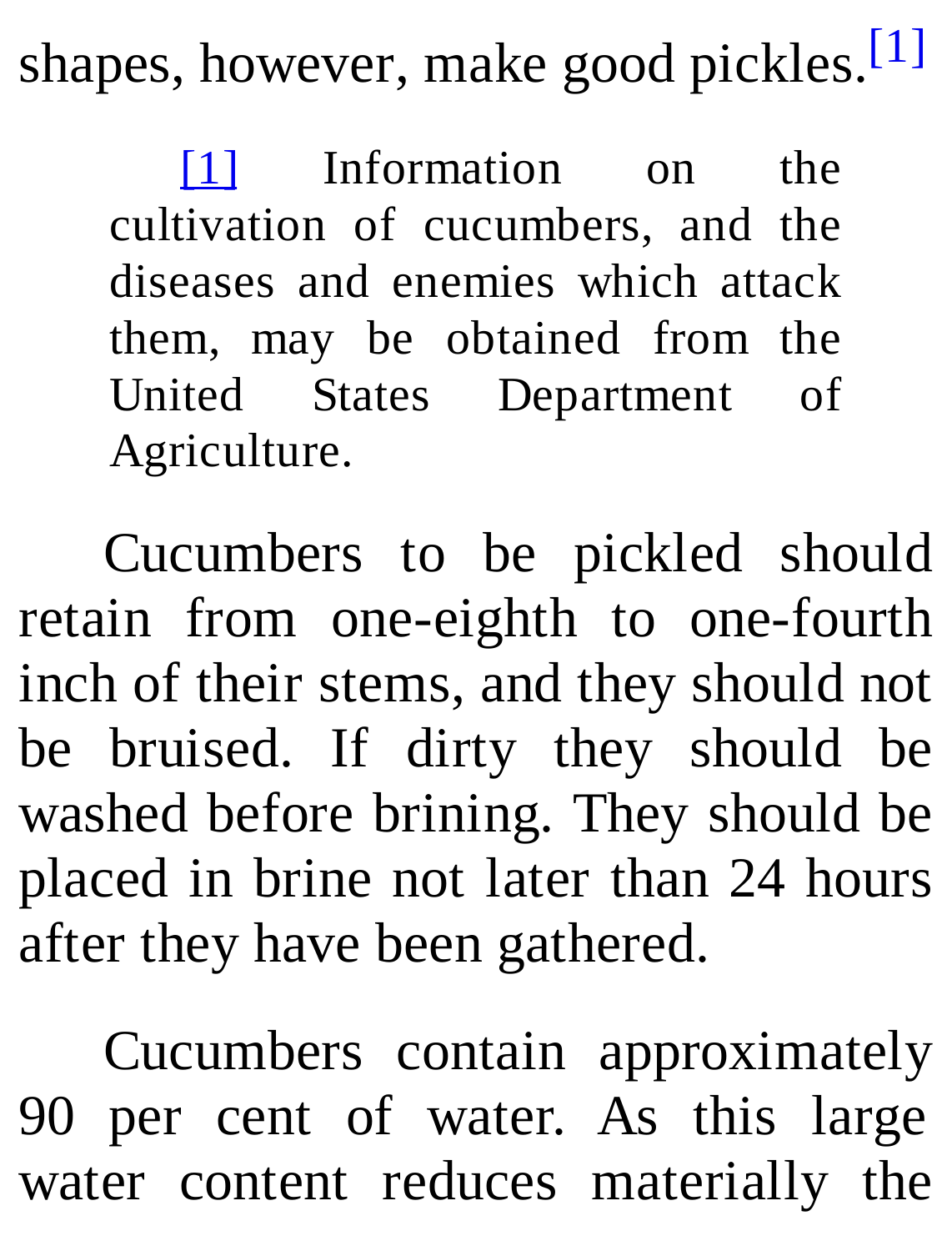shapes, however, make good pickles.[1]

> [1] Information on the cultivation of cucumbers, and the diseases and enemies which attack them, may be obtained from the United States Department of Agriculture.

Cucumbers to be pickled should retain from one-eighth to one-fourth inch of their stems, and they should not be bruised. If dirty they should be washed before brining. They should be placed in brine not later than 24 hours after they have been gathered.

Cucumbers contain approximately 90 per cent of water. As this large water content reduces materially the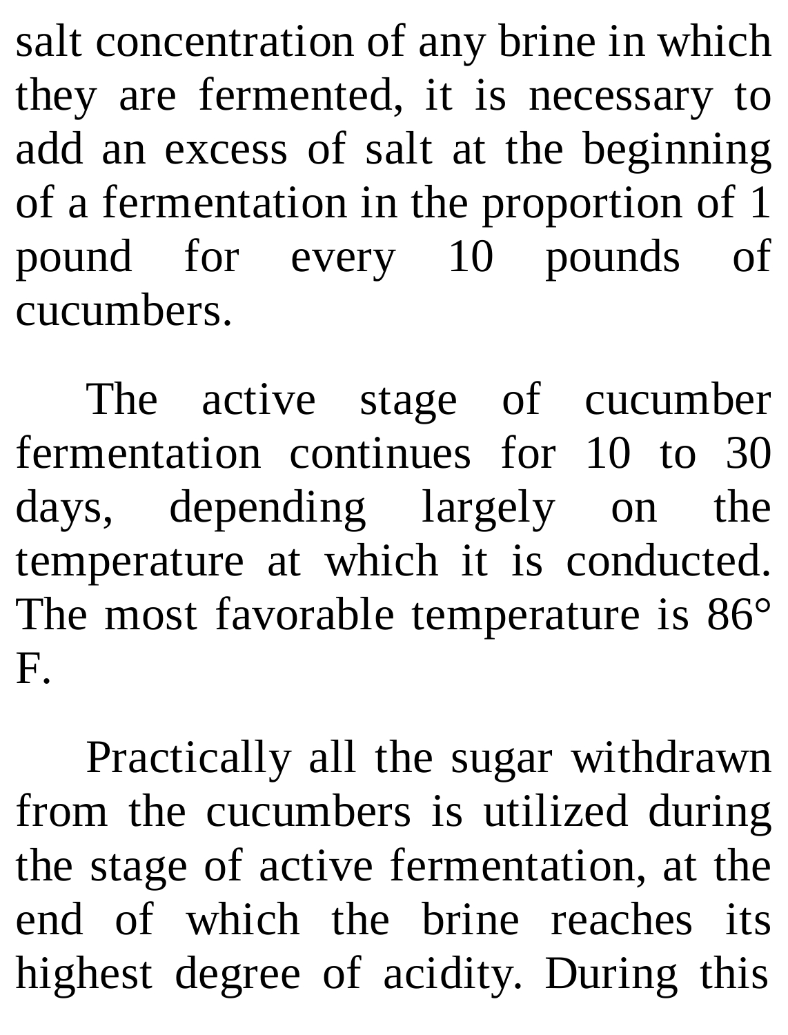salt concentration of any brine in which they are fermented, it is necessary to add an excess of salt at the beginning of a fermentation in the proportion of 1 pound for every 10 pounds of cucumbers.

The active stage of cucumber fermentation continues for 10 to 30 days, depending largely on the temperature at which it is conducted. The most favorable temperature is 86° F.

Practically all the sugar withdrawn from the cucumbers is utilized during the stage of active fermentation, at the end of which the brine reaches its highest degree of acidity. During this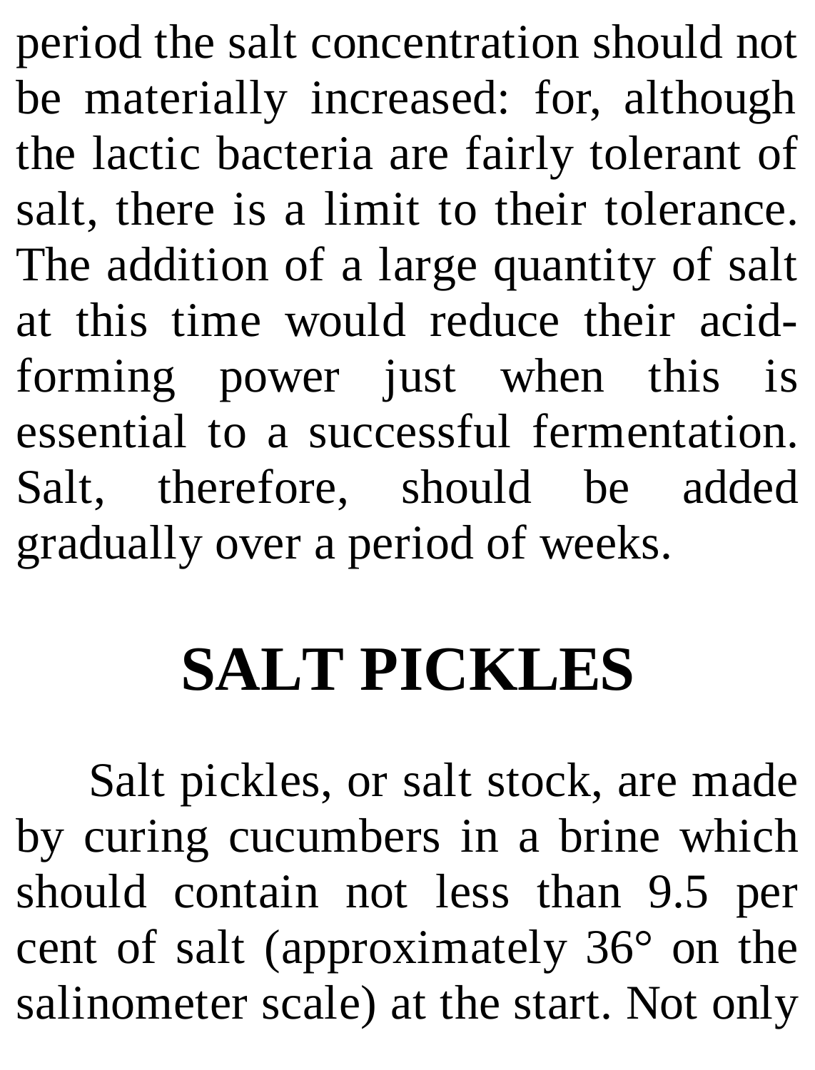period the salt concentration should not be materially increased: for, although the lactic bacteria are fairly tolerant of salt, there is a limit to their tolerance. The addition of a large quantity of salt at this time would reduce their acid-forming power just when this is essential to a successful fermentation. Salt, therefore, should be added gradually over a period of weeks.

## SALT PICKLES

Salt pickles, or salt stock, are made by curing cucumbers in a brine which should contain not less than 9.5 per cent of salt (approximately 36° on the salinometer scale) at the start. Not only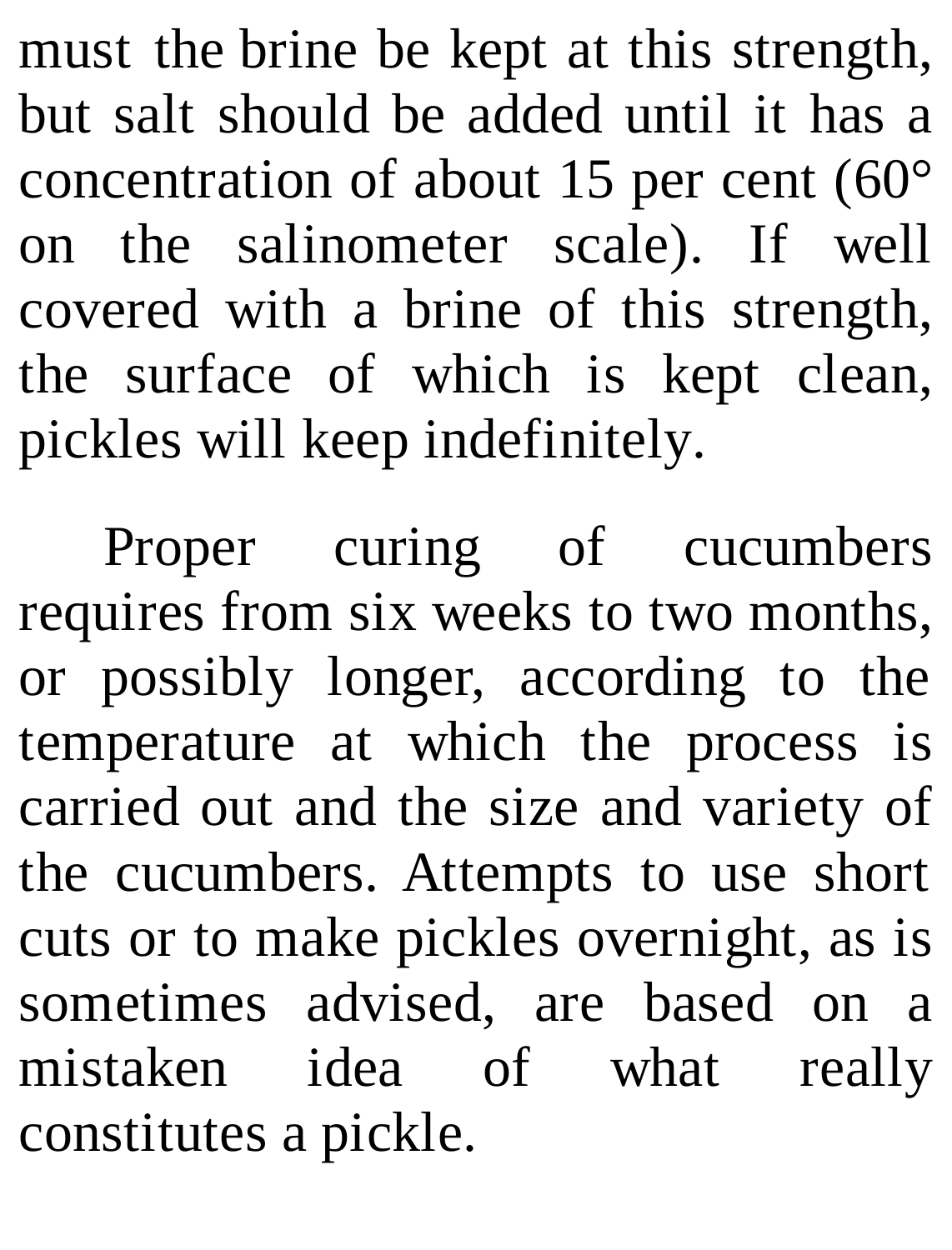must the brine be kept at this strength, but salt should be added until it has a concentration of about 15 per cent (60° on the salinometer scale). If well covered with a brine of this strength, the surface of which is kept clean, pickles will keep indefinitely.

Proper curing of cucumbers requires from six weeks to two months, or possibly longer, according to the temperature at which the process is carried out and the size and variety of the cucumbers. Attempts to use short cuts or to make pickles overnight, as is sometimes advised, are based on a mistaken idea of what really constitutes a pickle.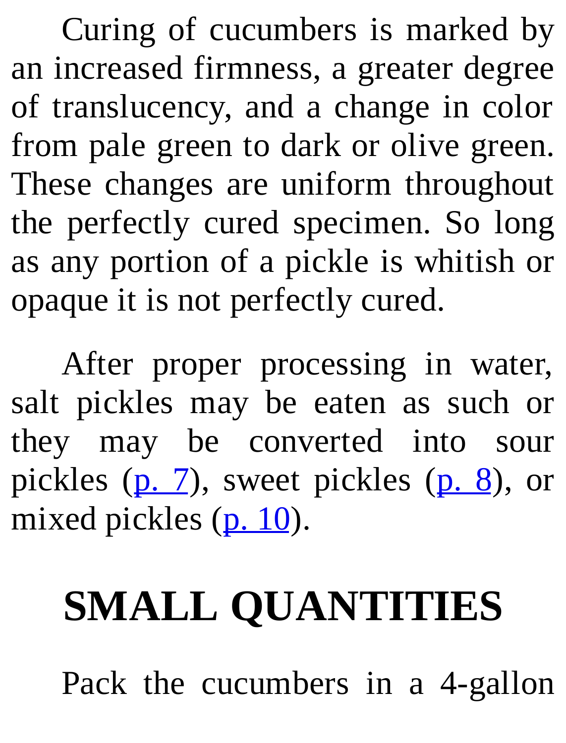Curing of cucumbers is marked by an increased firmness, a greater degree of translucency, and a change in color from pale green to dark or olive green. These changes are uniform throughout the perfectly cured specimen. So long as any portion of a pickle is whitish or opaque it is not perfectly cured.

After proper processing in water, salt pickles may be eaten as such or they may be converted into sour pickles (p. 7), sweet pickles (p. 8), or mixed pickles (p. 10).

## SMALL QUANTITIES

Pack the cucumbers in a 4-gallon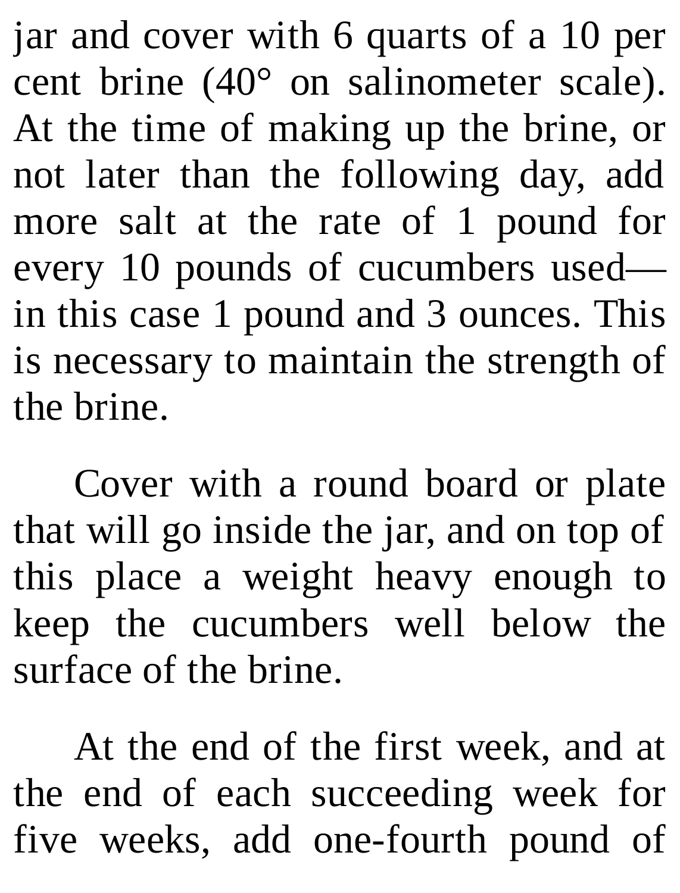jar and cover with 6 quarts of a 10 per cent brine (40° on salinometer scale). At the time of making up the brine, or not later than the following day, add more salt at the rate of 1 pound for every 10 pounds of cucumbers used—in this case 1 pound and 3 ounces. This is necessary to maintain the strength of the brine.

Cover with a round board or plate that will go inside the jar, and on top of this place a weight heavy enough to keep the cucumbers well below the surface of the brine.

At the end of the first week, and at the end of each succeeding week for five weeks, add one-fourth pound of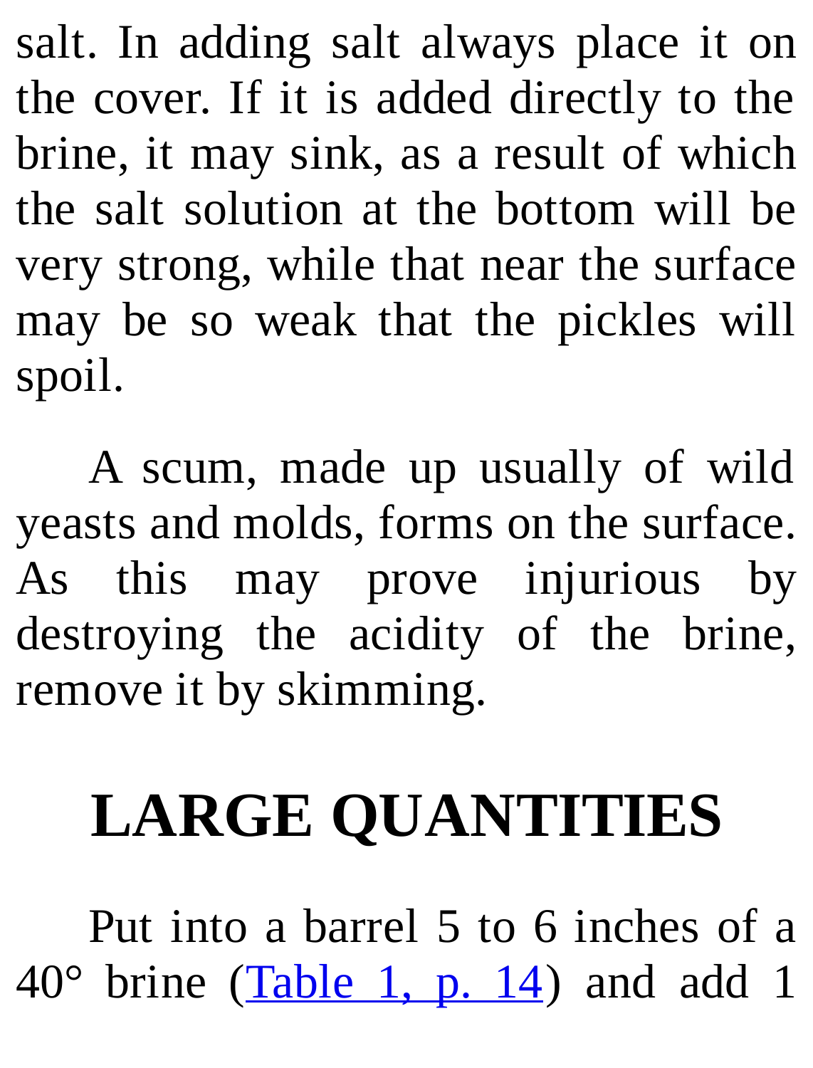salt. In adding salt always place it on the cover. If it is added directly to the brine, it may sink, as a result of which the salt solution at the bottom will be very strong, while that near the surface may be so weak that the pickles will spoil.

A scum, made up usually of wild yeasts and molds, forms on the surface. As this may prove injurious by destroying the acidity of the brine, remove it by skimming.

## LARGE QUANTITIES

Put into a barrel 5 to 6 inches of a 40° brine (Table 1, p. 14) and add 1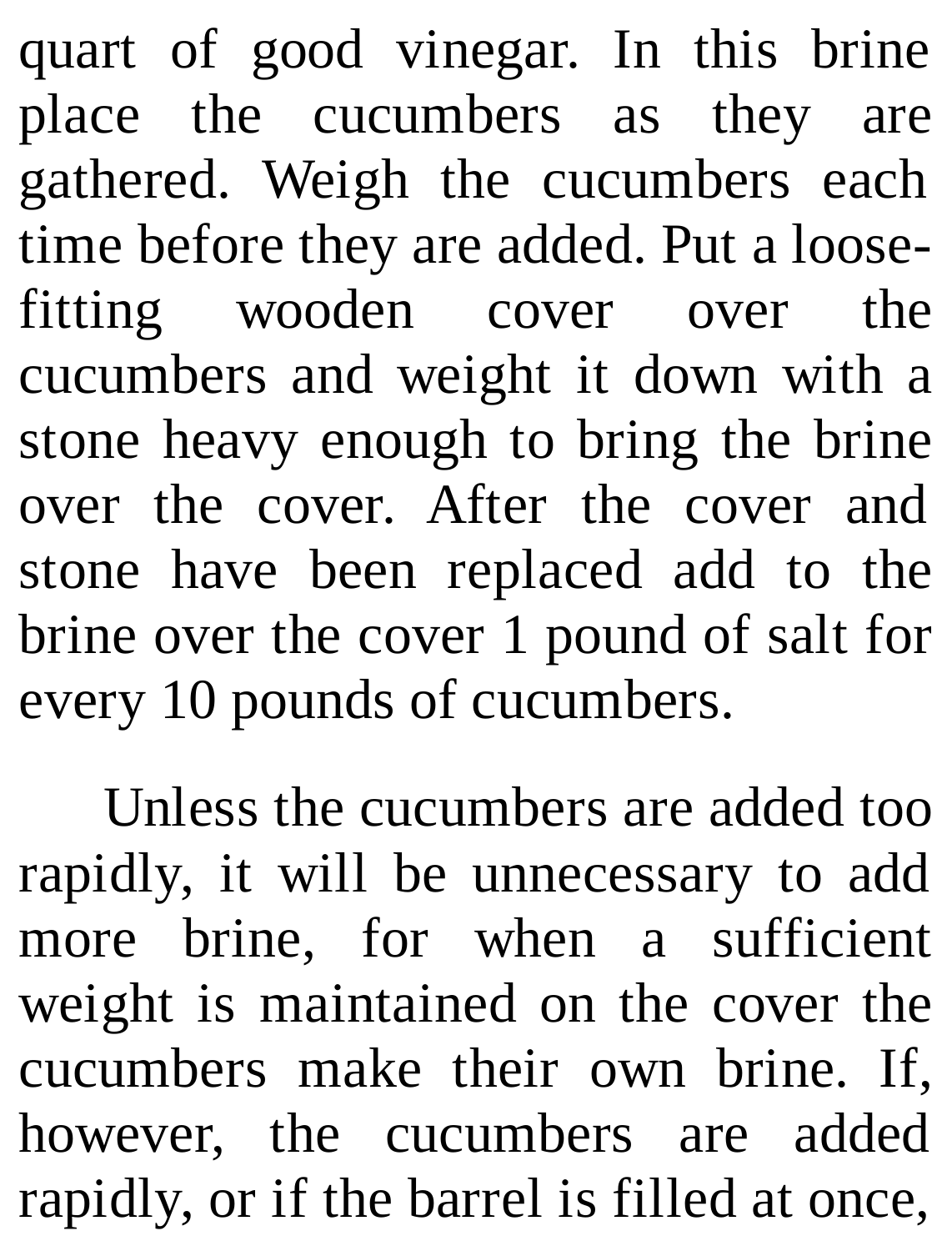quart of good vinegar. In this brine place the cucumbers as they are gathered. Weigh the cucumbers each time before they are added. Put a loose-fitting wooden cover over the cucumbers and weight it down with a stone heavy enough to bring the brine over the cover. After the cover and stone have been replaced add to the brine over the cover 1 pound of salt for every 10 pounds of cucumbers.

Unless the cucumbers are added too rapidly, it will be unnecessary to add more brine, for when a sufficient weight is maintained on the cover the cucumbers make their own brine. If, however, the cucumbers are added rapidly, or if the barrel is filled at once,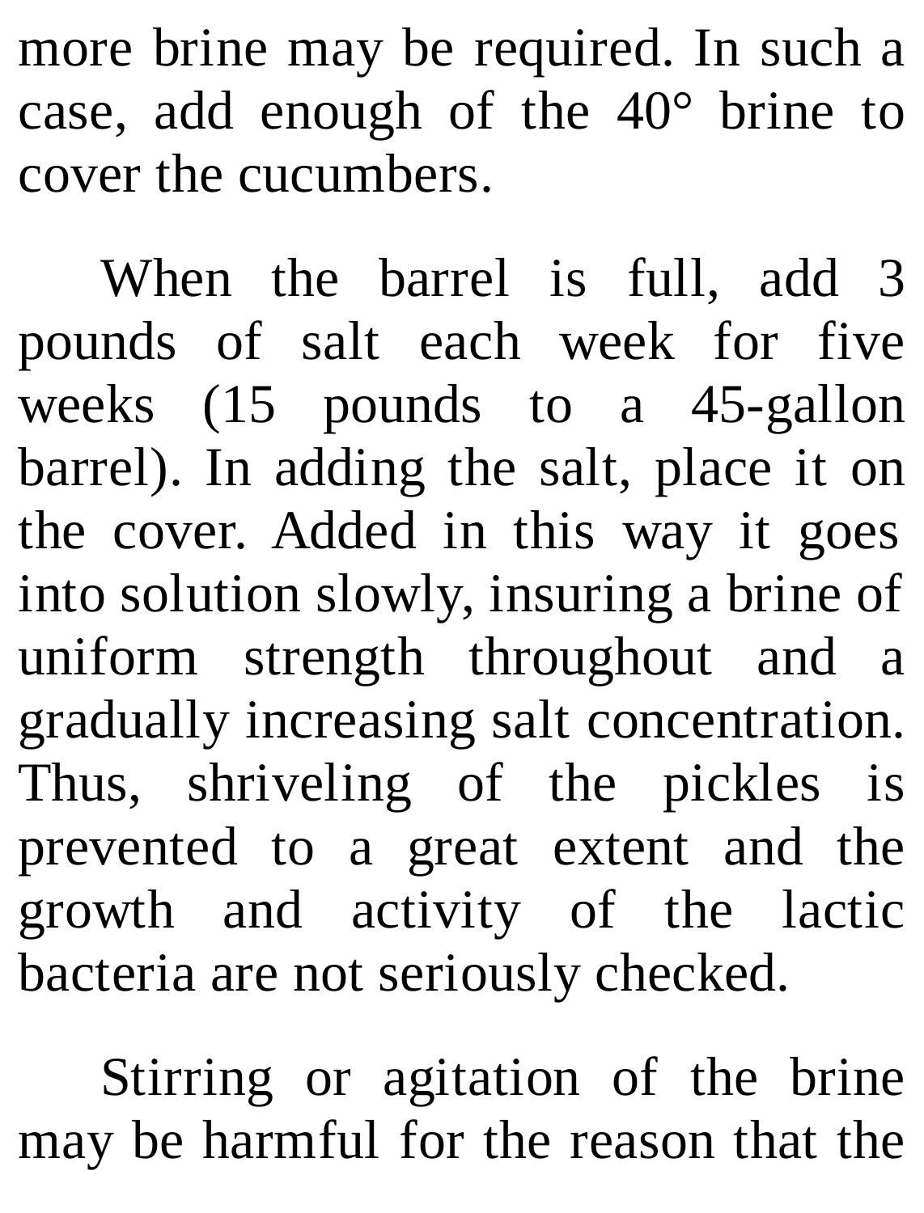more brine may be required. In such a case, add enough of the 40° brine to cover the cucumbers.

When the barrel is full, add 3 pounds of salt each week for five weeks (15 pounds to a 45-gallon barrel). In adding the salt, place it on the cover. Added in this way it goes into solution slowly, insuring a brine of uniform strength throughout and a gradually increasing salt concentration. Thus, shriveling of the pickles is prevented to a great extent and the growth and activity of the lactic bacteria are not seriously checked.

Stirring or agitation of the brine may be harmful for the reason that the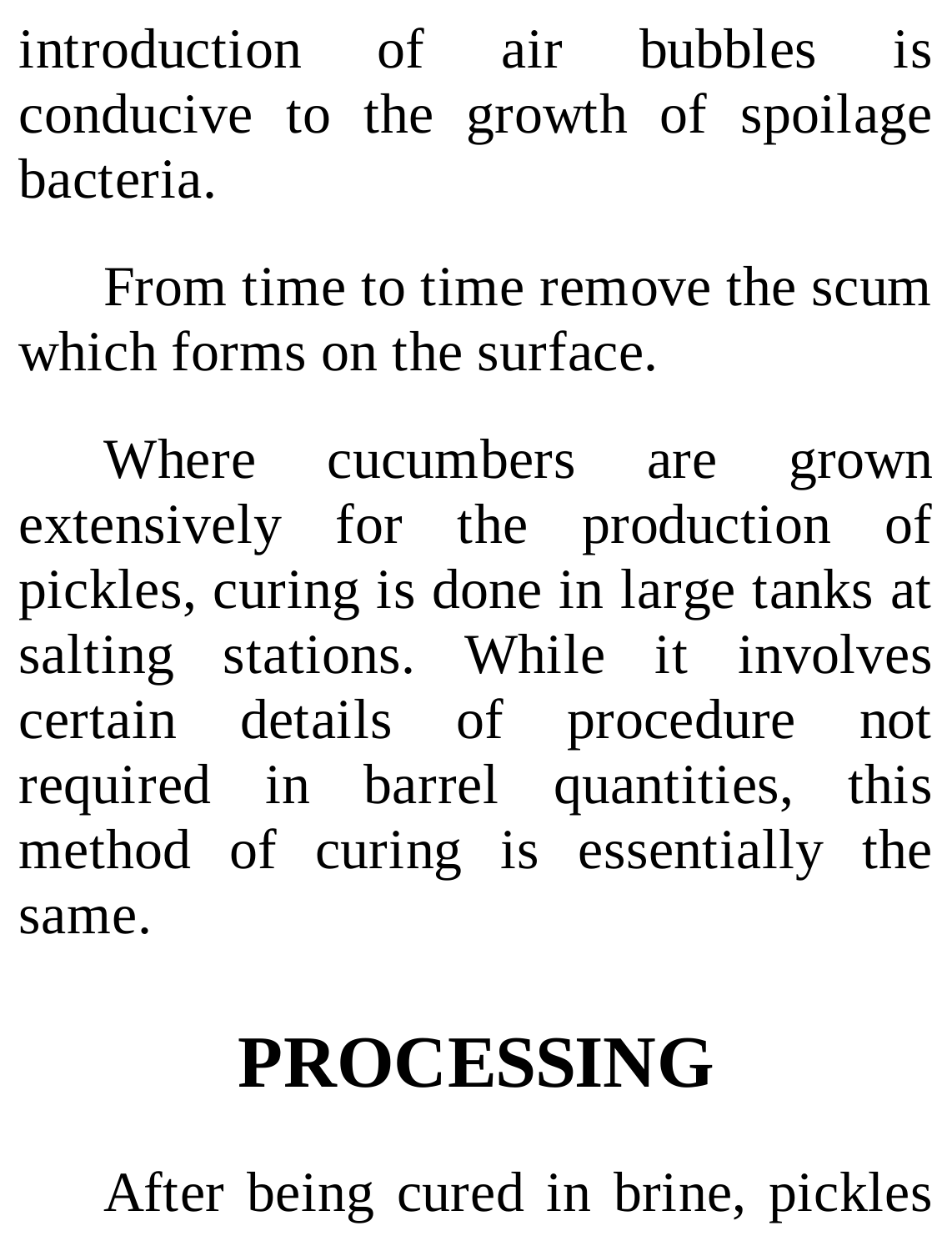introduction of air bubbles is conducive to the growth of spoilage bacteria.

From time to time remove the scum which forms on the surface.

Where cucumbers are grown extensively for the production of pickles, curing is done in large tanks at salting stations. While it involves certain details of procedure not required in barrel quantities, this method of curing is essentially the same.

## PROCESSING

After being cured in brine, pickles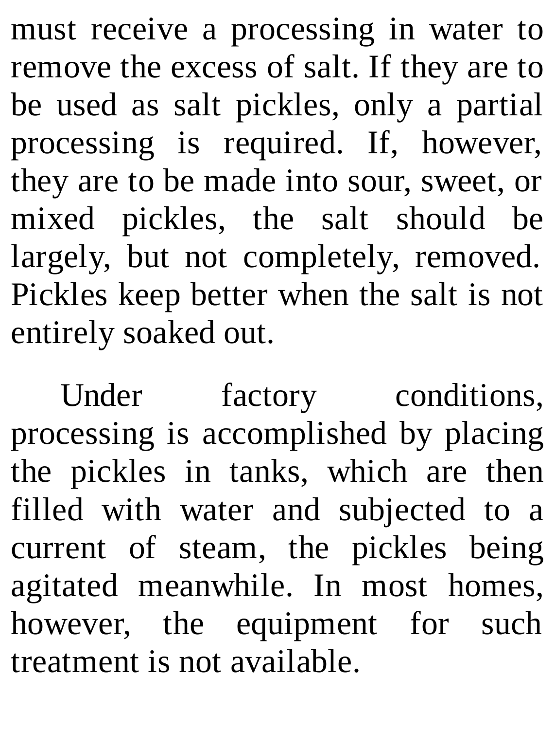must receive a processing in water to remove the excess of salt. If they are to be used as salt pickles, only a partial processing is required. If, however, they are to be made into sour, sweet, or mixed pickles, the salt should be largely, but not completely, removed. Pickles keep better when the salt is not entirely soaked out.

Under factory conditions, processing is accomplished by placing the pickles in tanks, which are then filled with water and subjected to a current of steam, the pickles being agitated meanwhile. In most homes, however, the equipment for such treatment is not available.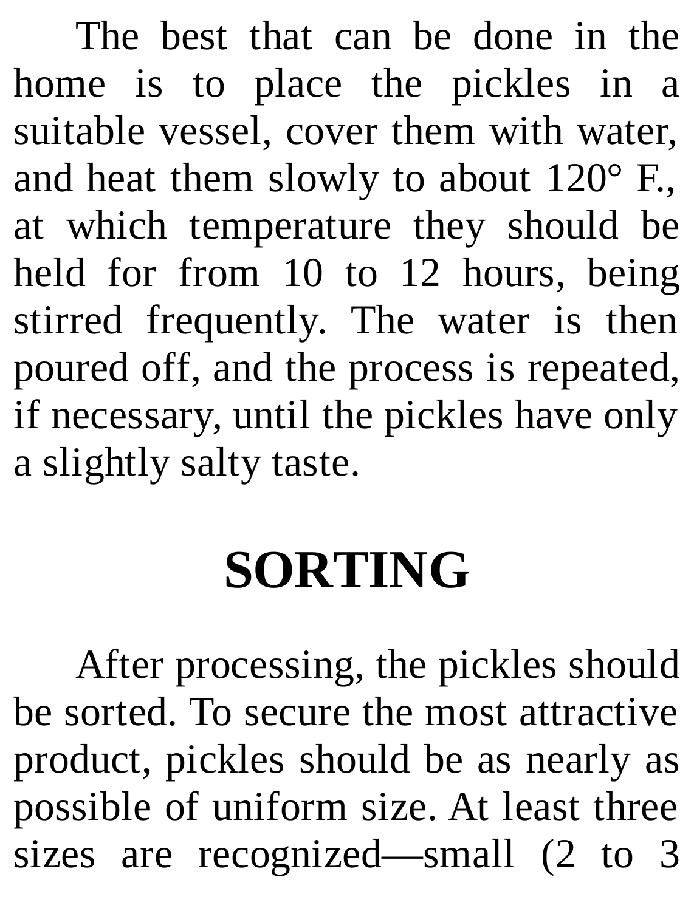The best that can be done in the home is to place the pickles in a suitable vessel, cover them with water, and heat them slowly to about 120° F., at which temperature they should be held for from 10 to 12 hours, being stirred frequently. The water is then poured off, and the process is repeated, if necessary, until the pickles have only a slightly salty taste.

## SORTING

After processing, the pickles should be sorted. To secure the most attractive product, pickles should be as nearly as possible of uniform size. At least three sizes are recognized—small (2 to 3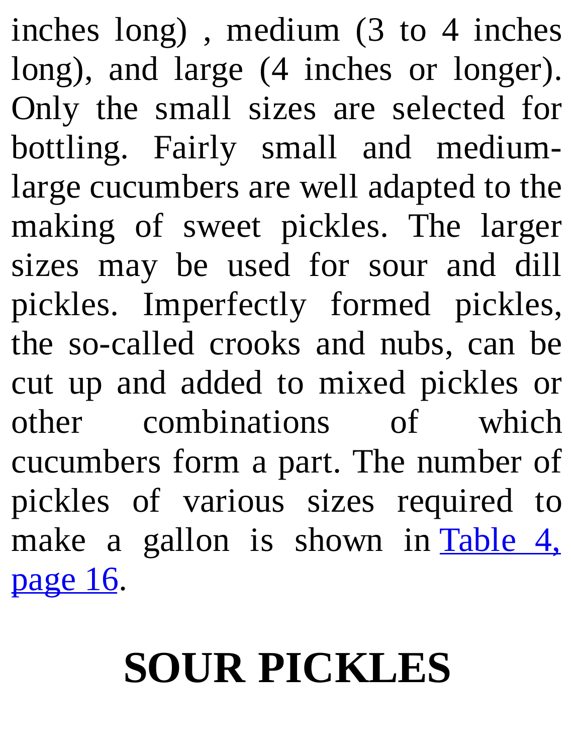inches long) , medium (3 to 4 inches long), and large (4 inches or longer). Only the small sizes are selected for bottling. Fairly small and medium-large cucumbers are well adapted to the making of sweet pickles. The larger sizes may be used for sour and dill pickles. Imperfectly formed pickles, the so-called crooks and nubs, can be cut up and added to mixed pickles or other combinations of which cucumbers form a part. The number of pickles of various sizes required to make a gallon is shown in Table 4, page 16.

## SOUR PICKLES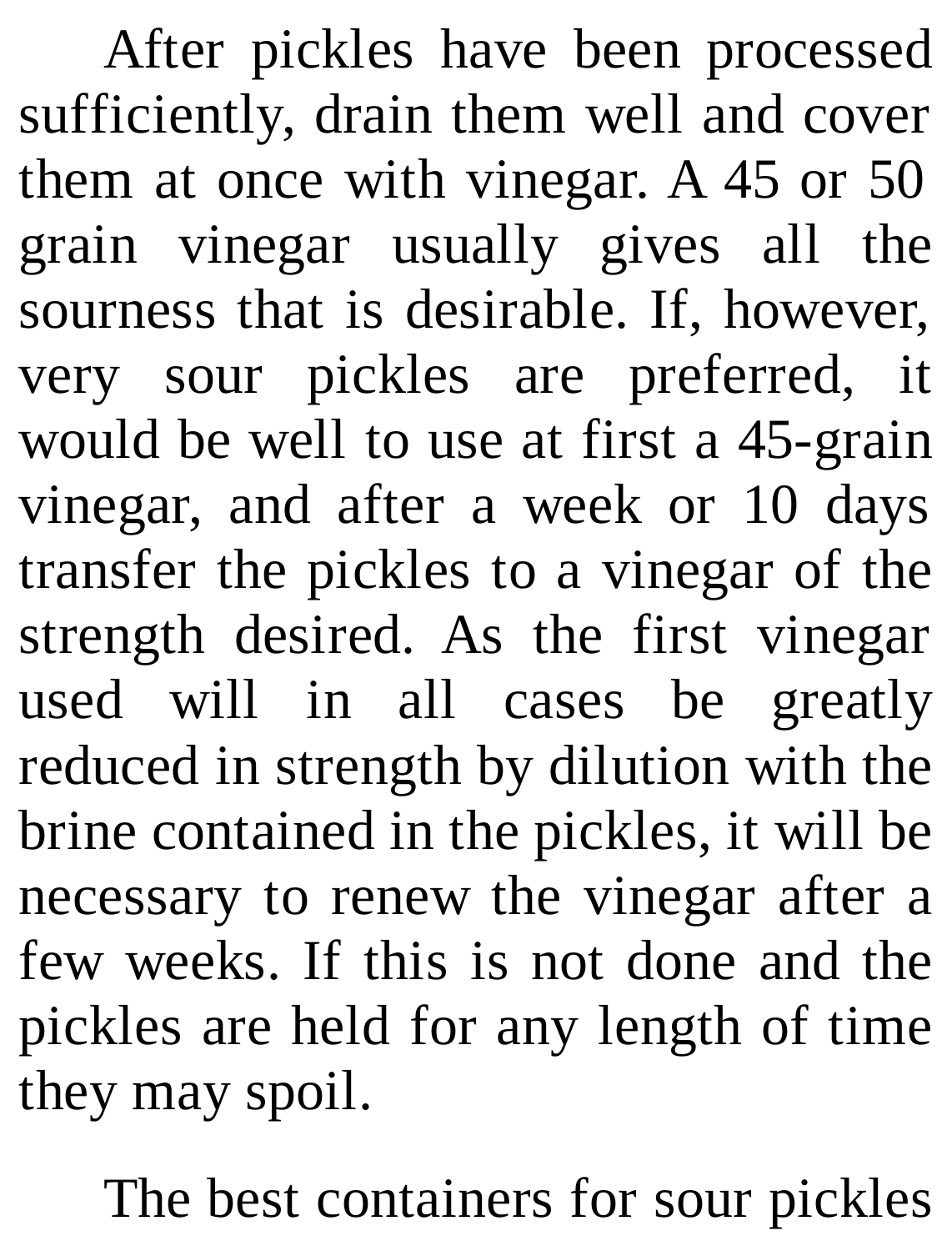After pickles have been processed sufficiently, drain them well and cover them at once with vinegar. A 45 or 50 grain vinegar usually gives all the sourness that is desirable. If, however, very sour pickles are preferred, it would be well to use at first a 45-grain vinegar, and after a week or 10 days transfer the pickles to a vinegar of the strength desired. As the first vinegar used will in all cases be greatly reduced in strength by dilution with the brine contained in the pickles, it will be necessary to renew the vinegar after a few weeks. If this is not done and the pickles are held for any length of time they may spoil.

The best containers for sour pickles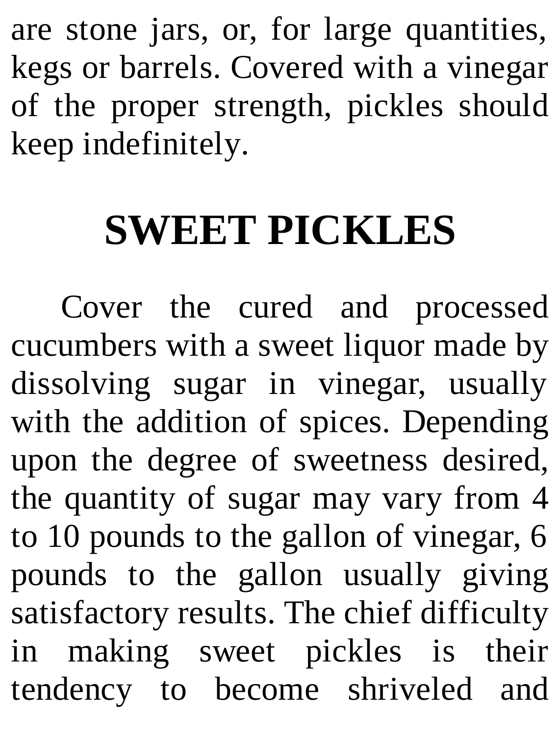are stone jars, or, for large quantities, kegs or barrels. Covered with a vinegar of the proper strength, pickles should keep indefinitely.

# SWEET PICKLES

Cover the cured and processed cucumbers with a sweet liquor made by dissolving sugar in vinegar, usually with the addition of spices. Depending upon the degree of sweetness desired, the quantity of sugar may vary from 4 to 10 pounds to the gallon of vinegar, 6 pounds to the gallon usually giving satisfactory results. The chief difficulty in making sweet pickles is their tendency to become shriveled and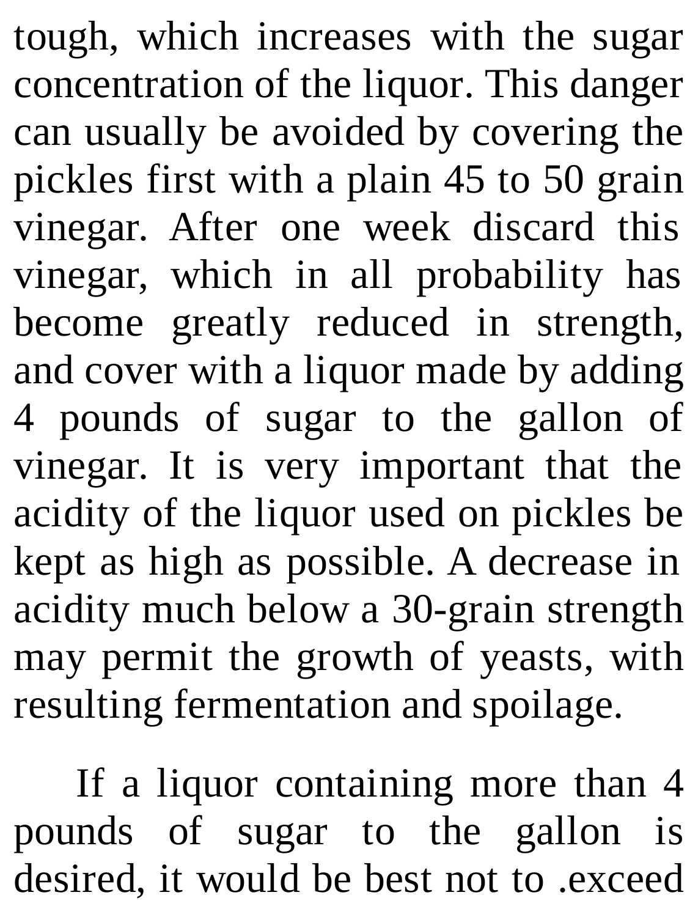tough, which increases with the sugar concentration of the liquor. This danger can usually be avoided by covering the pickles first with a plain 45 to 50 grain vinegar. After one week discard this vinegar, which in all probability has become greatly reduced in strength, and cover with a liquor made by adding 4 pounds of sugar to the gallon of vinegar. It is very important that the acidity of the liquor used on pickles be kept as high as possible. A decrease in acidity much below a 30-grain strength may permit the growth of yeasts, with resulting fermentation and spoilage.

If a liquor containing more than 4 pounds of sugar to the gallon is desired, it would be best not to .exceed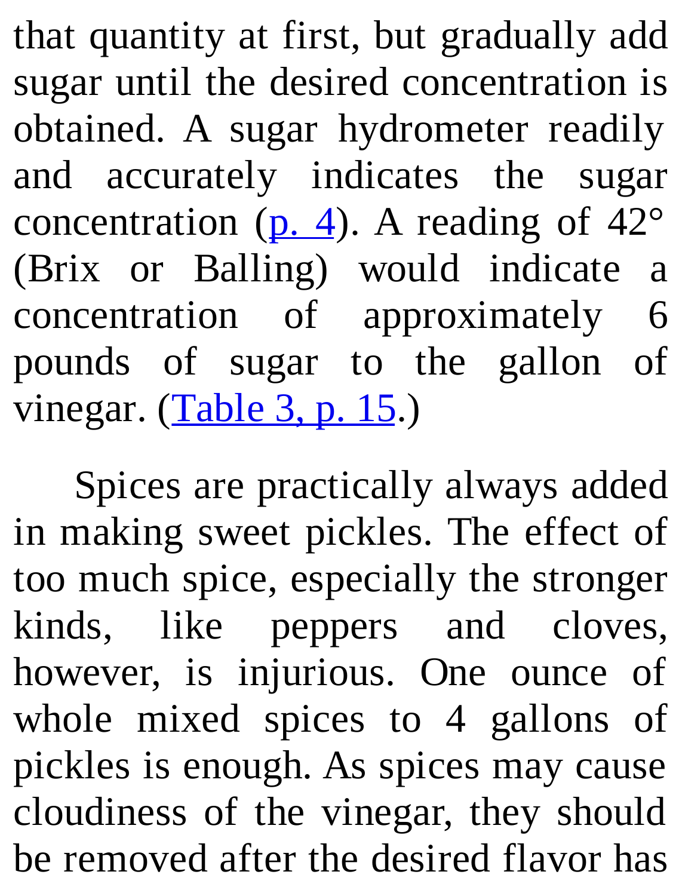that quantity at first, but gradually add sugar until the desired concentration is obtained. A sugar hydrometer readily and accurately indicates the sugar concentration (p. 4). A reading of 42° (Brix or Balling) would indicate a concentration of approximately 6 pounds of sugar to the gallon of vinegar. (Table 3, p. 15.)

Spices are practically always added in making sweet pickles. The effect of too much spice, especially the stronger kinds, like peppers and cloves, however, is injurious. One ounce of whole mixed spices to 4 gallons of pickles is enough. As spices may cause cloudiness of the vinegar, they should be removed after the desired flavor has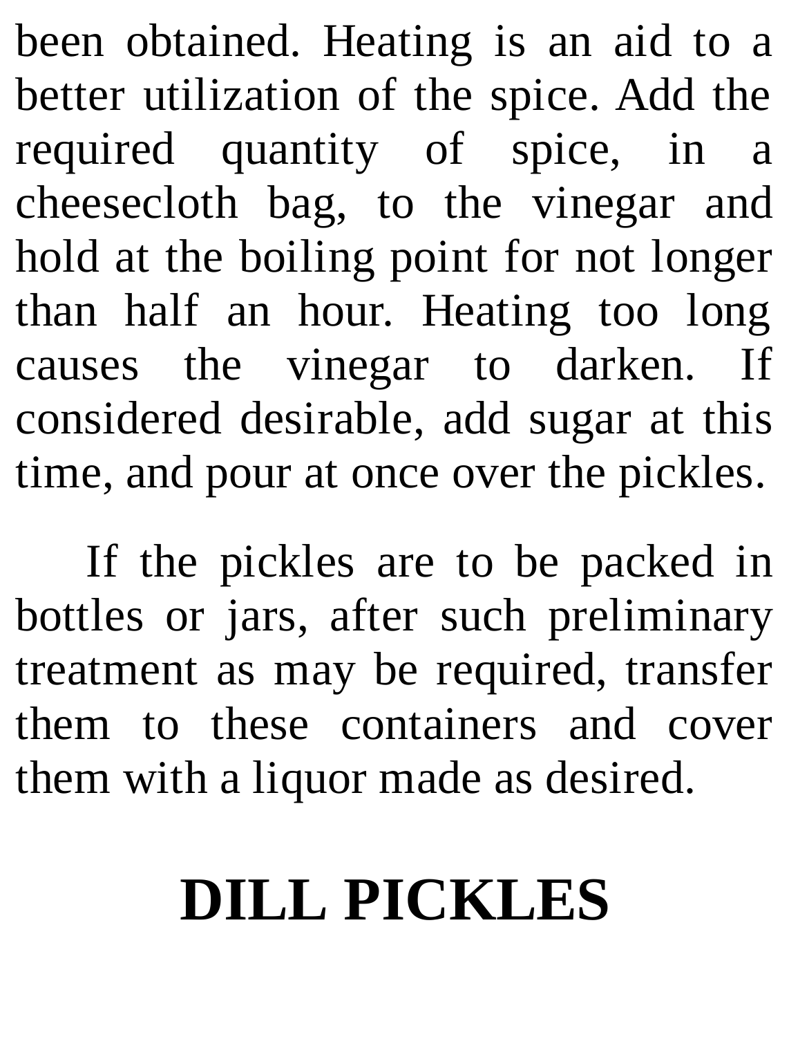been obtained. Heating is an aid to a better utilization of the spice. Add the required quantity of spice, in a cheesecloth bag, to the vinegar and hold at the boiling point for not longer than half an hour. Heating too long causes the vinegar to darken. If considered desirable, add sugar at this time, and pour at once over the pickles.

If the pickles are to be packed in bottles or jars, after such preliminary treatment as may be required, transfer them to these containers and cover them with a liquor made as desired.

## DILL PICKLES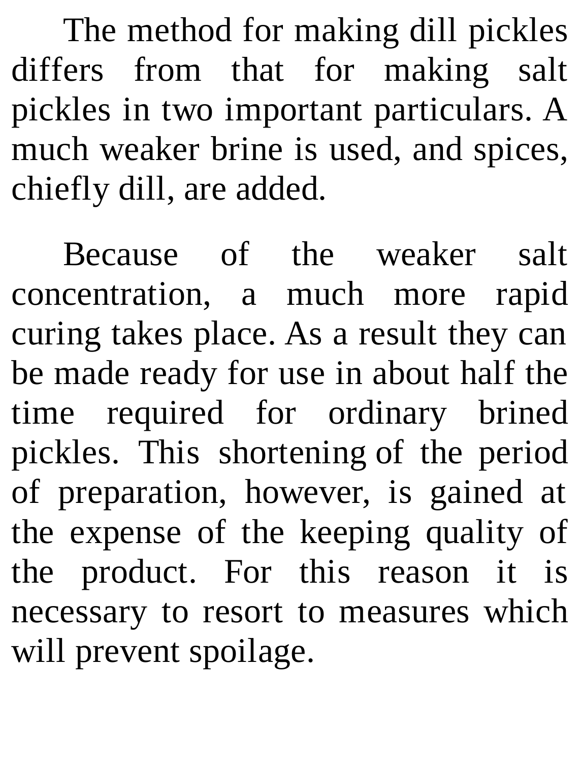The method for making dill pickles differs from that for making salt pickles in two important particulars. A much weaker brine is used, and spices, chiefly dill, are added.

Because of the weaker salt concentration, a much more rapid curing takes place. As a result they can be made ready for use in about half the time required for ordinary brined pickles. This shortening of the period of preparation, however, is gained at the expense of the keeping quality of the product. For this reason it is necessary to resort to measures which will prevent spoilage.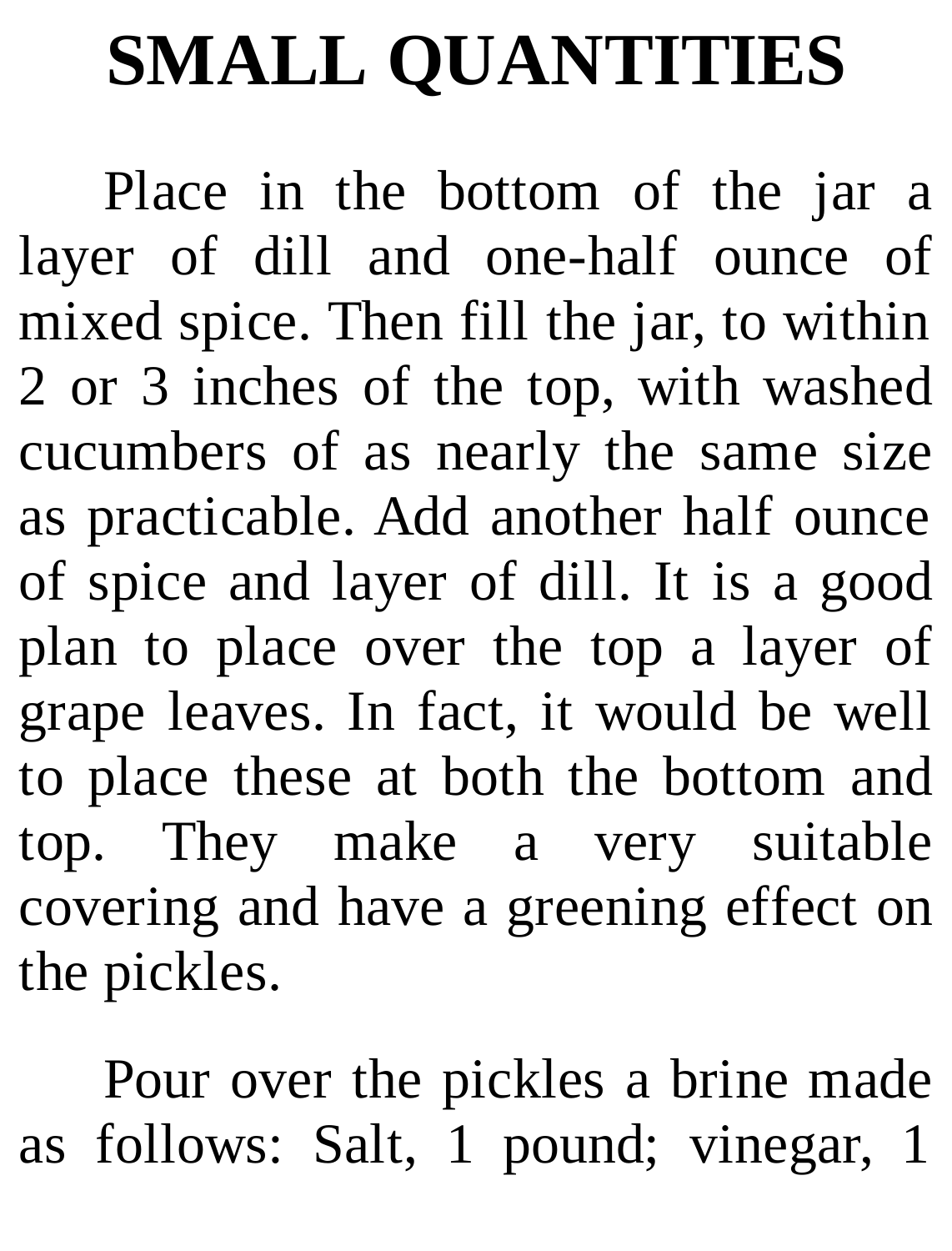# SMALL QUANTITIES

Place in the bottom of the jar a layer of dill and one-half ounce of mixed spice. Then fill the jar, to within 2 or 3 inches of the top, with washed cucumbers of as nearly the same size as practicable. Add another half ounce of spice and layer of dill. It is a good plan to place over the top a layer of grape leaves. In fact, it would be well to place these at both the bottom and top. They make a very suitable covering and have a greening effect on the pickles.

Pour over the pickles a brine made as follows: Salt, 1 pound; vinegar, 1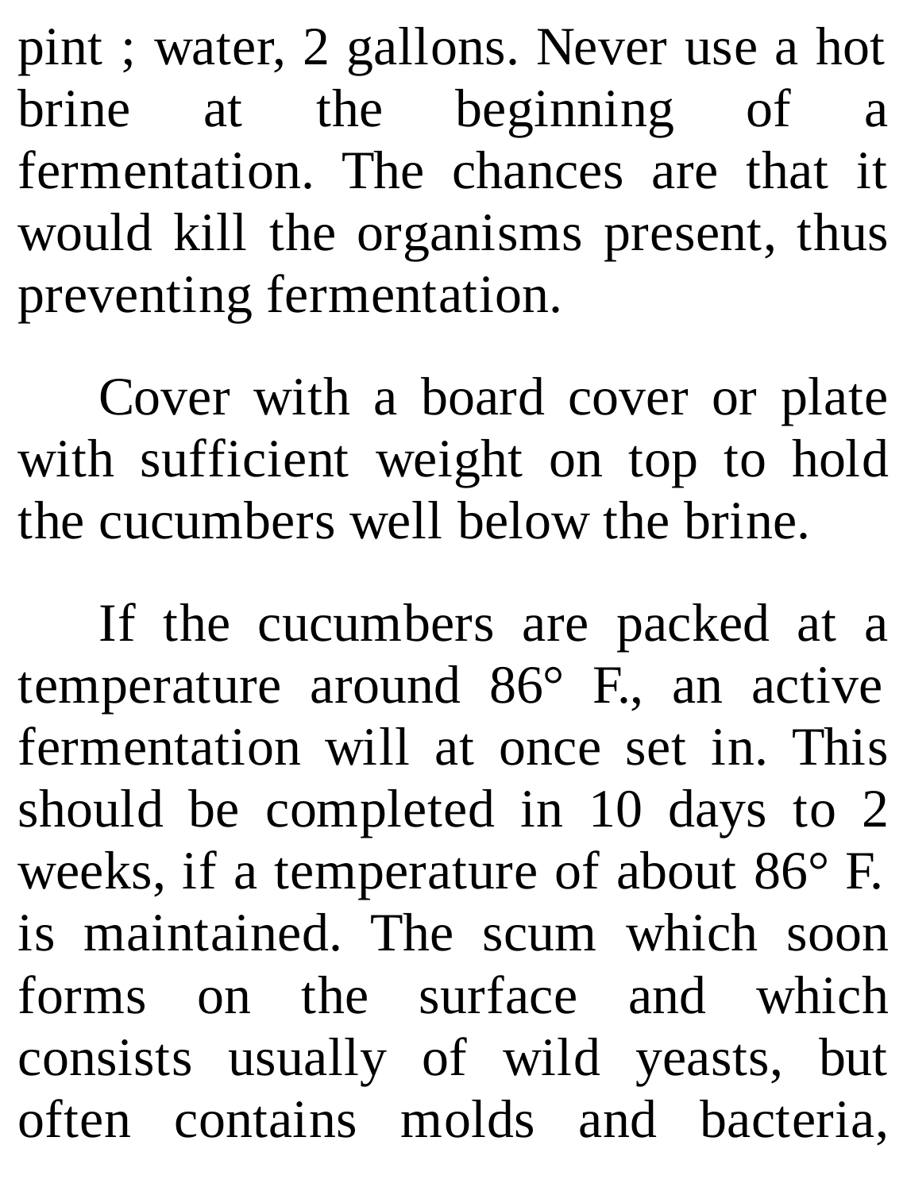pint ; water, 2 gallons. Never use a hot brine at the beginning of a fermentation. The chances are that it would kill the organisms present, thus preventing fermentation.

Cover with a board cover or plate with sufficient weight on top to hold the cucumbers well below the brine.

If the cucumbers are packed at a temperature around 86° F., an active fermentation will at once set in. This should be completed in 10 days to 2 weeks, if a temperature of about 86° F. is maintained. The scum which soon forms on the surface and which consists usually of wild yeasts, but often contains molds and bacteria,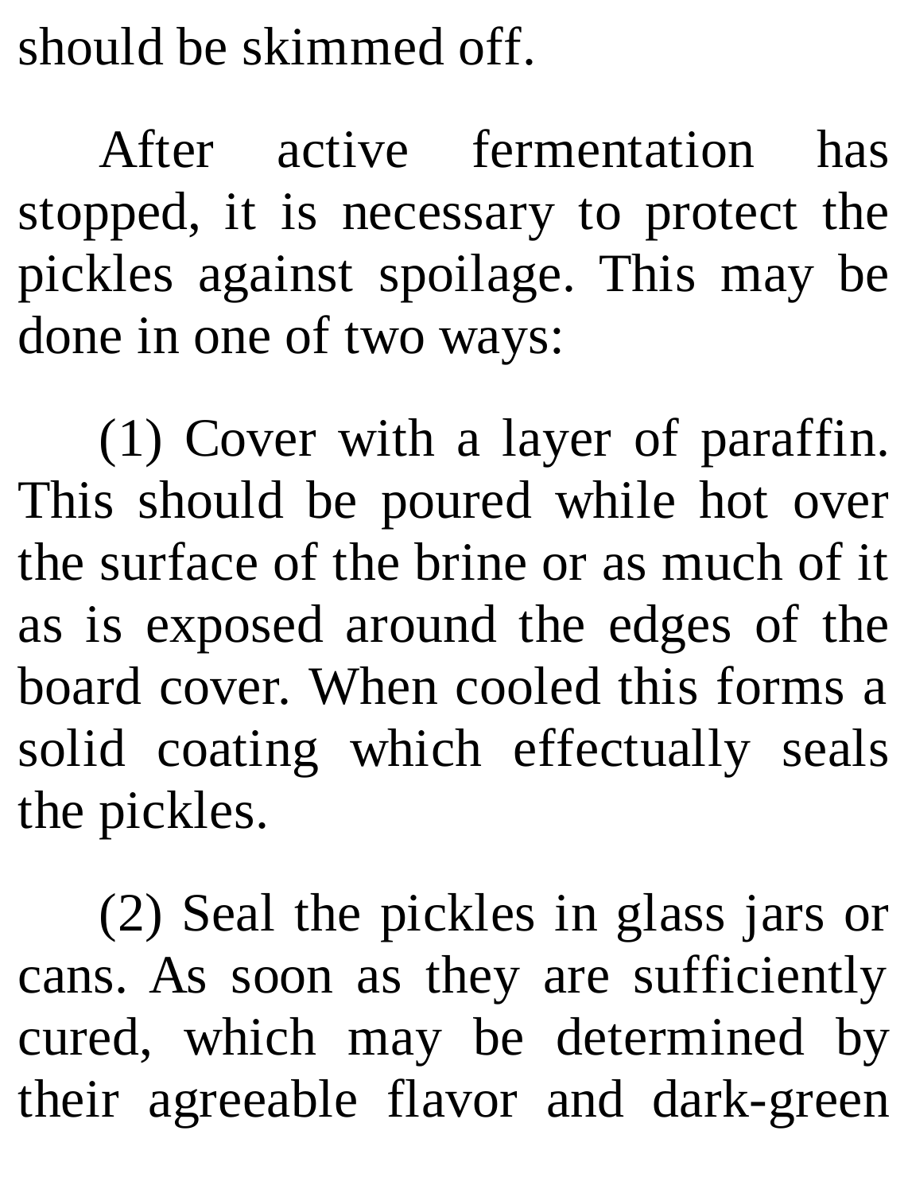should be skimmed off.

After active fermentation has stopped, it is necessary to protect the pickles against spoilage. This may be done in one of two ways:

(1) Cover with a layer of paraffin. This should be poured while hot over the surface of the brine or as much of it as is exposed around the edges of the board cover. When cooled this forms a solid coating which effectually seals the pickles.

(2) Seal the pickles in glass jars or cans. As soon as they are sufficiently cured, which may be determined by their agreeable flavor and dark-green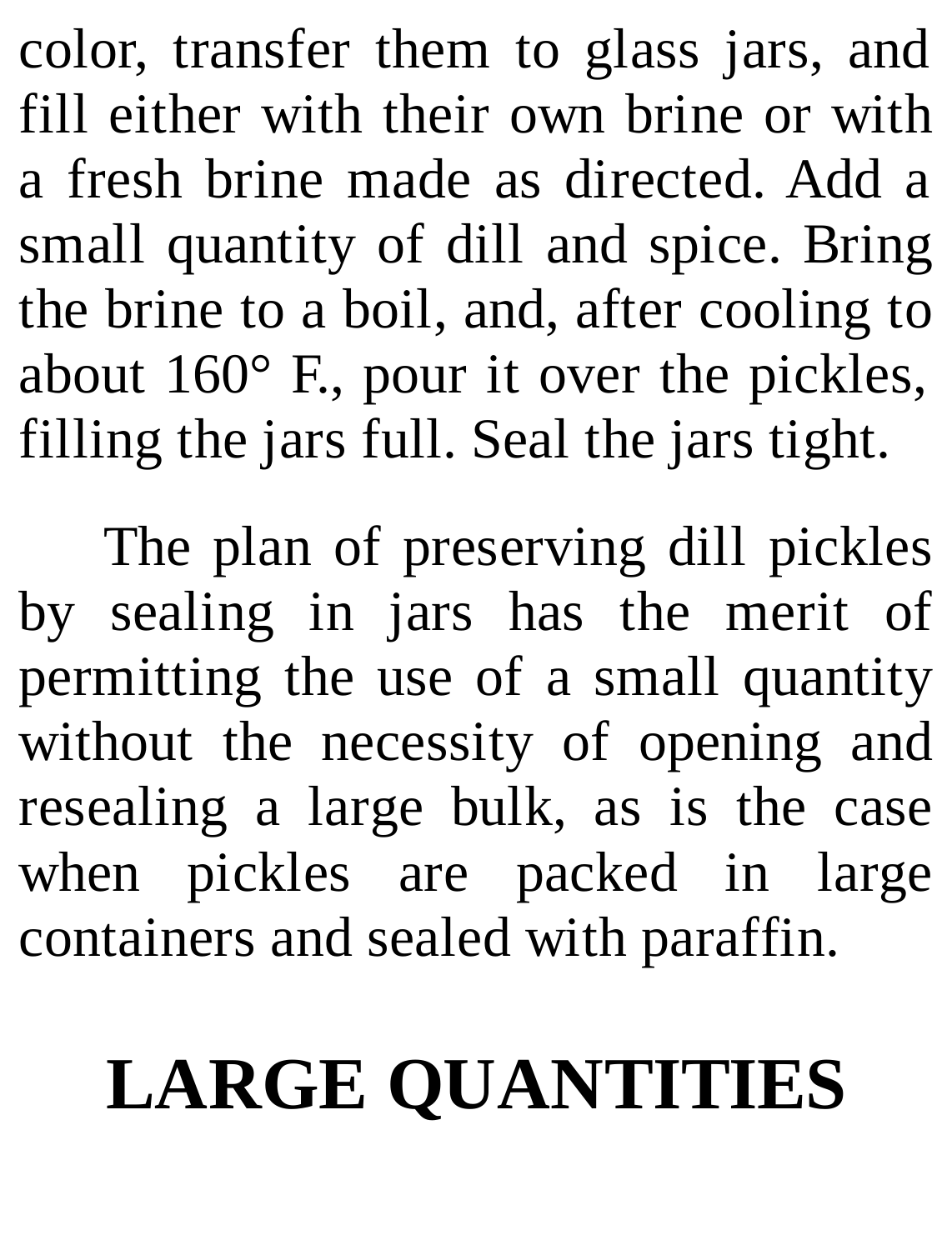color, transfer them to glass jars, and fill either with their own brine or with a fresh brine made as directed. Add a small quantity of dill and spice. Bring the brine to a boil, and, after cooling to about 160° F., pour it over the pickles, filling the jars full. Seal the jars tight.

The plan of preserving dill pickles by sealing in jars has the merit of permitting the use of a small quantity without the necessity of opening and resealing a large bulk, as is the case when pickles are packed in large containers and sealed with paraffin.

## LARGE QUANTITIES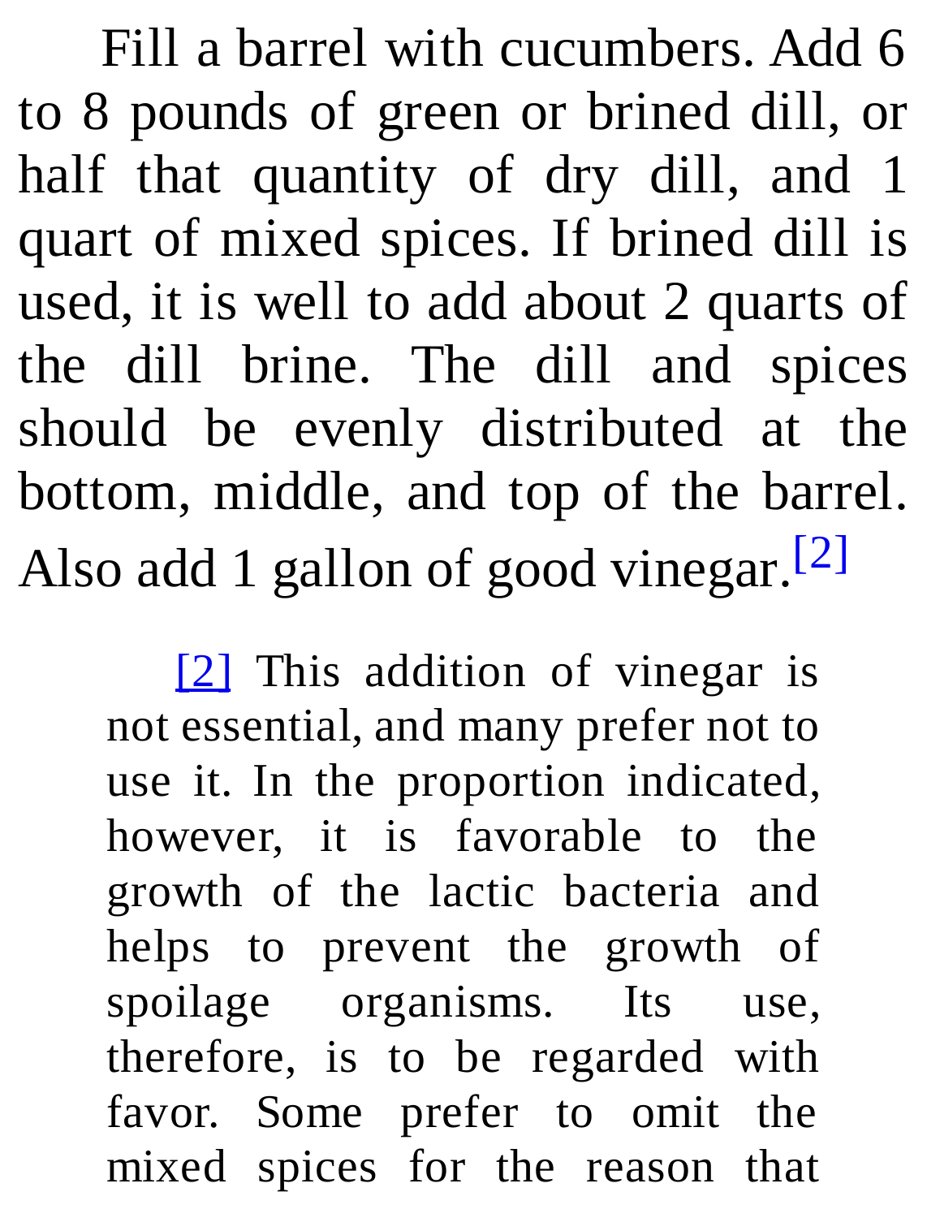Fill a barrel with cucumbers. Add 6 to 8 pounds of green or brined dill, or half that quantity of dry dill, and 1 quart of mixed spices. If brined dill is used, it is well to add about 2 quarts of the dill brine. The dill and spices should be evenly distributed at the bottom, middle, and top of the barrel. Also add 1 gallon of good vinegar.[2]

> [2] This addition of vinegar is not essential, and many prefer not to use it. In the proportion indicated, however, it is favorable to the growth of the lactic bacteria and helps to prevent the growth of spoilage organisms. Its use, therefore, is to be regarded with favor. Some prefer to omit the mixed spices for the reason that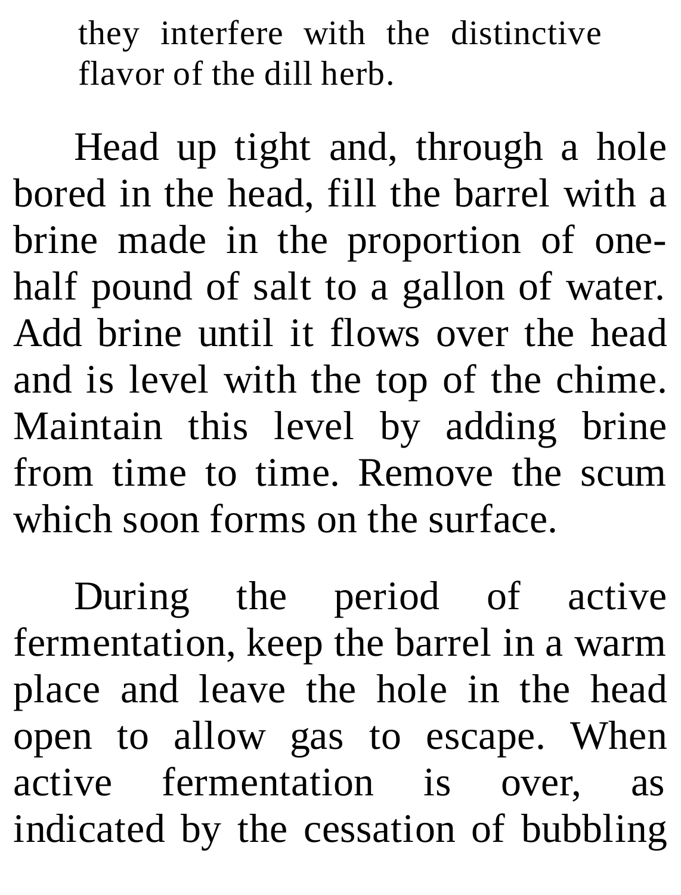they interfere with the distinctive flavor of the dill herb.

Head up tight and, through a hole bored in the head, fill the barrel with a brine made in the proportion of one-half pound of salt to a gallon of water. Add brine until it flows over the head and is level with the top of the chime. Maintain this level by adding brine from time to time. Remove the scum which soon forms on the surface.

During the period of active fermentation, keep the barrel in a warm place and leave the hole in the head open to allow gas to escape. When active fermentation is over, as indicated by the cessation of bubbling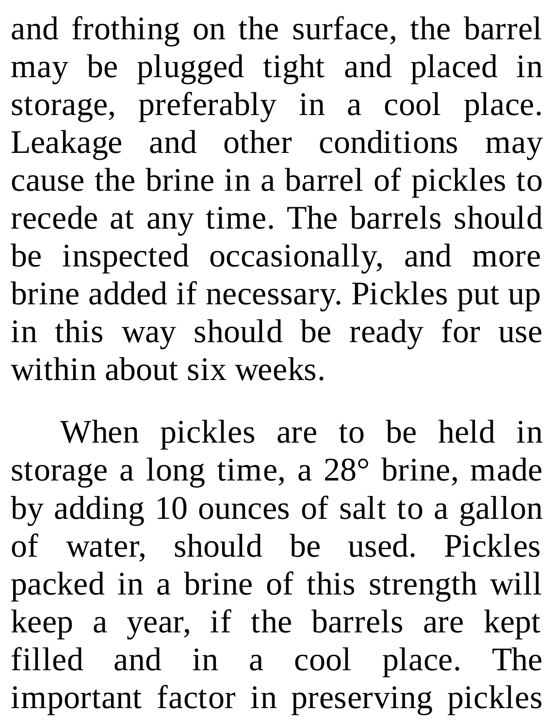and frothing on the surface, the barrel may be plugged tight and placed in storage, preferably in a cool place. Leakage and other conditions may cause the brine in a barrel of pickles to recede at any time. The barrels should be inspected occasionally, and more brine added if necessary. Pickles put up in this way should be ready for use within about six weeks.

When pickles are to be held in storage a long time, a 28° brine, made by adding 10 ounces of salt to a gallon of water, should be used. Pickles packed in a brine of this strength will keep a year, if the barrels are kept filled and in a cool place. The important factor in preserving pickles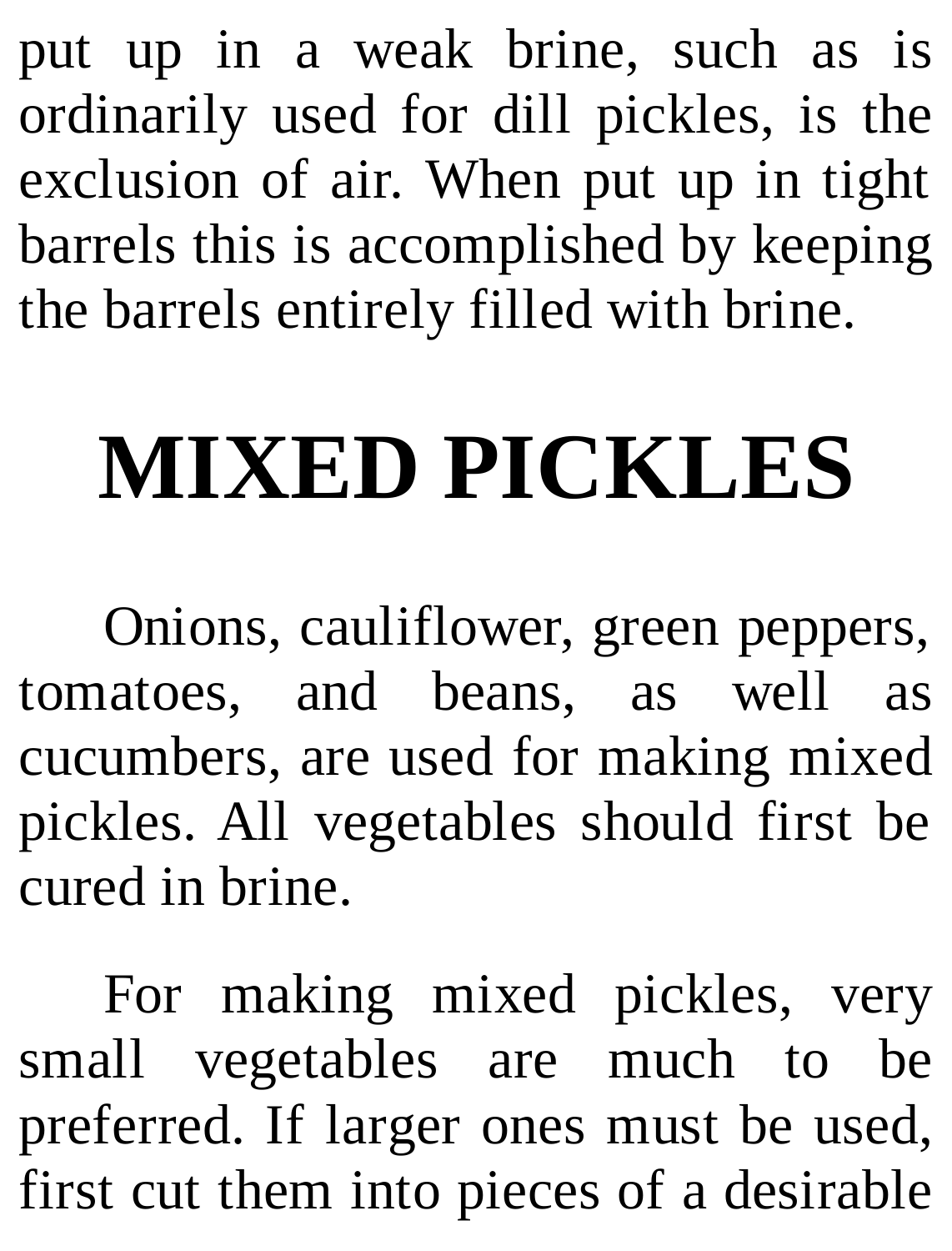put up in a weak brine, such as is ordinarily used for dill pickles, is the exclusion of air. When put up in tight barrels this is accomplished by keeping the barrels entirely filled with brine.

# MIXED PICKLES

Onions, cauliflower, green peppers, tomatoes, and beans, as well as cucumbers, are used for making mixed pickles. All vegetables should first be cured in brine.

For making mixed pickles, very small vegetables are much to be preferred. If larger ones must be used, first cut them into pieces of a desirable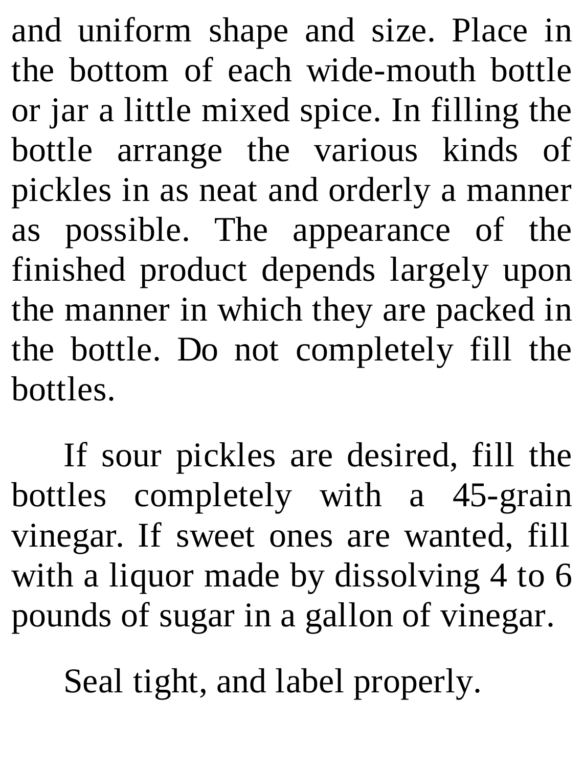and uniform shape and size. Place in the bottom of each wide-mouth bottle or jar a little mixed spice. In filling the bottle arrange the various kinds of pickles in as neat and orderly a manner as possible. The appearance of the finished product depends largely upon the manner in which they are packed in the bottle. Do not completely fill the bottles.

If sour pickles are desired, fill the bottles completely with a 45-grain vinegar. If sweet ones are wanted, fill with a liquor made by dissolving 4 to 6 pounds of sugar in a gallon of vinegar.

Seal tight, and label properly.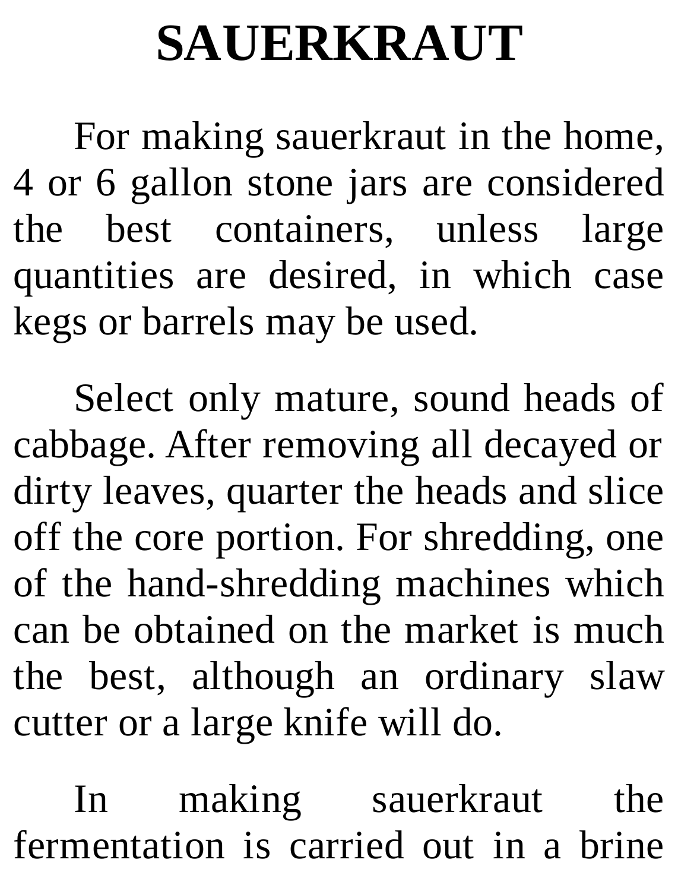# SAUERKRAUT

For making sauerkraut in the home, 4 or 6 gallon stone jars are considered the best containers, unless large quantities are desired, in which case kegs or barrels may be used.

Select only mature, sound heads of cabbage. After removing all decayed or dirty leaves, quarter the heads and slice off the core portion. For shredding, one of the hand-shredding machines which can be obtained on the market is much the best, although an ordinary slaw cutter or a large knife will do.

In making sauerkraut the fermentation is carried out in a brine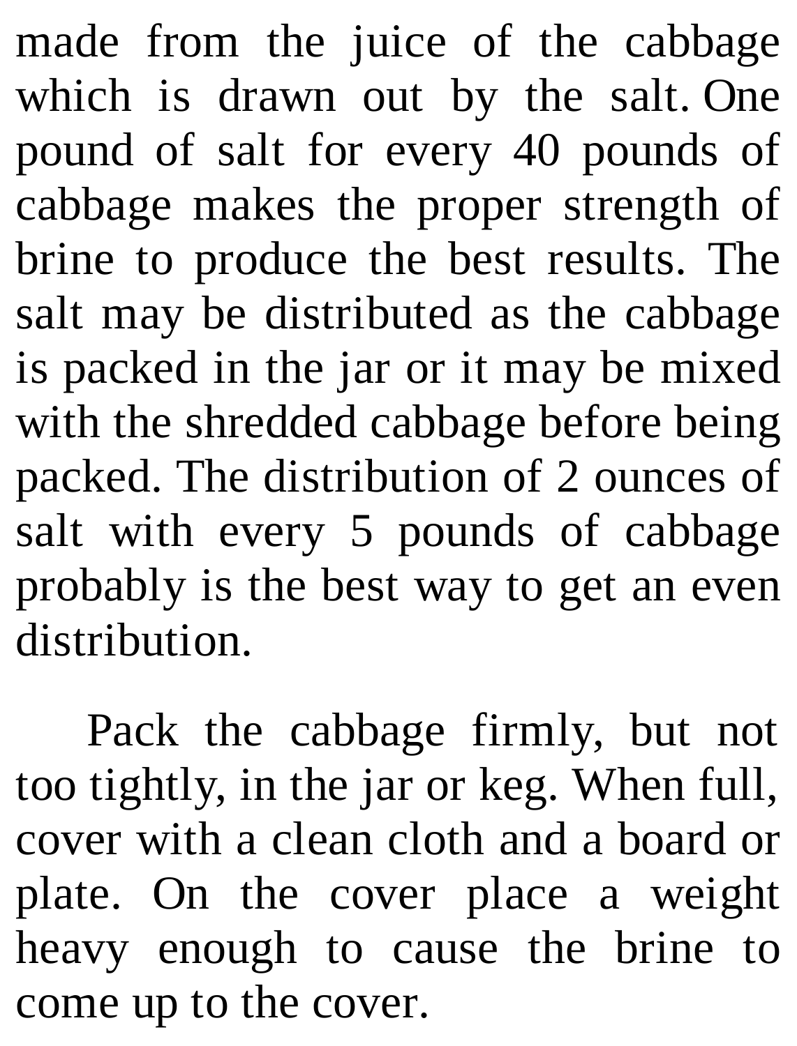made from the juice of the cabbage which is drawn out by the salt. One pound of salt for every 40 pounds of cabbage makes the proper strength of brine to produce the best results. The salt may be distributed as the cabbage is packed in the jar or it may be mixed with the shredded cabbage before being packed. The distribution of 2 ounces of salt with every 5 pounds of cabbage probably is the best way to get an even distribution.

Pack the cabbage firmly, but not too tightly, in the jar or keg. When full, cover with a clean cloth and a board or plate. On the cover place a weight heavy enough to cause the brine to come up to the cover.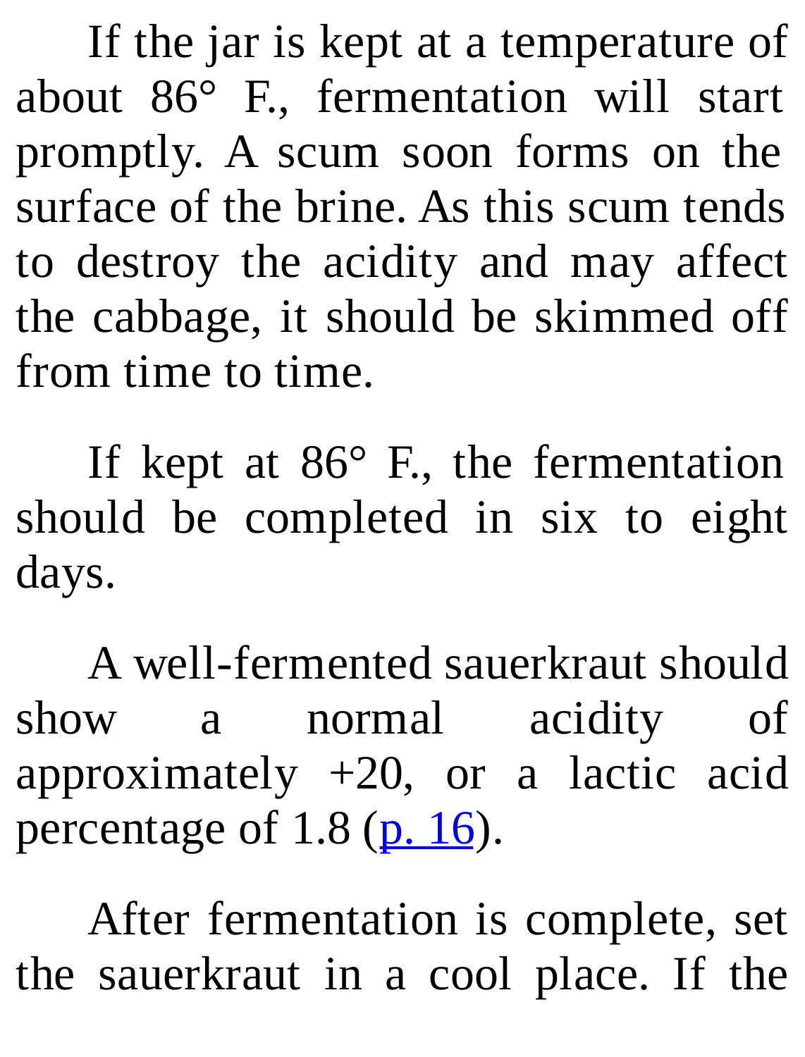If the jar is kept at a temperature of about 86° F., fermentation will start promptly. A scum soon forms on the surface of the brine. As this scum tends to destroy the acidity and may affect the cabbage, it should be skimmed off from time to time.

If kept at 86° F., the fermentation should be completed in six to eight days.

A well-fermented sauerkraut should show a normal acidity of approximately +20, or a lactic acid percentage of 1.8 (p. 16).

After fermentation is complete, set the sauerkraut in a cool place. If the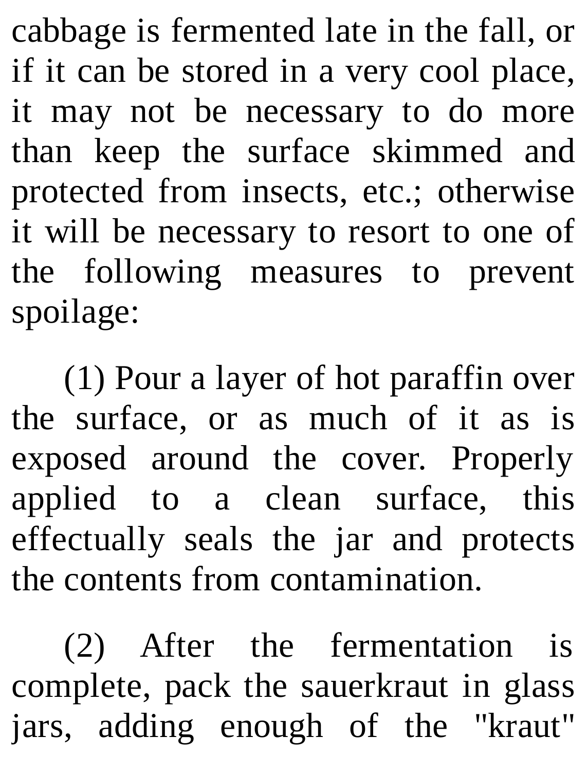cabbage is fermented late in the fall, or if it can be stored in a very cool place, it may not be necessary to do more than keep the surface skimmed and protected from insects, etc.; otherwise it will be necessary to resort to one of the following measures to prevent spoilage:

(1) Pour a layer of hot paraffin over the surface, or as much of it as is exposed around the cover. Properly applied to a clean surface, this effectually seals the jar and protects the contents from contamination.

(2) After the fermentation is complete, pack the sauerkraut in glass jars, adding enough of the "kraut"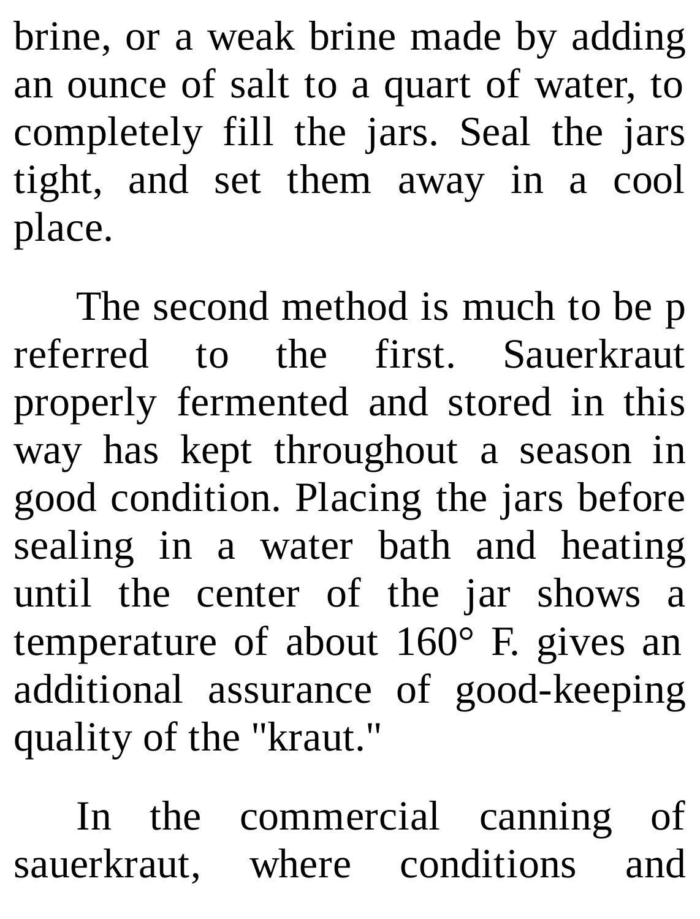brine, or a weak brine made by adding an ounce of salt to a quart of water, to completely fill the jars. Seal the jars tight, and set them away in a cool place.

The second method is much to be preferred to the first. Sauerkraut properly fermented and stored in this way has kept throughout a season in good condition. Placing the jars before sealing in a water bath and heating until the center of the jar shows a temperature of about 160° F. gives an additional assurance of good-keeping quality of the "kraut."

In the commercial canning of sauerkraut, where conditions and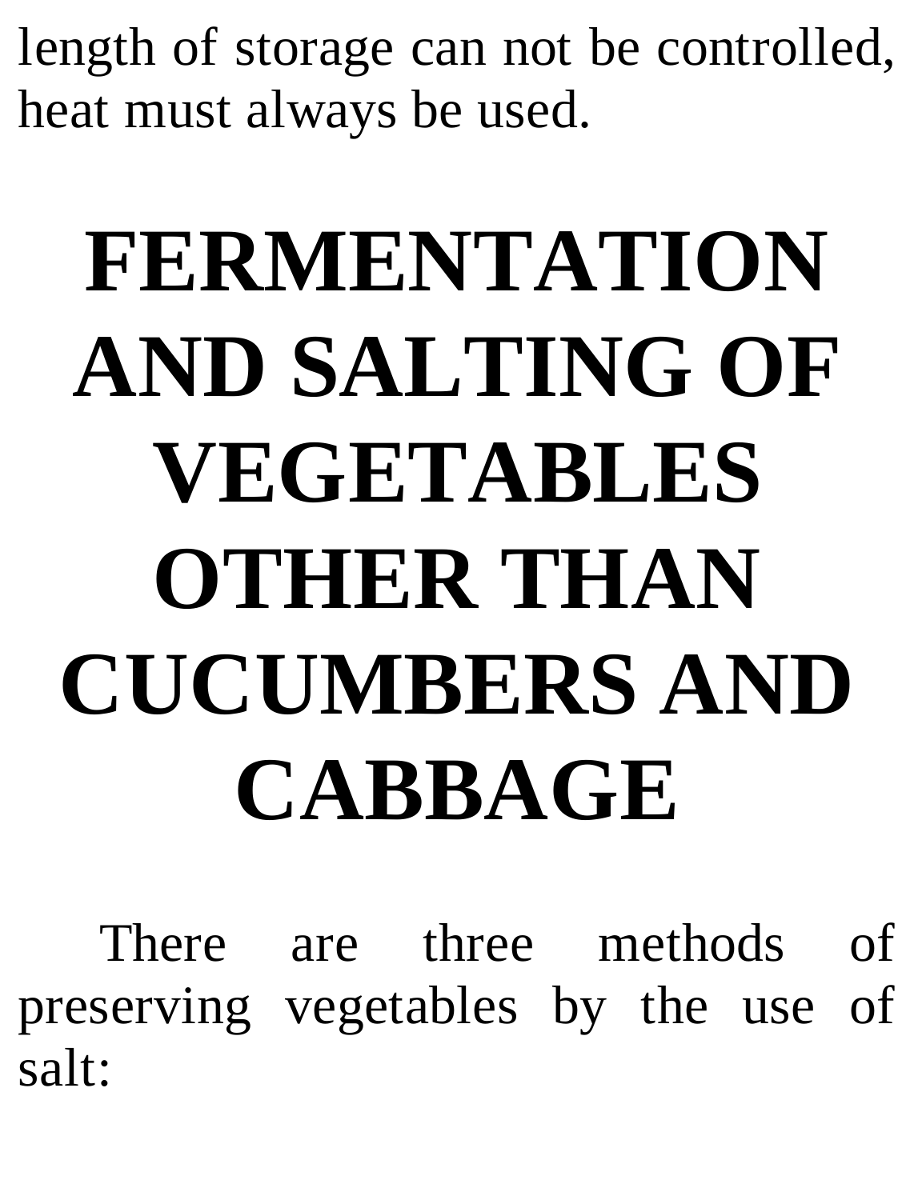length of storage can not be controlled, heat must always be used.

# FERMENTATION AND SALTING OF VEGETABLES OTHER THAN CUCUMBERS AND CABBAGE

There are three methods of preserving vegetables by the use of salt: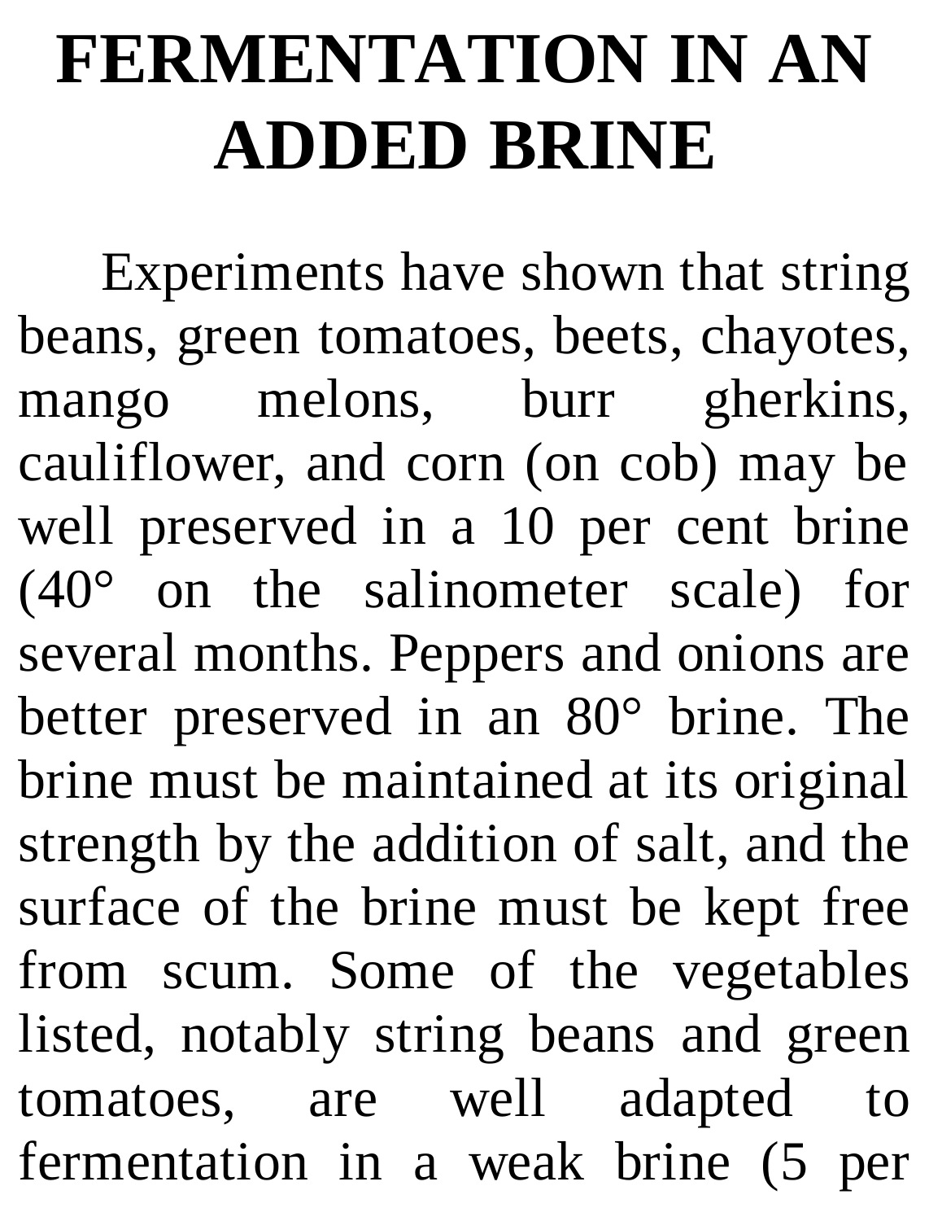# FERMENTATION IN AN ADDED BRINE

Experiments have shown that string beans, green tomatoes, beets, chayotes, mango melons, burr gherkins, cauliflower, and corn (on cob) may be well preserved in a 10 per cent brine (40° on the salinometer scale) for several months. Peppers and onions are better preserved in an 80° brine. The brine must be maintained at its original strength by the addition of salt, and the surface of the brine must be kept free from scum. Some of the vegetables listed, notably string beans and green tomatoes, are well adapted to fermentation in a weak brine (5 per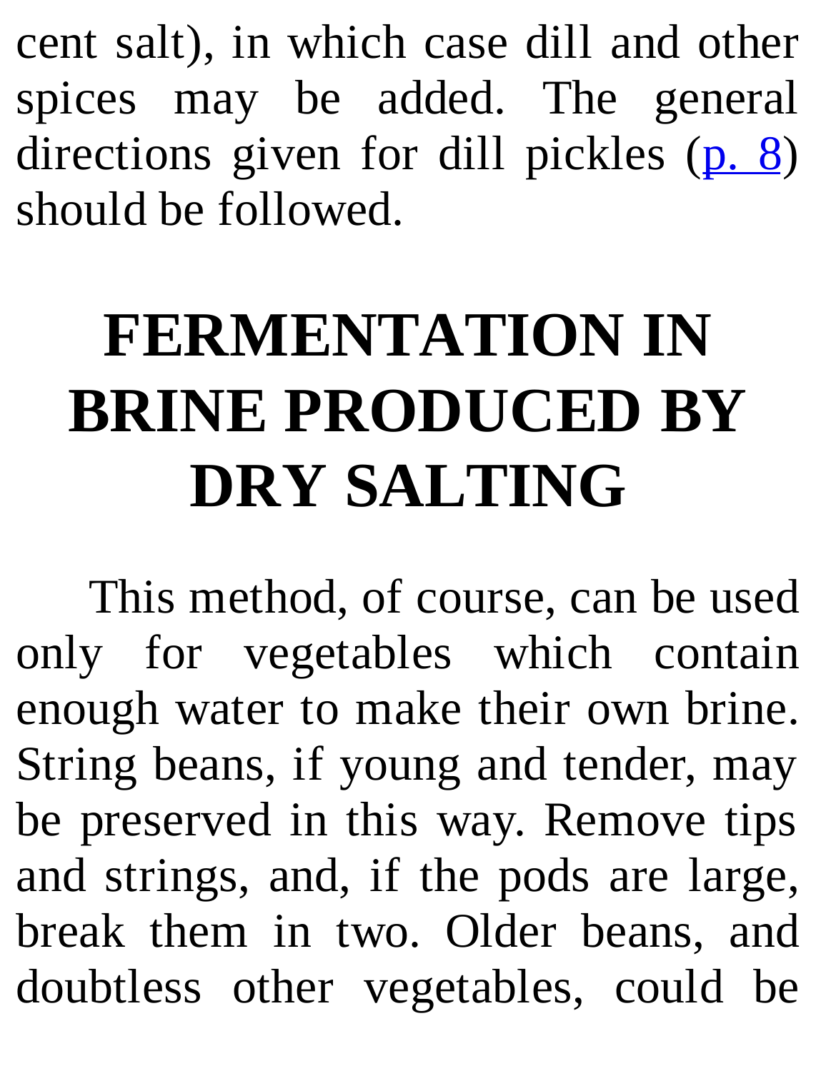cent salt), in which case dill and other spices may be added. The general directions given for dill pickles (p. 8) should be followed.

# FERMENTATION IN BRINE PRODUCED BY DRY SALTING

This method, of course, can be used only for vegetables which contain enough water to make their own brine. String beans, if young and tender, may be preserved in this way. Remove tips and strings, and, if the pods are large, break them in two. Older beans, and doubtless other vegetables, could be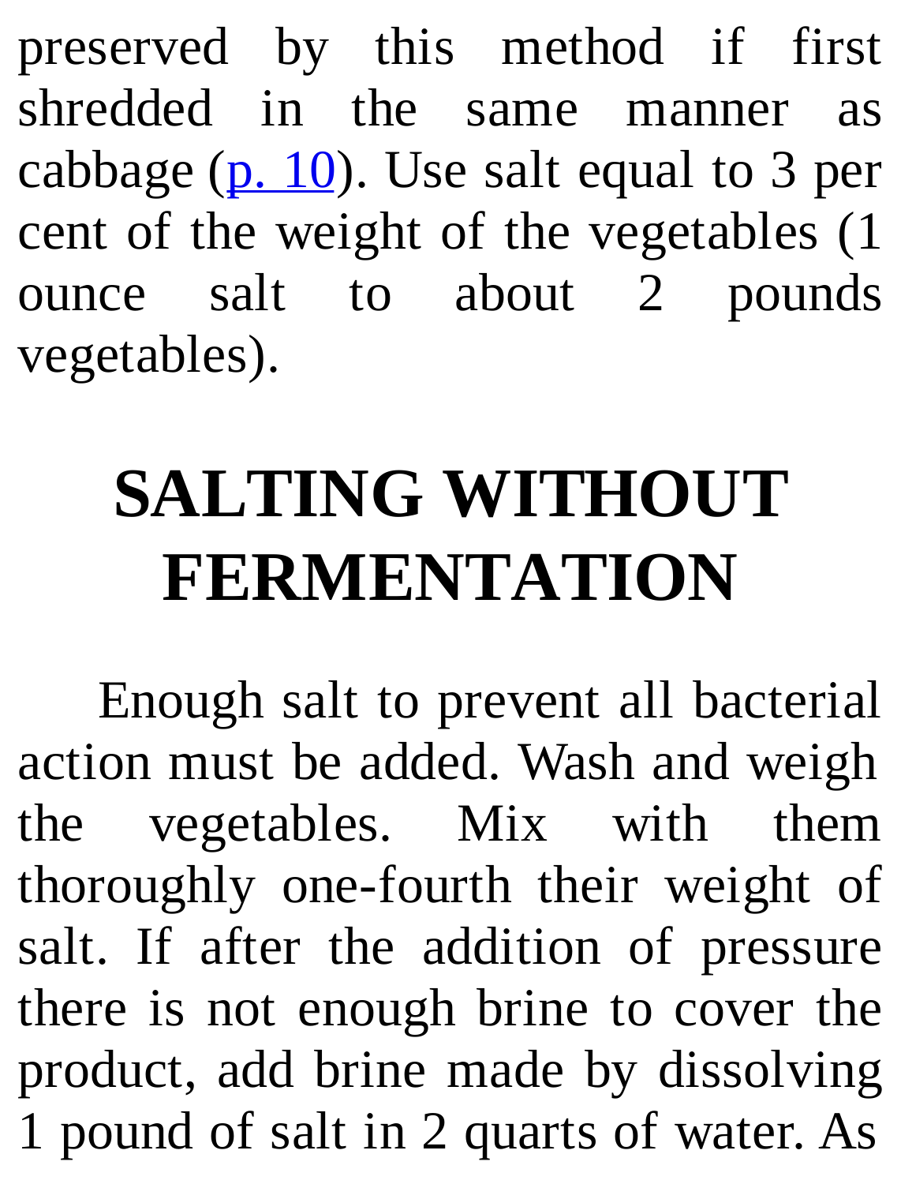preserved by this method if first shredded in the same manner as cabbage (p. 10). Use salt equal to 3 per cent of the weight of the vegetables (1 ounce salt to about 2 pounds vegetables).

# SALTING WITHOUT FERMENTATION

Enough salt to prevent all bacterial action must be added. Wash and weigh the vegetables. Mix with them thoroughly one-fourth their weight of salt. If after the addition of pressure there is not enough brine to cover the product, add brine made by dissolving 1 pound of salt in 2 quarts of water. As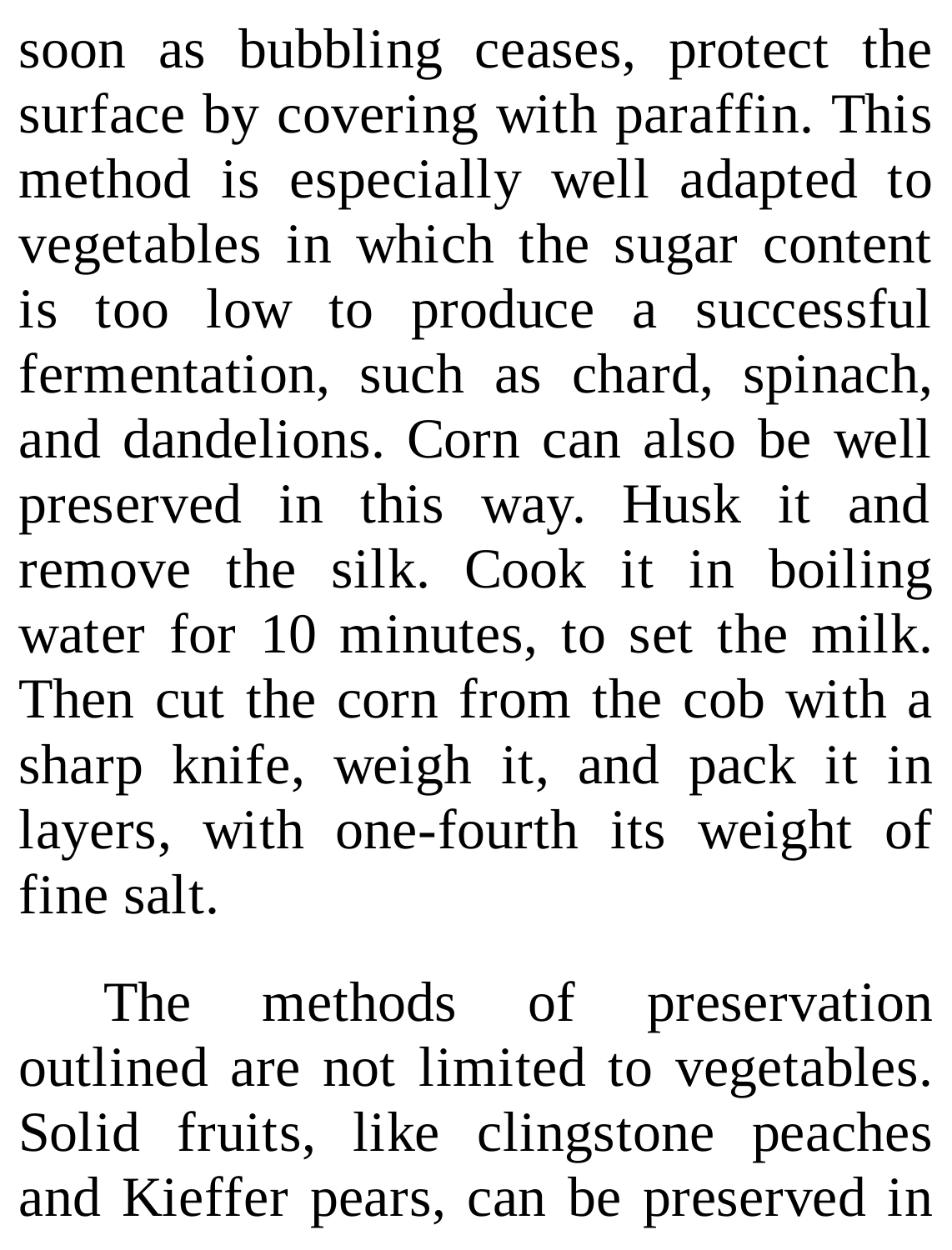soon as bubbling ceases, protect the surface by covering with paraffin. This method is especially well adapted to vegetables in which the sugar content is too low to produce a successful fermentation, such as chard, spinach, and dandelions. Corn can also be well preserved in this way. Husk it and remove the silk. Cook it in boiling water for 10 minutes, to set the milk. Then cut the corn from the cob with a sharp knife, weigh it, and pack it in layers, with one-fourth its weight of fine salt.

The methods of preservation outlined are not limited to vegetables. Solid fruits, like clingstone peaches and Kieffer pears, can be preserved in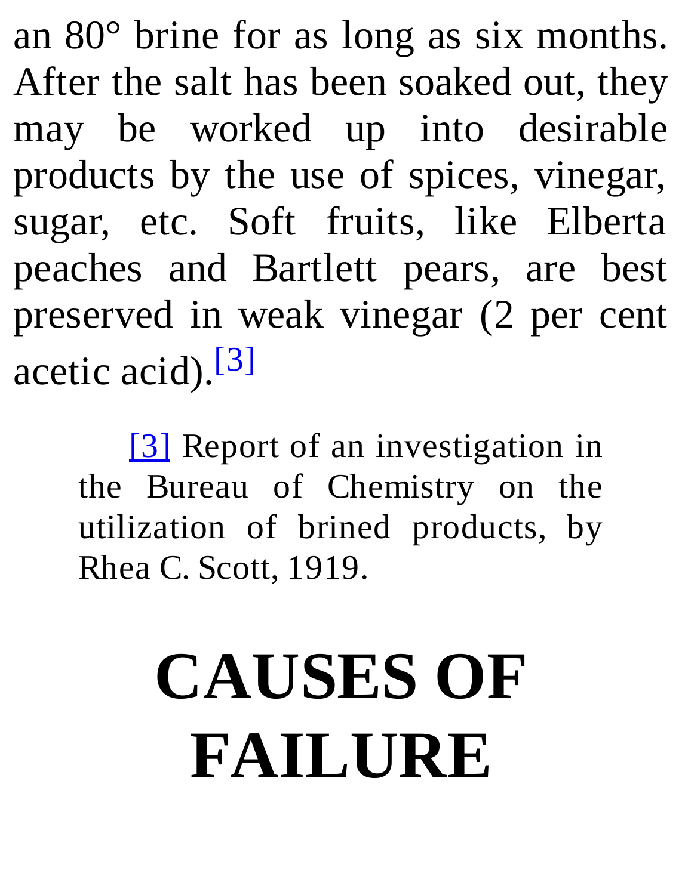an 80° brine for as long as six months. After the salt has been soaked out, they may be worked up into desirable products by the use of spices, vinegar, sugar, etc. Soft fruits, like Elberta peaches and Bartlett pears, are best preserved in weak vinegar (2 per cent acetic acid).[3]

> [3] Report of an investigation in the Bureau of Chemistry on the utilization of brined products, by Rhea C. Scott, 1919.

# CAUSES OF FAILURE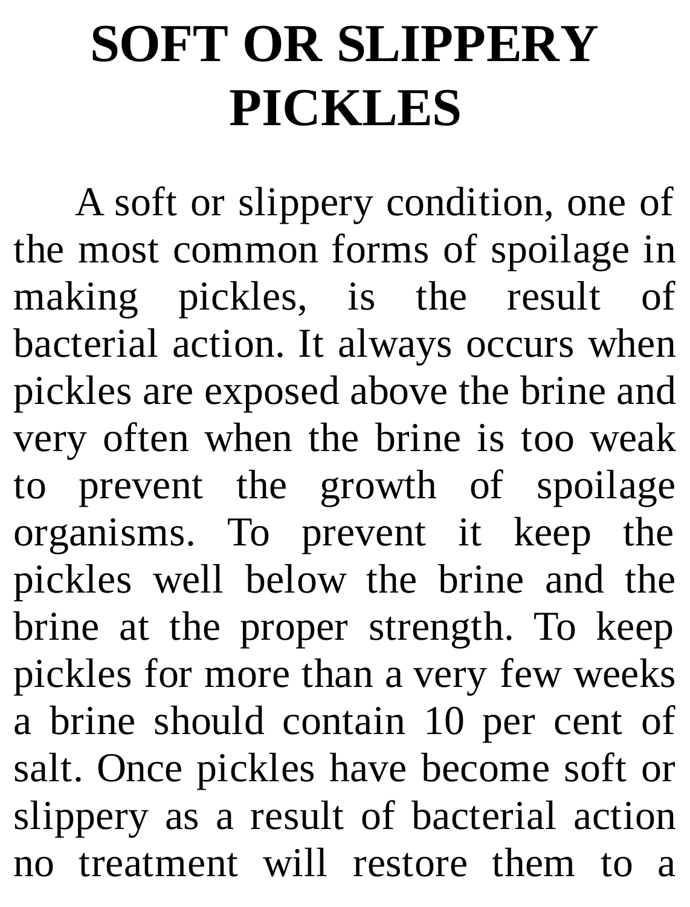# SOFT OR SLIPPERY PICKLES

A soft or slippery condition, one of the most common forms of spoilage in making pickles, is the result of bacterial action. It always occurs when pickles are exposed above the brine and very often when the brine is too weak to prevent the growth of spoilage organisms. To prevent it keep the pickles well below the brine and the brine at the proper strength. To keep pickles for more than a very few weeks a brine should contain 10 per cent of salt. Once pickles have become soft or slippery as a result of bacterial action no treatment will restore them to a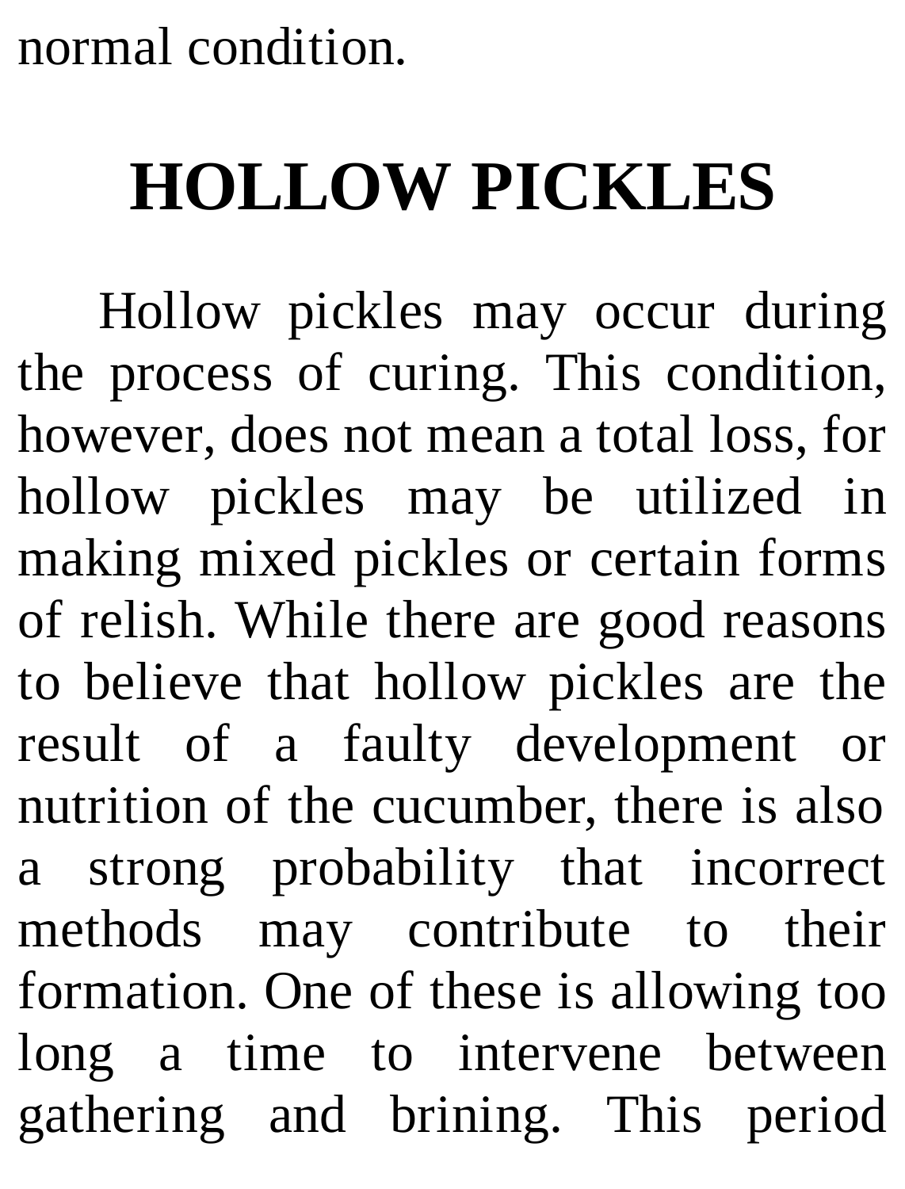normal condition.

## HOLLOW PICKLES

Hollow pickles may occur during the process of curing. This condition, however, does not mean a total loss, for hollow pickles may be utilized in making mixed pickles or certain forms of relish. While there are good reasons to believe that hollow pickles are the result of a faulty development or nutrition of the cucumber, there is also a strong probability that incorrect methods may contribute to their formation. One of these is allowing too long a time to intervene between gathering and brining. This period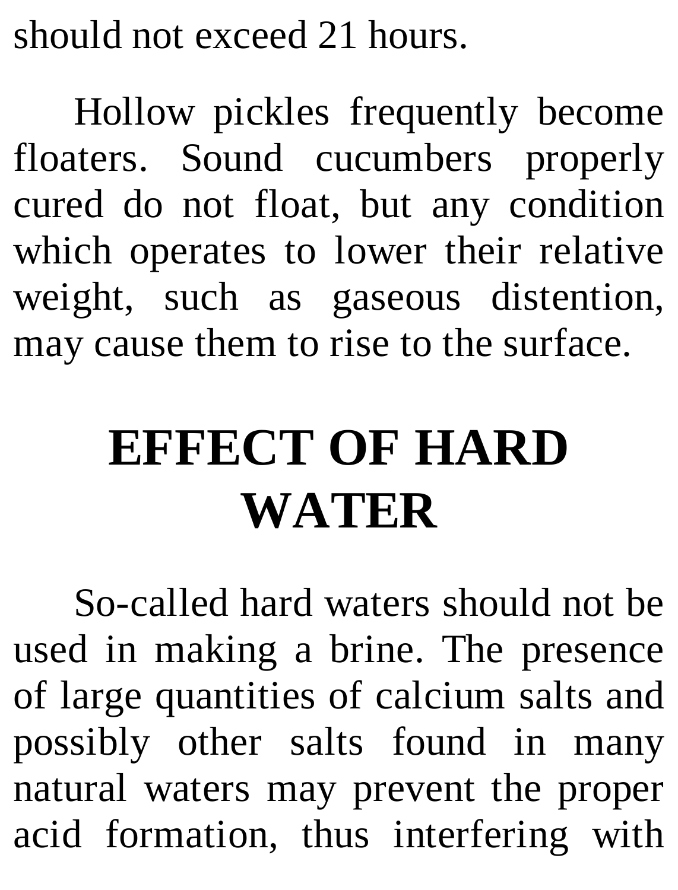should not exceed 21 hours.

Hollow pickles frequently become floaters. Sound cucumbers properly cured do not float, but any condition which operates to lower their relative weight, such as gaseous distention, may cause them to rise to the surface.

# EFFECT OF HARD WATER

So-called hard waters should not be used in making a brine. The presence of large quantities of calcium salts and possibly other salts found in many natural waters may prevent the proper acid formation, thus interfering with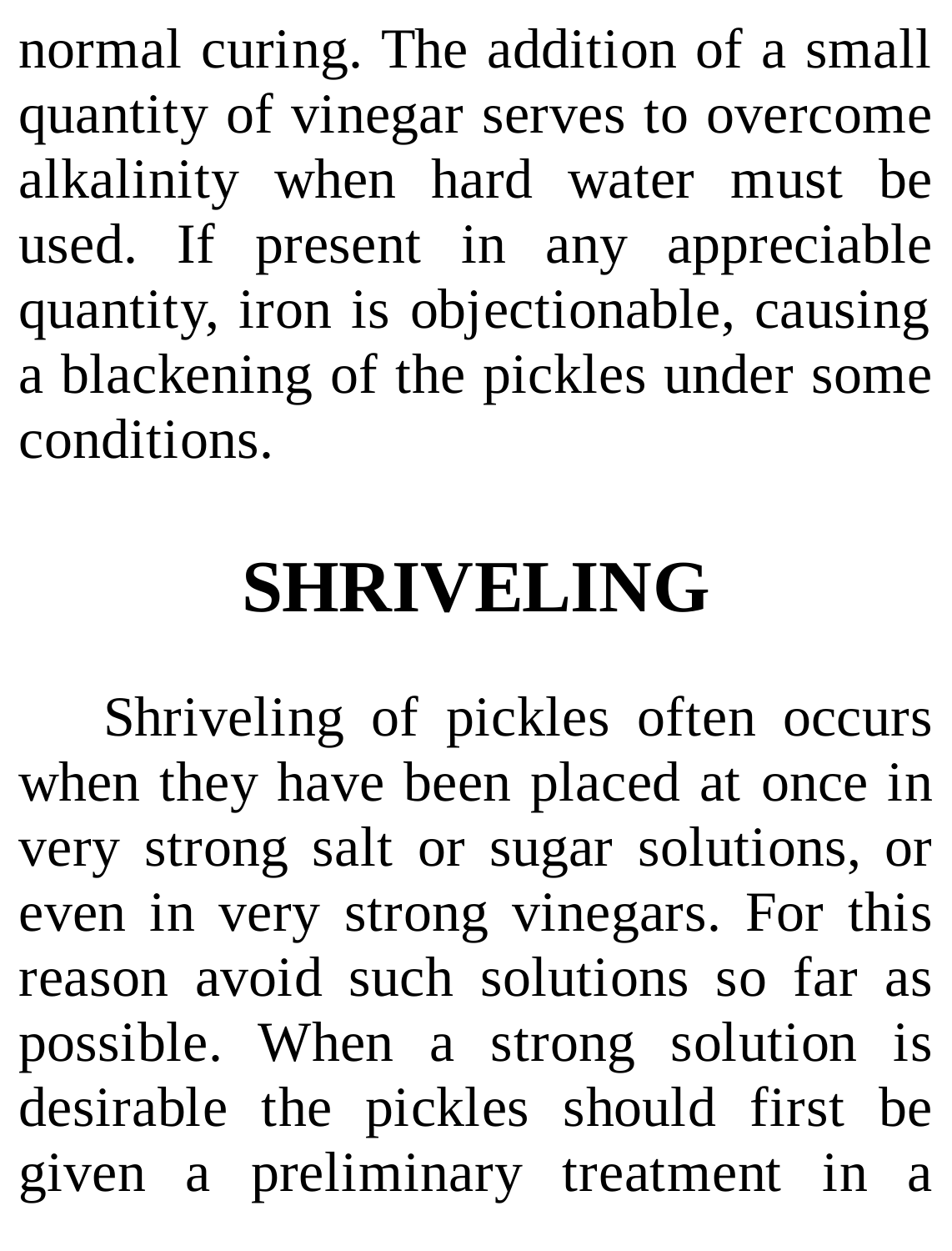normal curing. The addition of a small quantity of vinegar serves to overcome alkalinity when hard water must be used. If present in any appreciable quantity, iron is objectionable, causing a blackening of the pickles under some conditions.

## SHRIVELING

Shriveling of pickles often occurs when they have been placed at once in very strong salt or sugar solutions, or even in very strong vinegars. For this reason avoid such solutions so far as possible. When a strong solution is desirable the pickles should first be given a preliminary treatment in a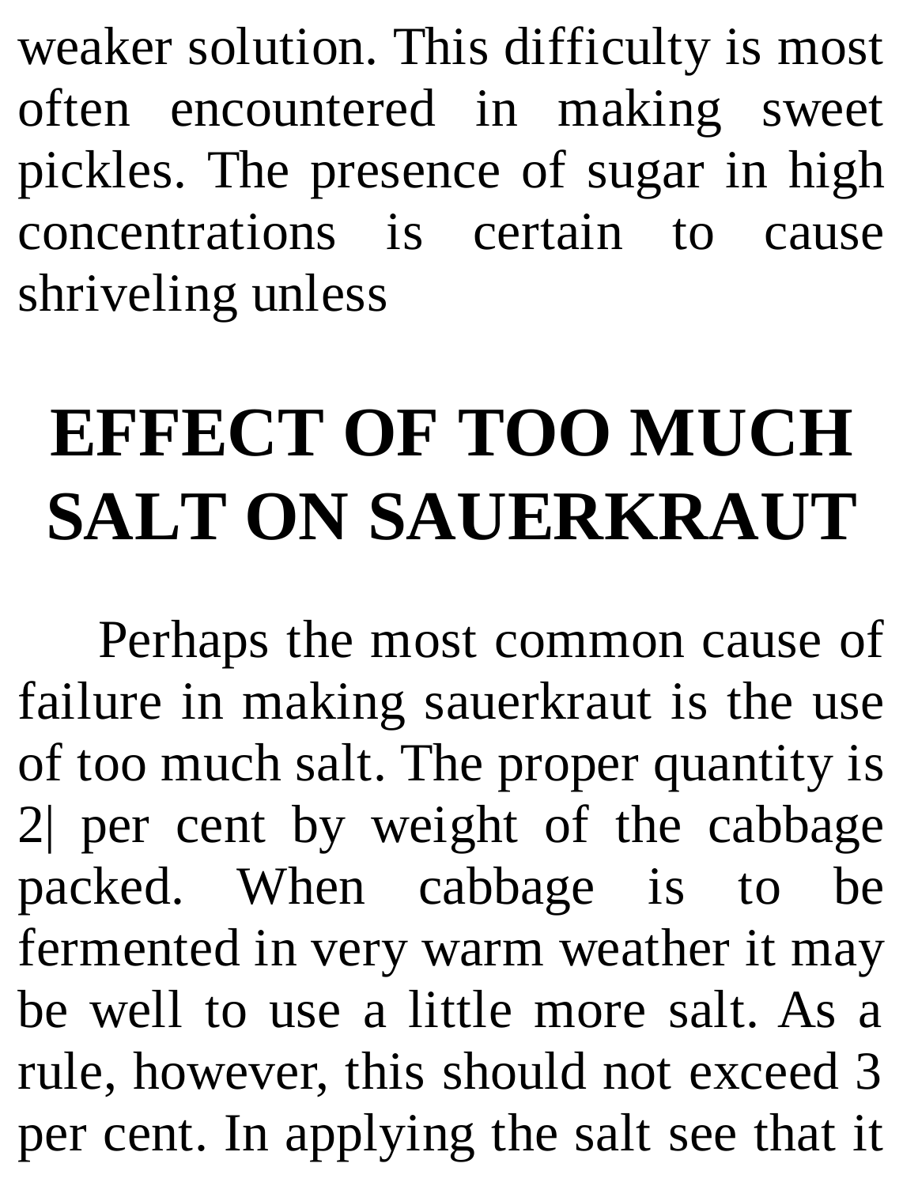weaker solution. This difficulty is most often encountered in making sweet pickles. The presence of sugar in high concentrations is certain to cause shriveling unless

# EFFECT OF TOO MUCH SALT ON SAUERKRAUT

Perhaps the most common cause of failure in making sauerkraut is the use of too much salt. The proper quantity is 2| per cent by weight of the cabbage packed. When cabbage is to be fermented in very warm weather it may be well to use a little more salt. As a rule, however, this should not exceed 3 per cent. In applying the salt see that it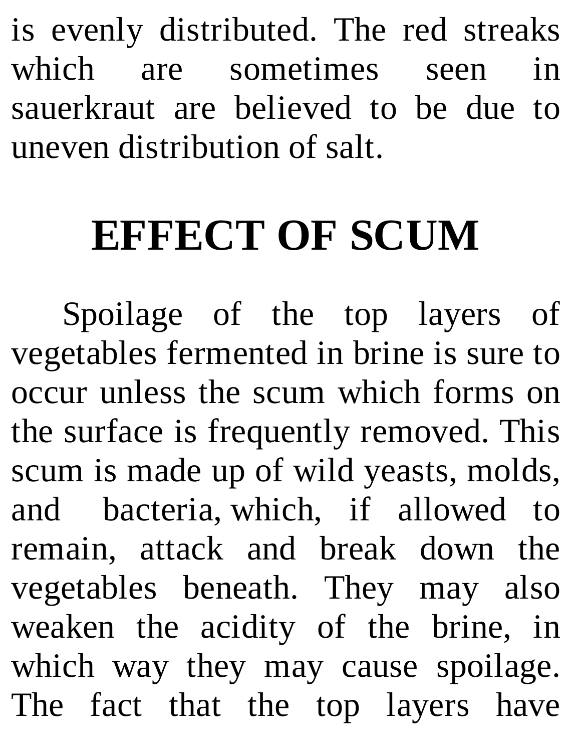is evenly distributed. The red streaks which are sometimes seen in sauerkraut are believed to be due to uneven distribution of salt.

## EFFECT OF SCUM

Spoilage of the top layers of vegetables fermented in brine is sure to occur unless the scum which forms on the surface is frequently removed. This scum is made up of wild yeasts, molds, and bacteria, which, if allowed to remain, attack and break down the vegetables beneath. They may also weaken the acidity of the brine, in which way they may cause spoilage. The fact that the top layers have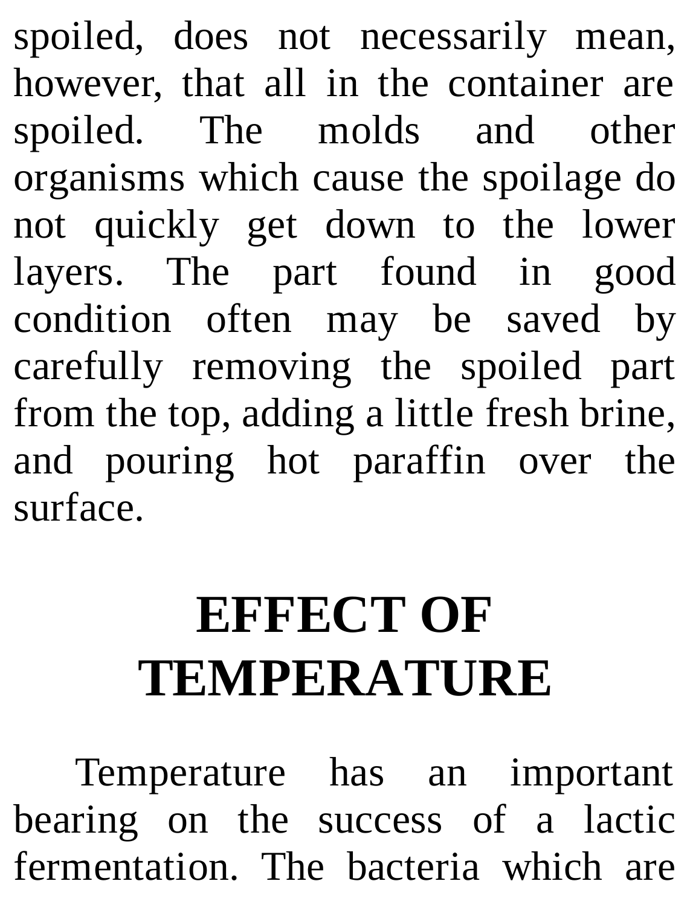spoiled, does not necessarily mean, however, that all in the container are spoiled. The molds and other organisms which cause the spoilage do not quickly get down to the lower layers. The part found in good condition often may be saved by carefully removing the spoiled part from the top, adding a little fresh brine, and pouring hot paraffin over the surface.

## EFFECT OF TEMPERATURE

Temperature has an important bearing on the success of a lactic fermentation. The bacteria which are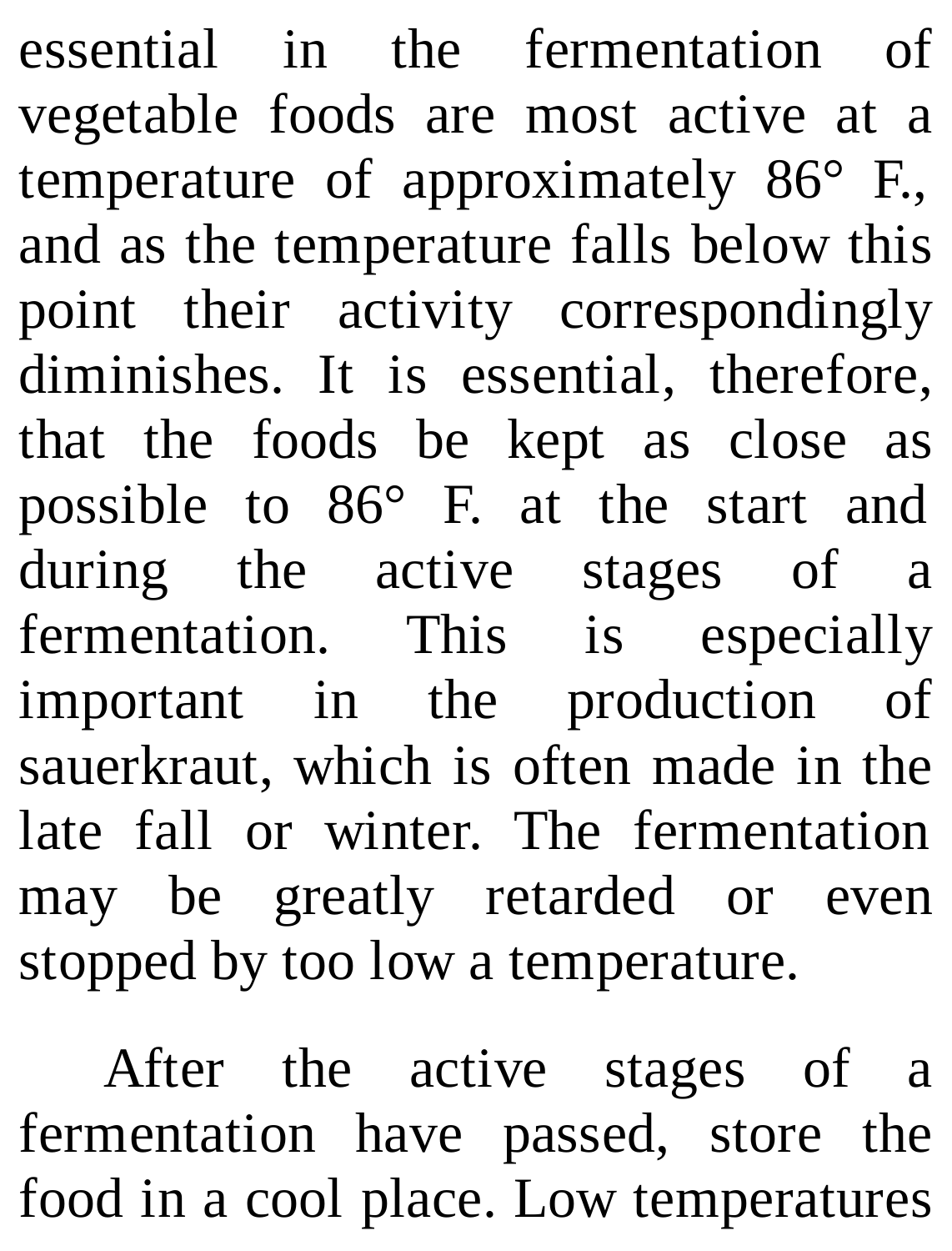essential in the fermentation of vegetable foods are most active at a temperature of approximately 86° F., and as the temperature falls below this point their activity correspondingly diminishes. It is essential, therefore, that the foods be kept as close as possible to 86° F. at the start and during the active stages of a fermentation. This is especially important in the production of sauerkraut, which is often made in the late fall or winter. The fermentation may be greatly retarded or even stopped by too low a temperature.

After the active stages of a fermentation have passed, store the food in a cool place. Low temperatures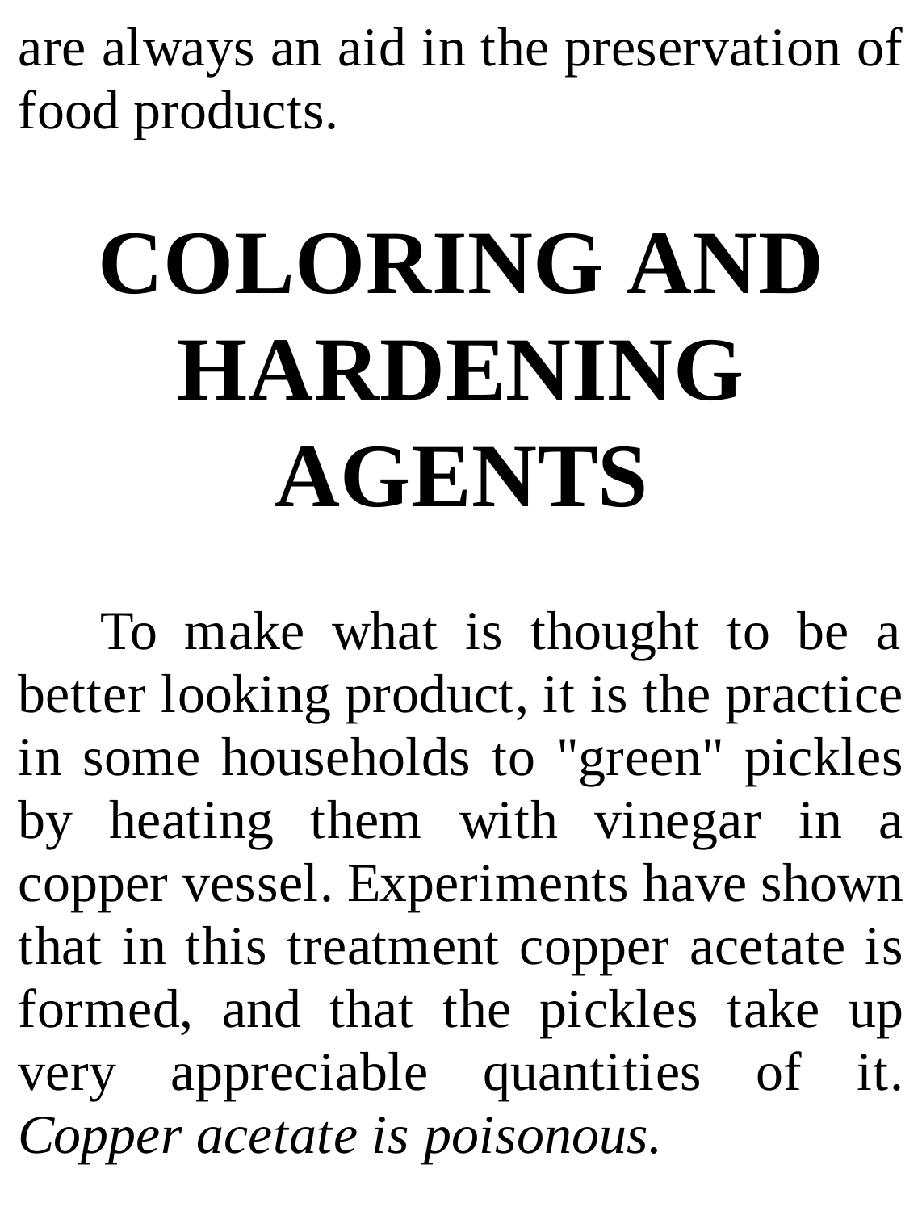are always an aid in the preservation of food products.

# COLORING AND HARDENING AGENTS

To make what is thought to be a better looking product, it is the practice in some households to "green" pickles by heating them with vinegar in a copper vessel. Experiments have shown that in this treatment copper acetate is formed, and that the pickles take up very appreciable quantities of it. *Copper acetate is poisonous*.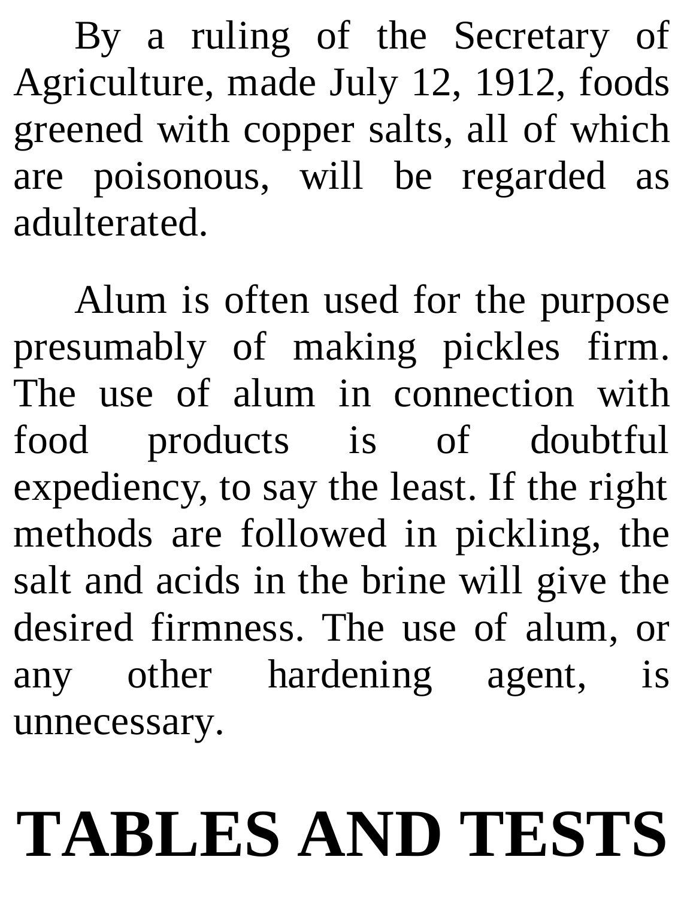By a ruling of the Secretary of Agriculture, made July 12, 1912, foods greened with copper salts, all of which are poisonous, will be regarded as adulterated.

Alum is often used for the purpose presumably of making pickles firm. The use of alum in connection with food products is of doubtful expediency, to say the least. If the right methods are followed in pickling, the salt and acids in the brine will give the desired firmness. The use of alum, or any other hardening agent, is unnecessary.

# TABLES AND TESTS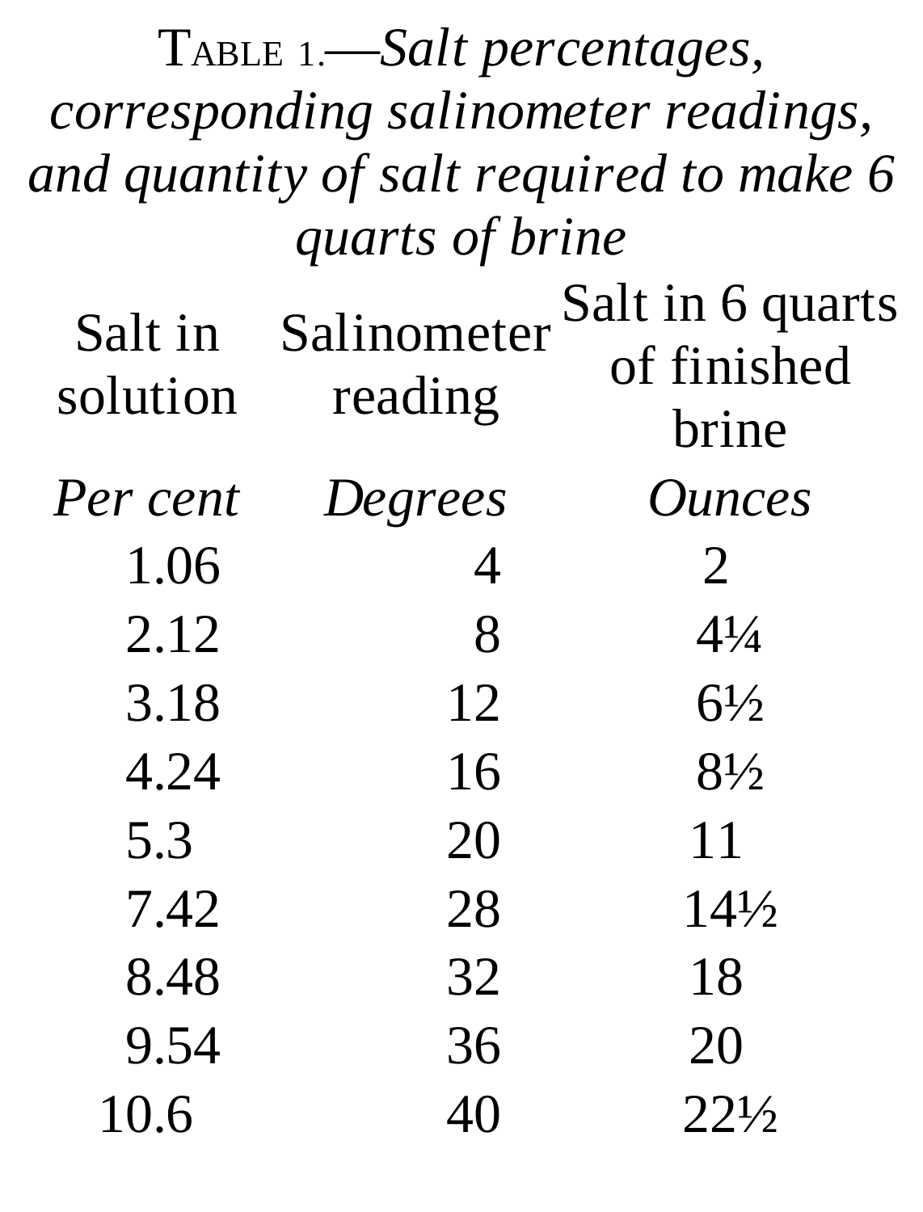Table 1.—*Salt percentages, corresponding salinometer readings, and quantity of salt required to make 6 quarts of brine*

| Salt in solution | Salinometer reading | Salt in 6 quarts of finished brine |
|---|---|---|
| *Per cent* | *Degrees* | *Ounces* |
| 1.06 | 4 | 2 |
| 2.12 | 8 | 4¼ |
| 3.18 | 12 | 6½ |
| 4.24 | 16 | 8½ |
| 5.3 | 20 | 11 |
| 7.42 | 28 | 14½ |
| 8.48 | 32 | 18 |
| 9.54 | 36 | 20 |
| 10.6 | 40 | 22½ |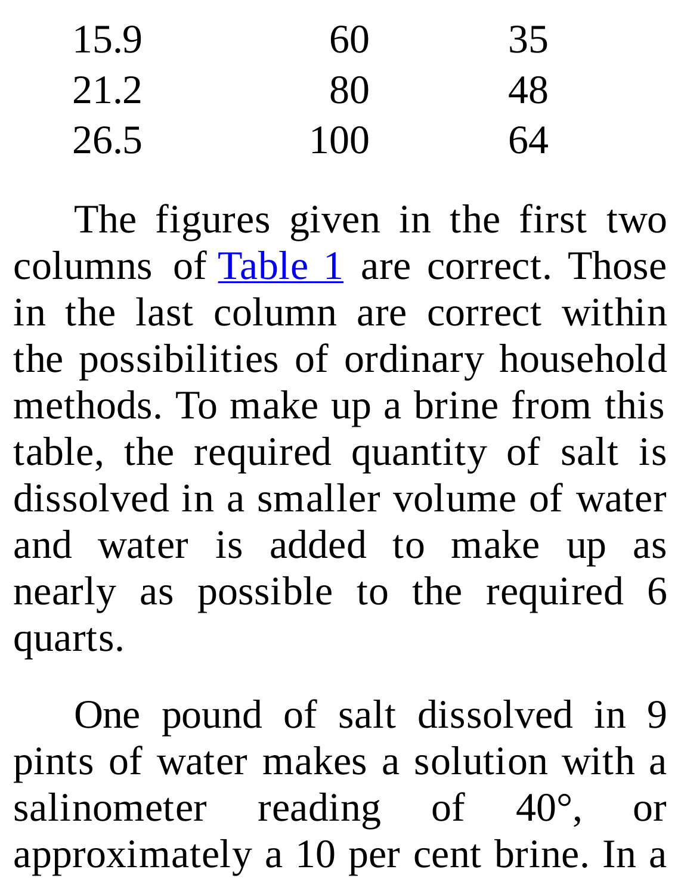| | | |
|---|---|---|
| 15.9 | 60 | 35 |
| 21.2 | 80 | 48 |
| 26.5 | 100 | 64 |

The figures given in the first two columns of Table 1 are correct. Those in the last column are correct within the possibilities of ordinary household methods. To make up a brine from this table, the required quantity of salt is dissolved in a smaller volume of water and water is added to make up as nearly as possible to the required 6 quarts.

One pound of salt dissolved in 9 pints of water makes a solution with a salinometer reading of 40°, or approximately a 10 per cent brine. In a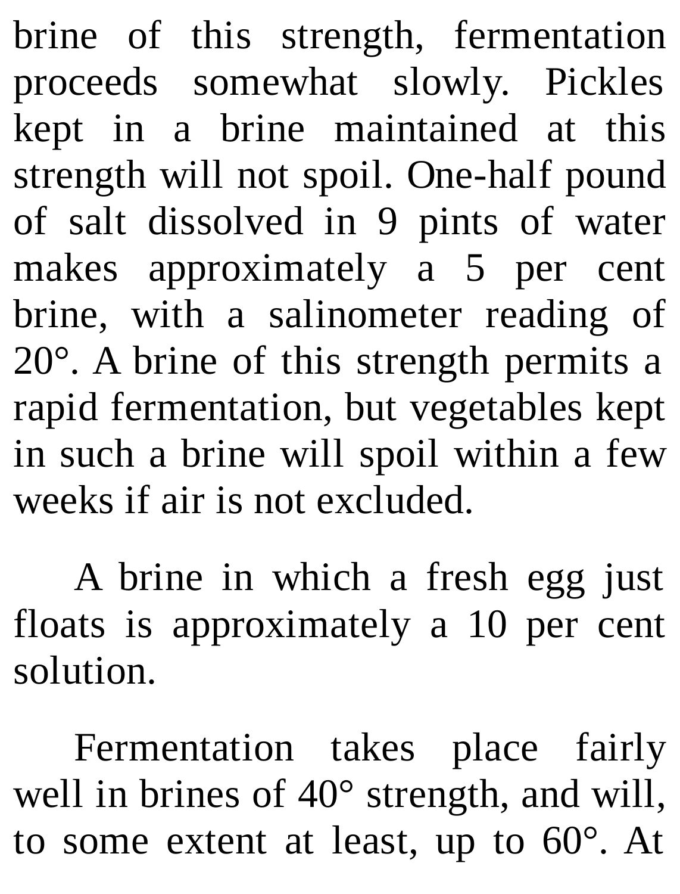brine of this strength, fermentation proceeds somewhat slowly. Pickles kept in a brine maintained at this strength will not spoil. One-half pound of salt dissolved in 9 pints of water makes approximately a 5 per cent brine, with a salinometer reading of 20°. A brine of this strength permits a rapid fermentation, but vegetables kept in such a brine will spoil within a few weeks if air is not excluded.

A brine in which a fresh egg just floats is approximately a 10 per cent solution.

Fermentation takes place fairly well in brines of 40° strength, and will, to some extent at least, up to 60°. At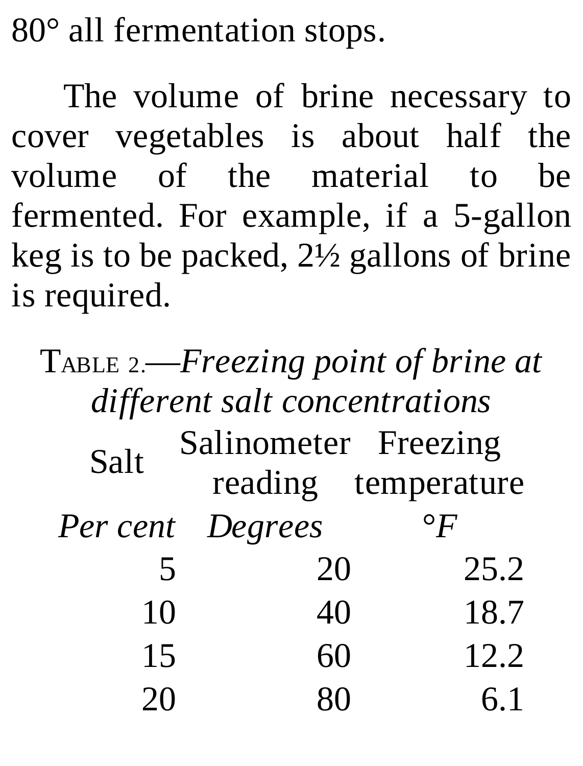80° all fermentation stops.

The volume of brine necessary to cover vegetables is about half the volume of the material to be fermented. For example, if a 5-gallon keg is to be packed, 2½ gallons of brine is required.

TABLE 2.—*Freezing point of brine at different salt concentrations*

| Salt | Salinometer reading | Freezing temperature |
|---|---|---|
| *Per cent* | *Degrees* | *°F* |
| 5 | 20 | 25.2 |
| 10 | 40 | 18.7 |
| 15 | 60 | 12.2 |
| 20 | 80 | 6.1 |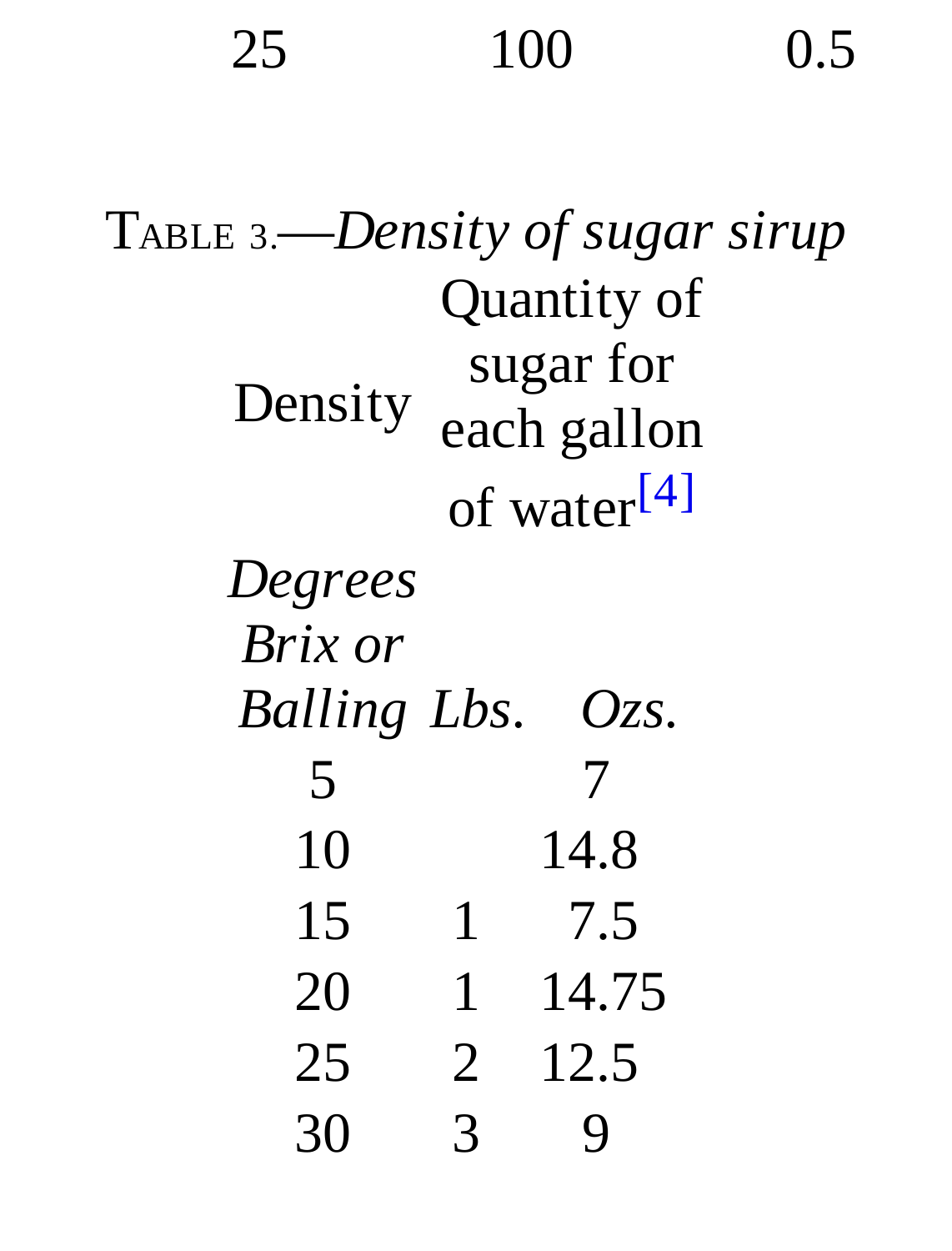| 25 | 100 | 0.5 |
|---|---|---|

TABLE 3.—*Density of sugar sirup*

| Density | Quantity of sugar for each gallon of water[4] | |
|---|---|---|
| *Degrees Brix or Balling* | *Lbs.* | *Ozs.* |
| 5 | | 7 |
| 10 | | 14.8 |
| 15 | 1 | 7.5 |
| 20 | 1 | 14.75 |
| 25 | 2 | 12.5 |
| 30 | 3 | 9 |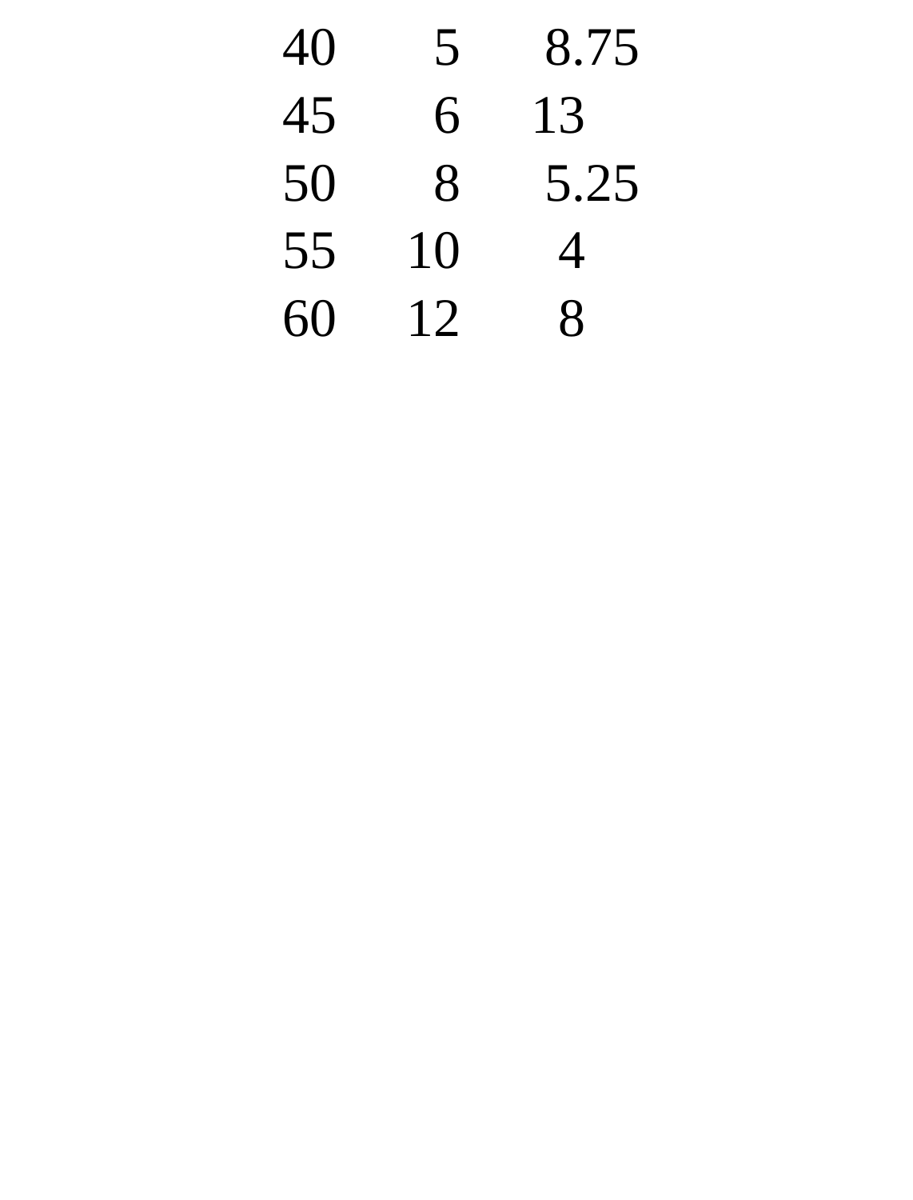| | | |
|---|---|---|
| 40 | 5 | 8.75 |
| 45 | 6 | 13 |
| 50 | 8 | 5.25 |
| 55 | 10 | 4 |
| 60 | 12 | 8 |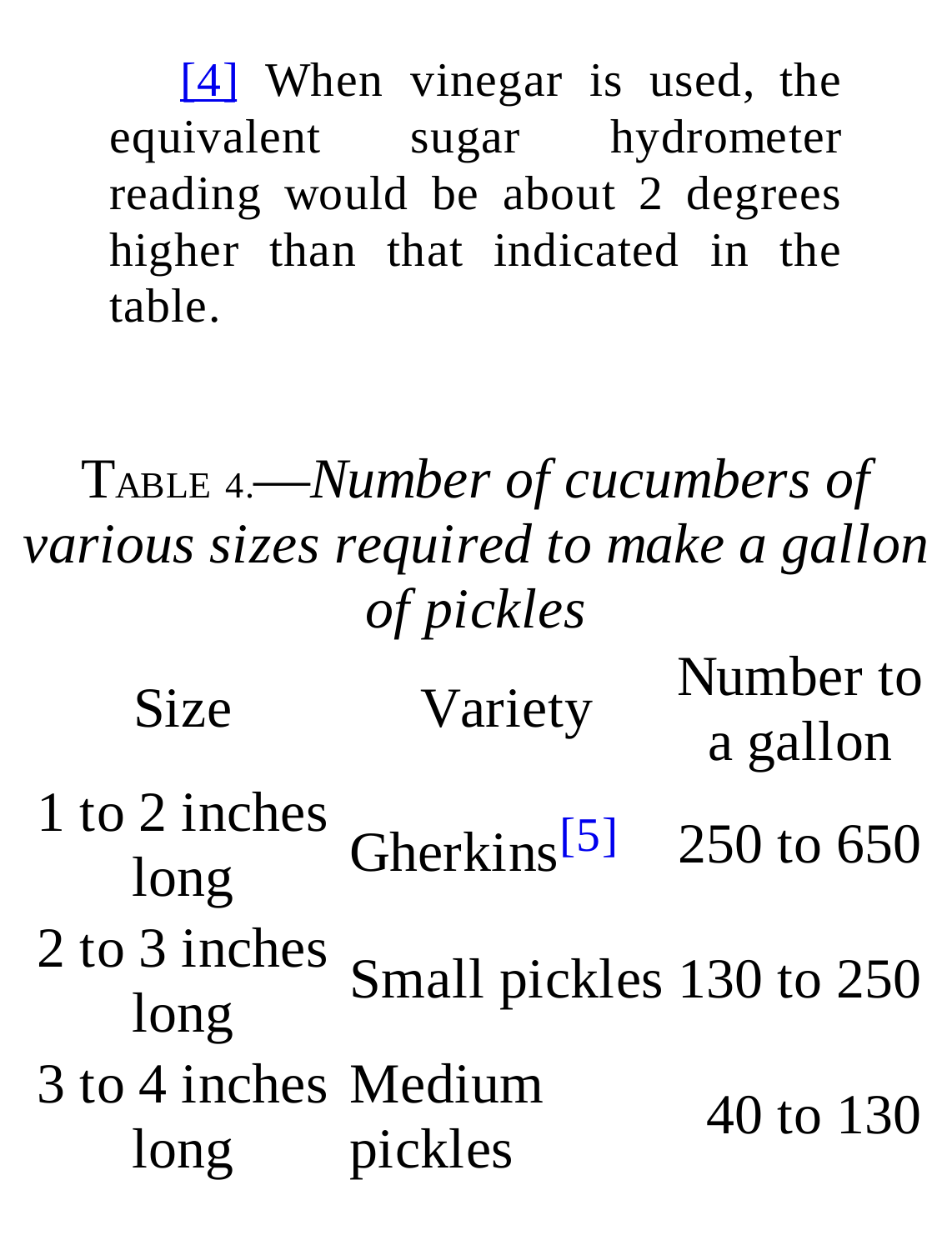[4] When vinegar is used, the equivalent sugar hydrometer reading would be about 2 degrees higher than that indicated in the table.

TABLE 4.—*Number of cucumbers of various sizes required to make a gallon of pickles*

| Size | Variety | Number to a gallon |
|---|---|---|
| 1 to 2 inches long | Gherkins[5] | 250 to 650 |
| 2 to 3 inches long | Small pickles | 130 to 250 |
| 3 to 4 inches long | Medium pickles | 40 to 130 |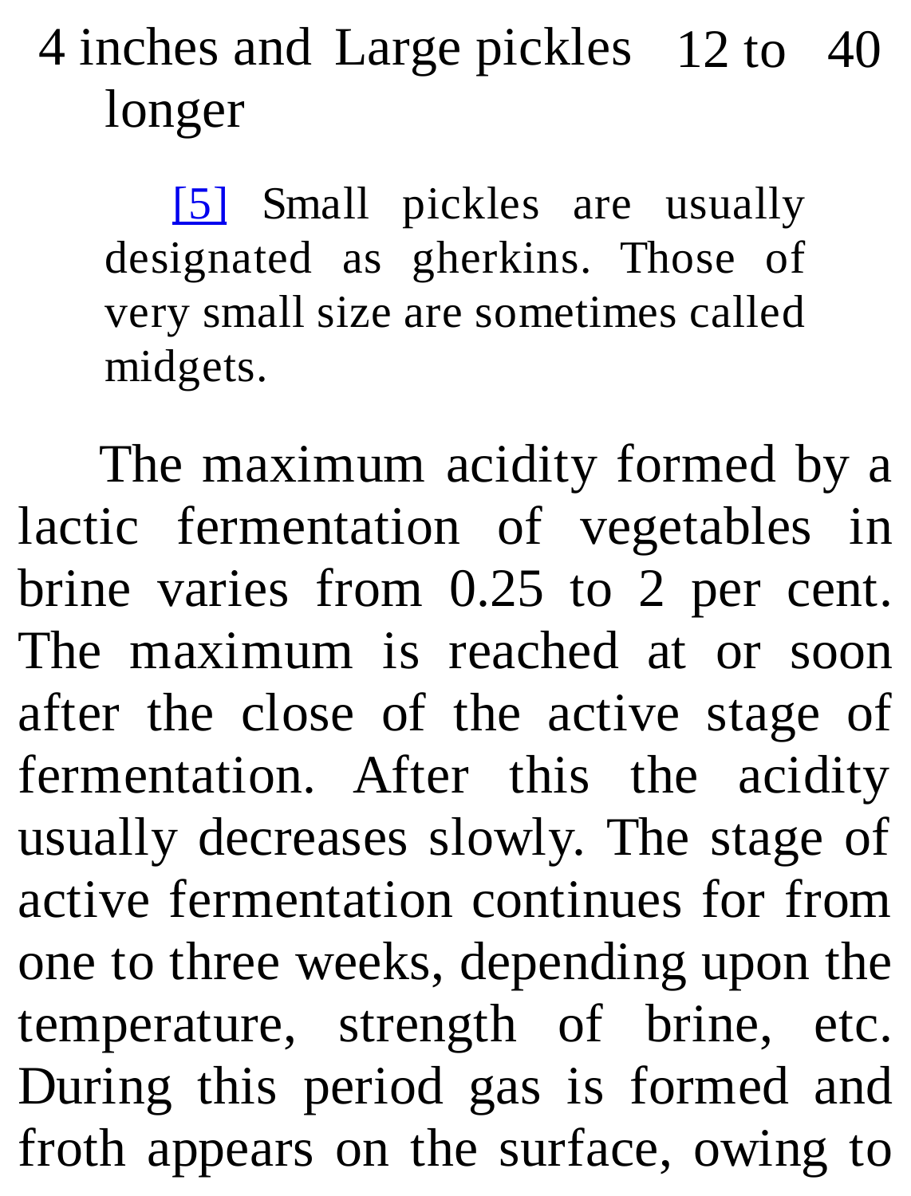| | | | |
|---|---|---|---|
| 4 inches and longer | Large pickles | 12 to | 40 |

[5] Small pickles are usually designated as gherkins. Those of very small size are sometimes called midgets.

The maximum acidity formed by a lactic fermentation of vegetables in brine varies from 0.25 to 2 per cent. The maximum is reached at or soon after the close of the active stage of fermentation. After this the acidity usually decreases slowly. The stage of active fermentation continues for from one to three weeks, depending upon the temperature, strength of brine, etc. During this period gas is formed and froth appears on the surface, owing to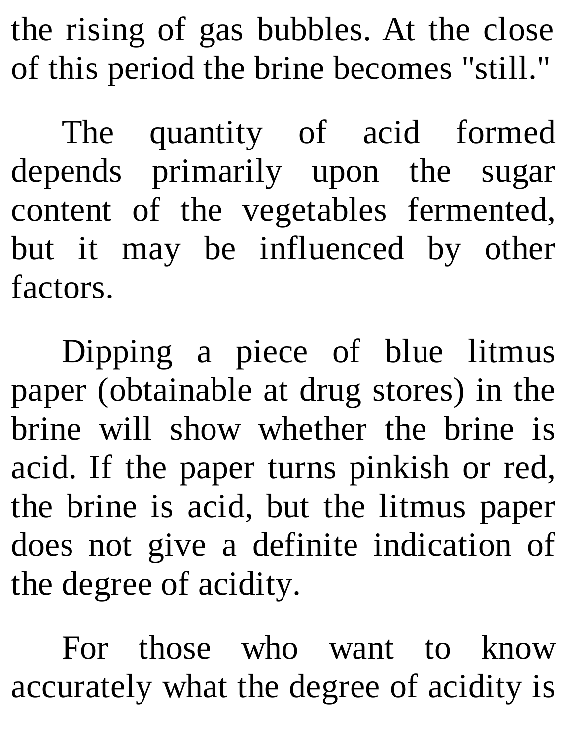the rising of gas bubbles. At the close of this period the brine becomes "still."

The quantity of acid formed depends primarily upon the sugar content of the vegetables fermented, but it may be influenced by other factors.

Dipping a piece of blue litmus paper (obtainable at drug stores) in the brine will show whether the brine is acid. If the paper turns pinkish or red, the brine is acid, but the litmus paper does not give a definite indication of the degree of acidity.

For those who want to know accurately what the degree of acidity is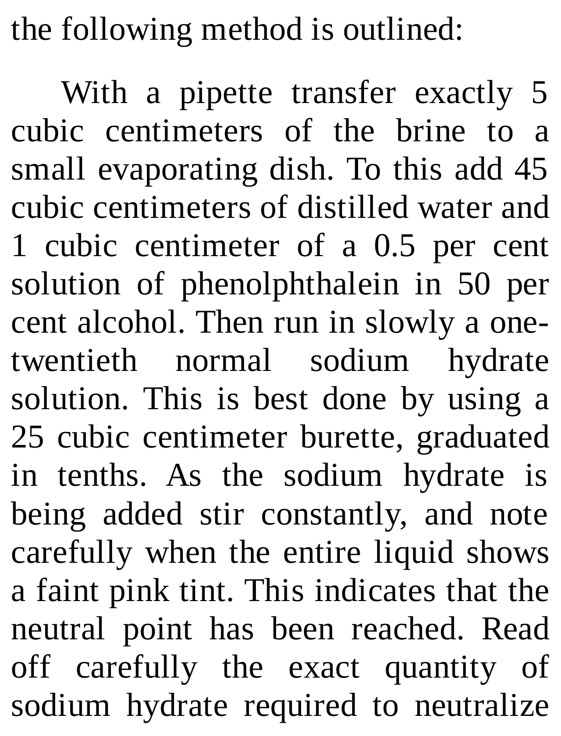the following method is outlined:

With a pipette transfer exactly 5 cubic centimeters of the brine to a small evaporating dish. To this add 45 cubic centimeters of distilled water and 1 cubic centimeter of a 0.5 per cent solution of phenolphthalein in 50 per cent alcohol. Then run in slowly a one-twentieth normal sodium hydrate solution. This is best done by using a 25 cubic centimeter burette, graduated in tenths. As the sodium hydrate is being added stir constantly, and note carefully when the entire liquid shows a faint pink tint. This indicates that the neutral point has been reached. Read off carefully the exact quantity of sodium hydrate required to neutralize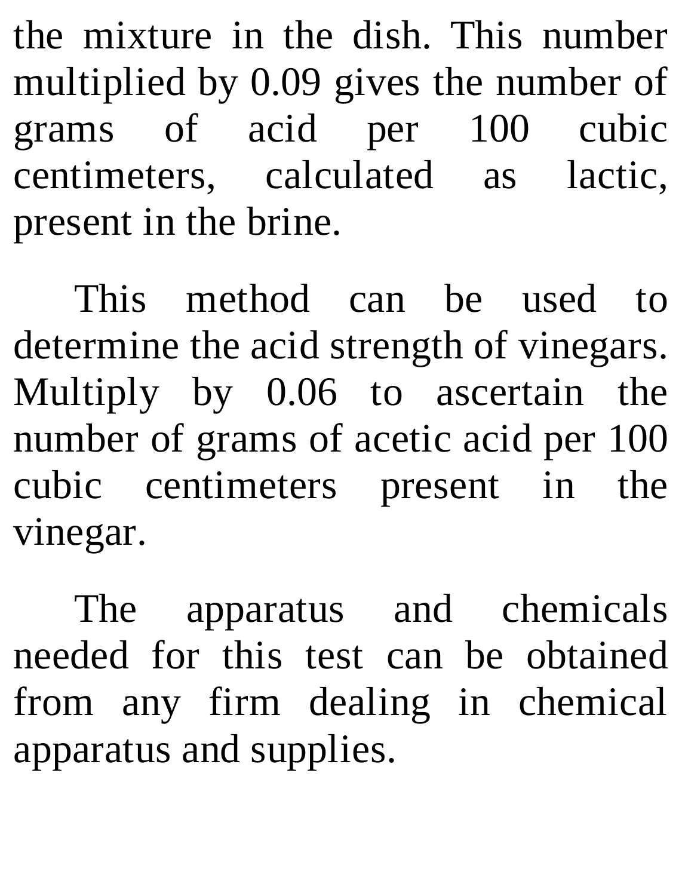the mixture in the dish. This number multiplied by 0.09 gives the number of grams of acid per 100 cubic centimeters, calculated as lactic, present in the brine.

This method can be used to determine the acid strength of vinegars. Multiply by 0.06 to ascertain the number of grams of acetic acid per 100 cubic centimeters present in the vinegar.

The apparatus and chemicals needed for this test can be obtained from any firm dealing in chemical apparatus and supplies.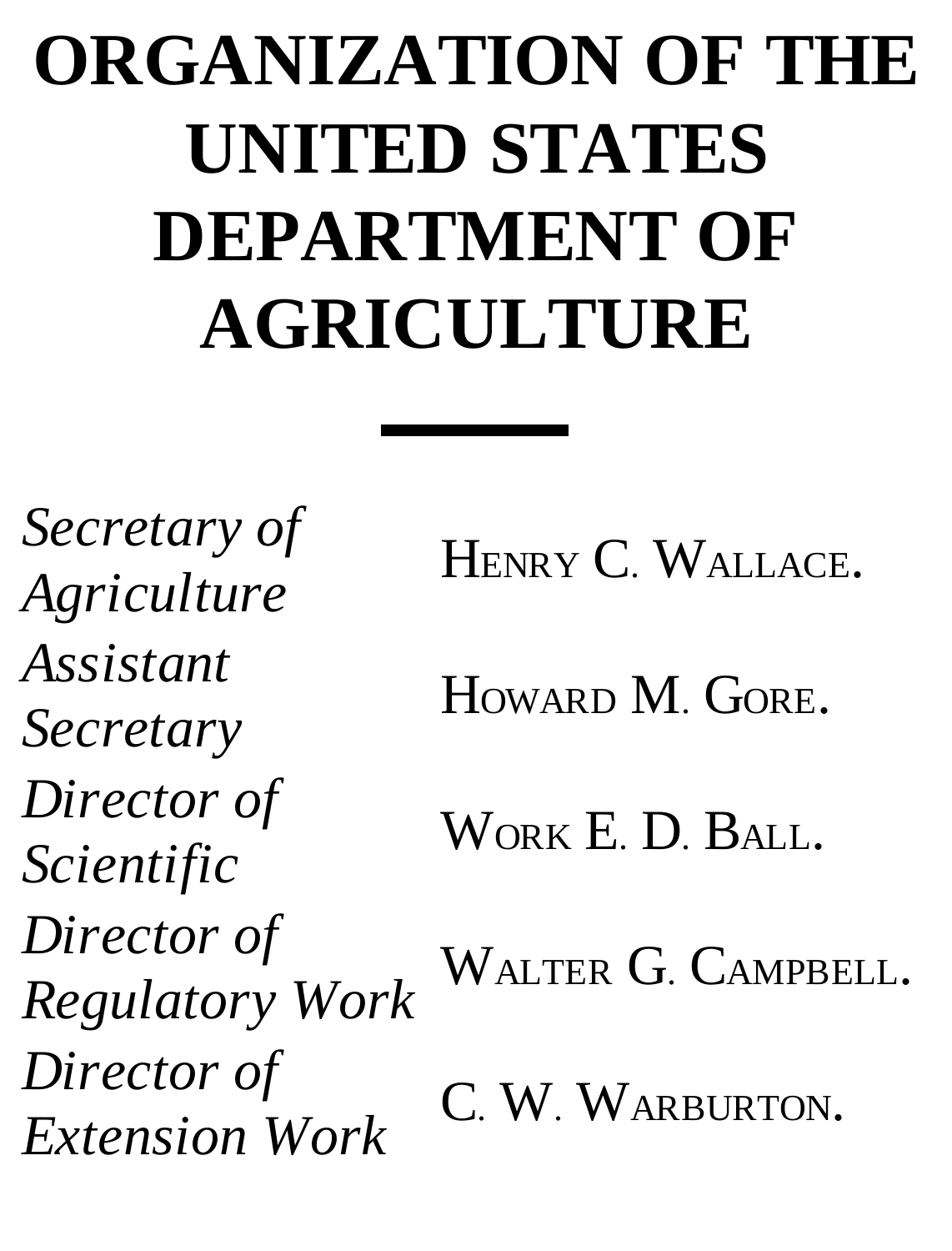# ORGANIZATION OF THE UNITED STATES DEPARTMENT OF AGRICULTURE

---

| | |
|---|---|
| *Secretary of Agriculture* | Henry C. Wallace. |
| *Assistant Secretary* | Howard M. Gore. |
| *Director of Scientific* | Work E. D. Ball. |
| *Director of Regulatory Work* | Walter G. Campbell. |
| *Director of Extension Work* | C. W. Warburton. |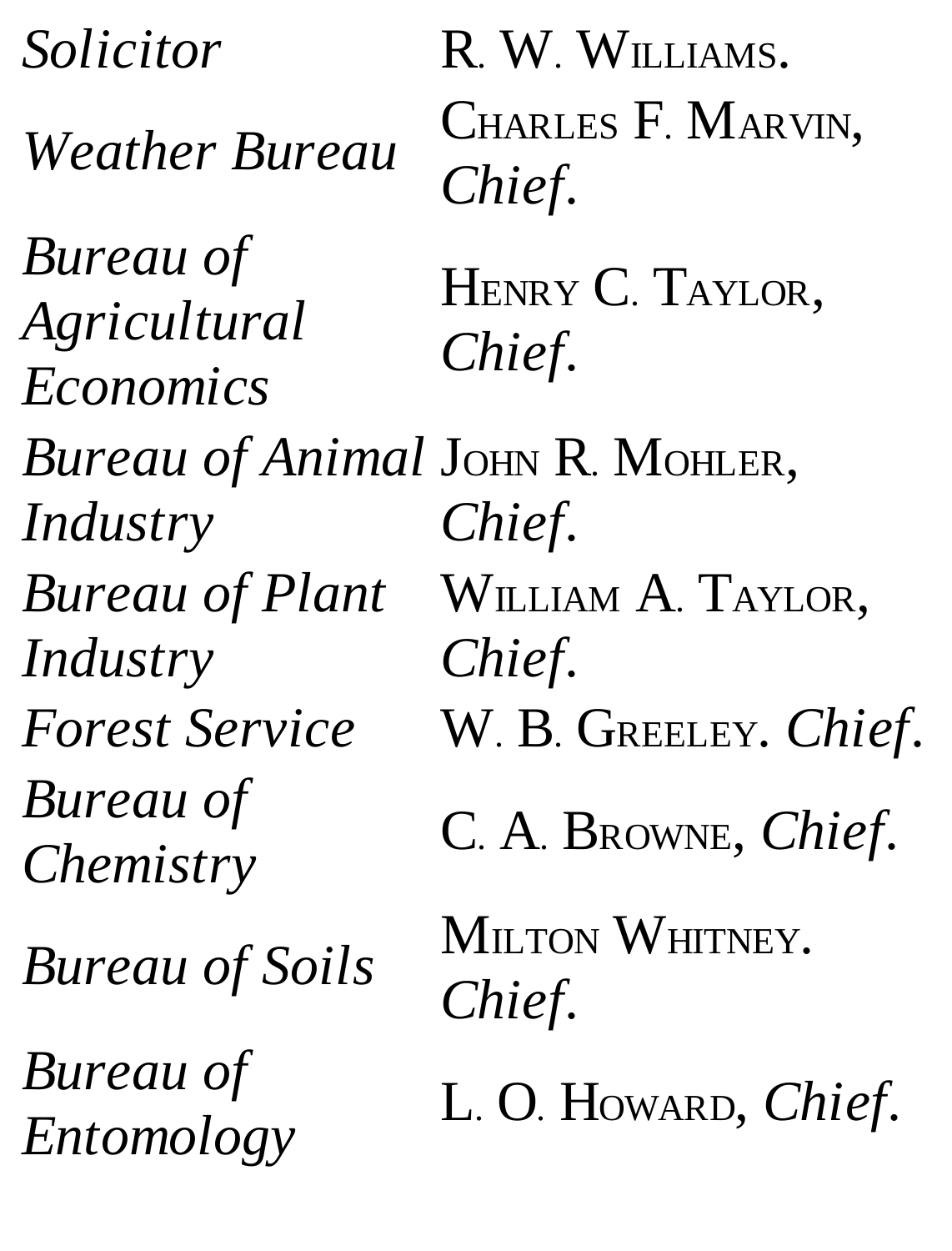| | |
|---|---|
| *Solicitor* | R. W. Williams. |
| *Weather Bureau* | Charles F. Marvin, *Chief*. |
| *Bureau of Agricultural Economics* | Henry C. Taylor, *Chief*. |
| *Bureau of Animal Industry* | John R. Mohler, *Chief*. |
| *Bureau of Plant Industry* | William A. Taylor, *Chief*. |
| *Forest Service* | W. B. Greeley. *Chief*. |
| *Bureau of Chemistry* | C. A. Browne, *Chief*. |
| *Bureau of Soils* | Milton Whitney. *Chief*. |
| *Bureau of Entomology* | L. O. Howard, *Chief*. |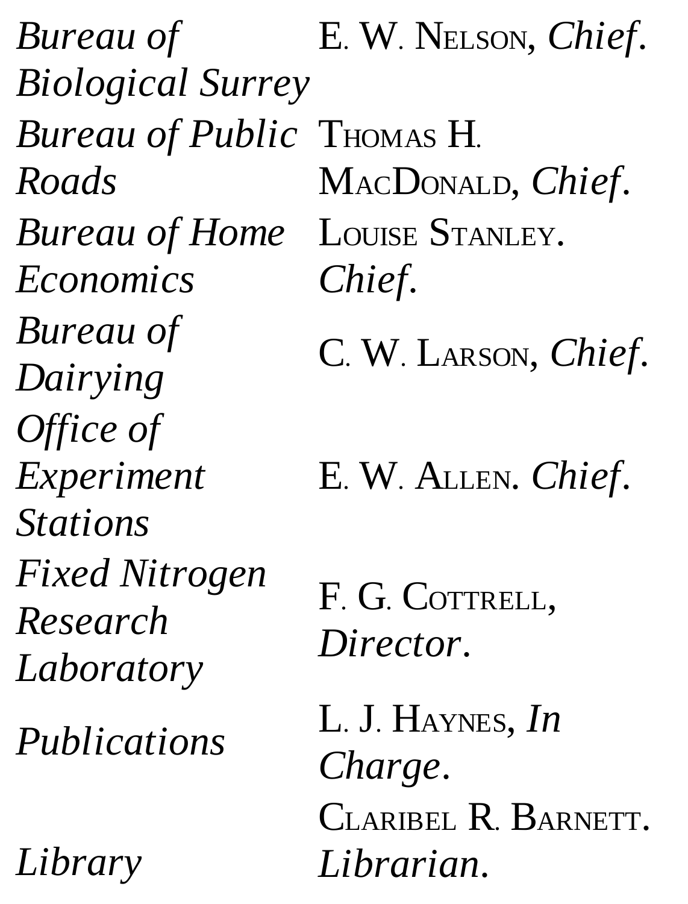| | |
|---|---|
| *Bureau of Biological Surrey* | E. W. Nelson, *Chief*. |
| *Bureau of Public Roads* | Thomas H. MacDonald, *Chief*. |
| *Bureau of Home Economics* | Louise Stanley. *Chief*. |
| *Bureau of Dairying* | C. W. Larson, *Chief*. |
| *Office of Experiment Stations* | E. W. Allen. *Chief*. |
| *Fixed Nitrogen Research Laboratory* | F. G. Cottrell, *Director*. |
| *Publications* | L. J. Haynes, *In Charge*. |
| *Library* | Claribel R. Barnett. *Librarian*. |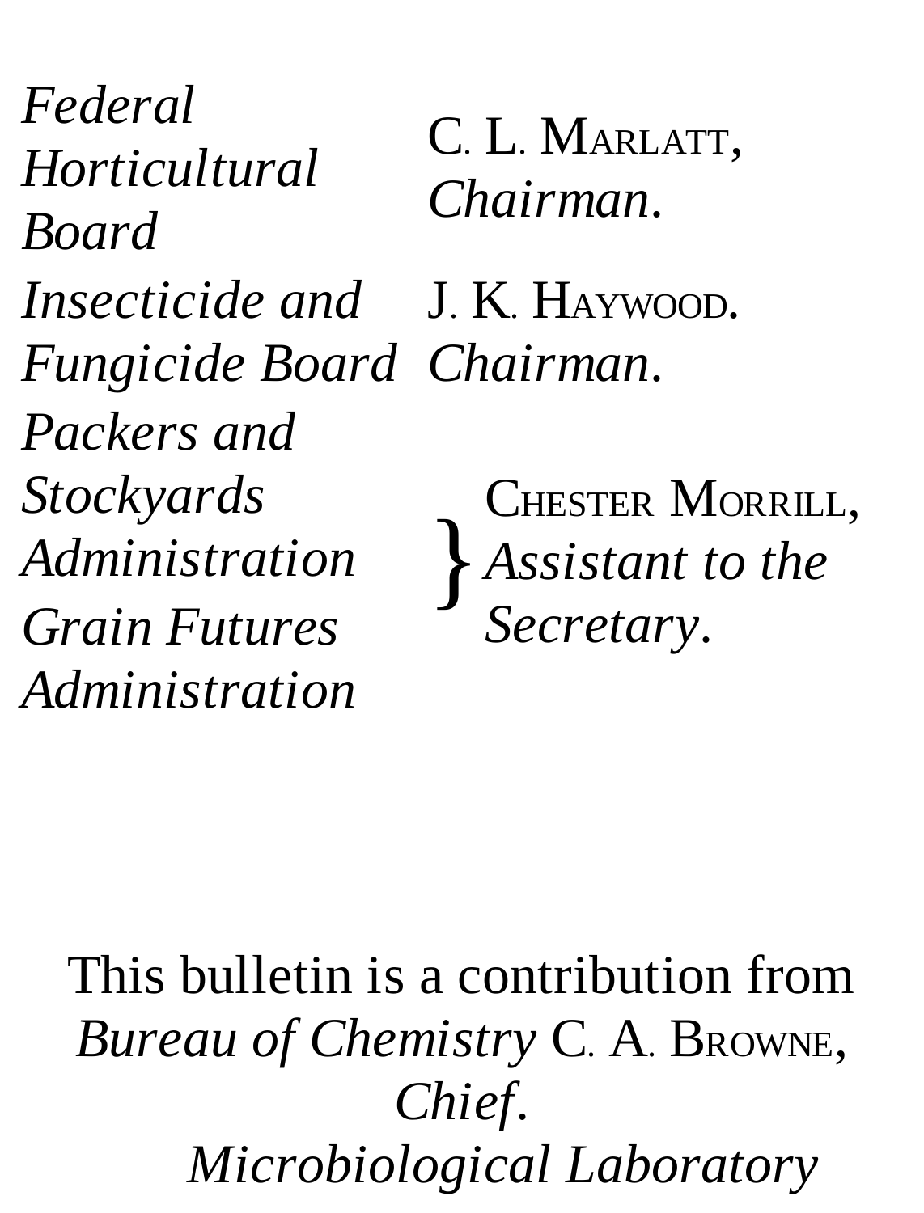| | |
|---|---|
| *Federal Horticultural Board* | C. L. Marlatt, *Chairman*. |
| *Insecticide and Fungicide Board* | J. K. Haywood. *Chairman*. |
| *Packers and Stockyards Administration* | Chester Morrill, *Assistant to the Secretary*. |
| *Grain Futures Administration* | |

This bulletin is a contribution from

*Bureau of Chemistry* C. A. Browne, *Chief*.

*Microbiological Laboratory*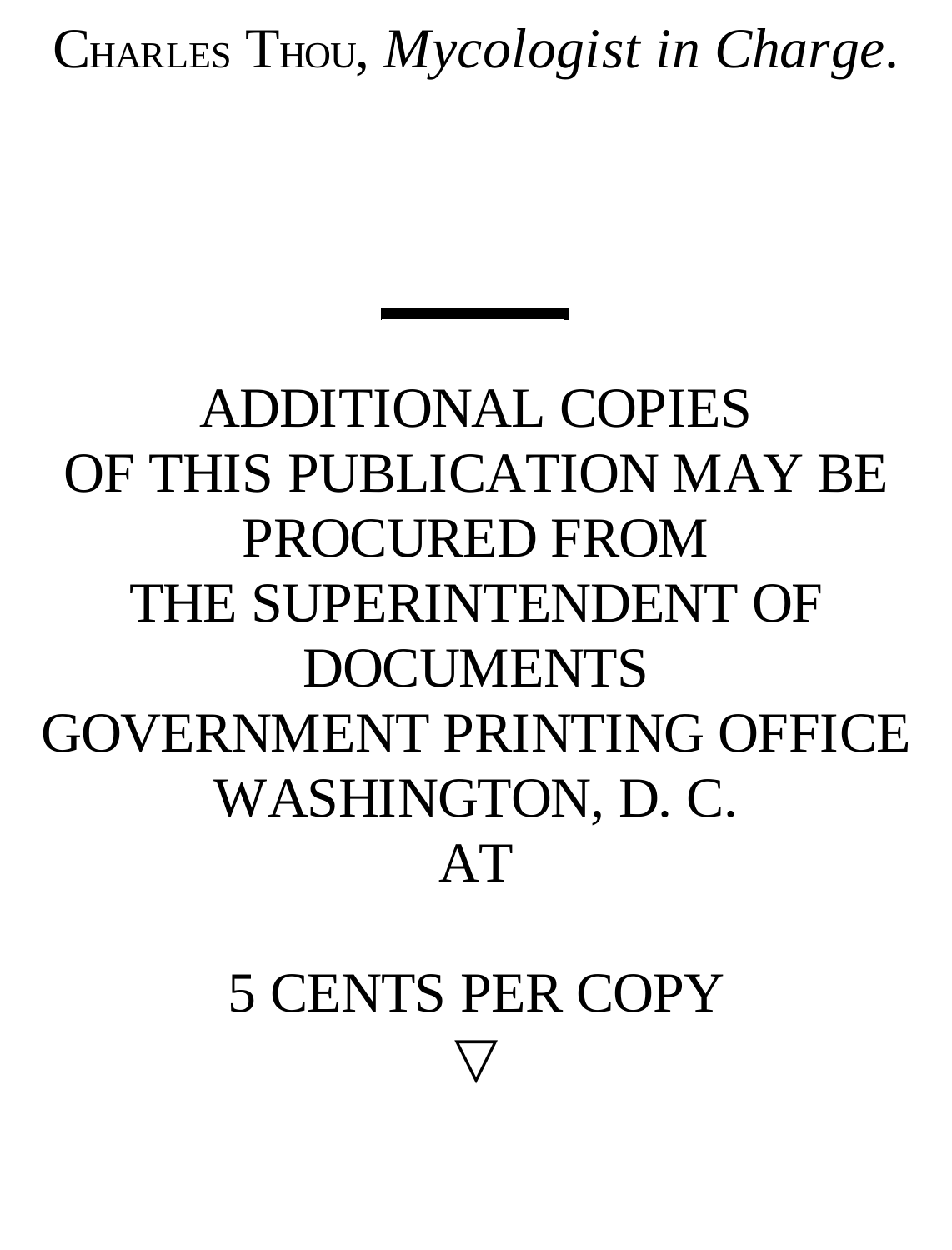Charles Thom, *Mycologist in Charge*.

---

ADDITIONAL COPIES
OF THIS PUBLICATION MAY BE
PROCURED FROM
THE SUPERINTENDENT OF
DOCUMENTS
GOVERNMENT PRINTING OFFICE
WASHINGTON, D. C.
AT

5 CENTS PER COPY
▽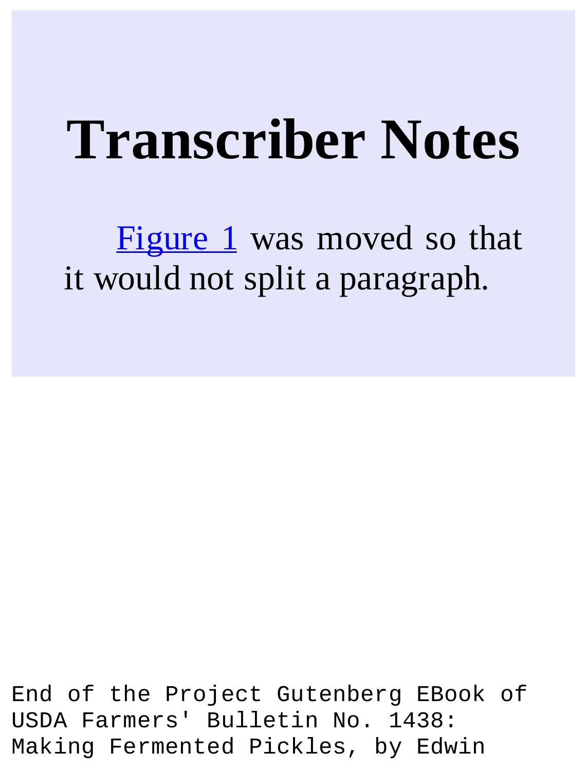# Transcriber Notes

Figure 1 was moved so that it would not split a paragraph.

End of the Project Gutenberg EBook of USDA Farmers' Bulletin No. 1438: Making Fermented Pickles, by Edwin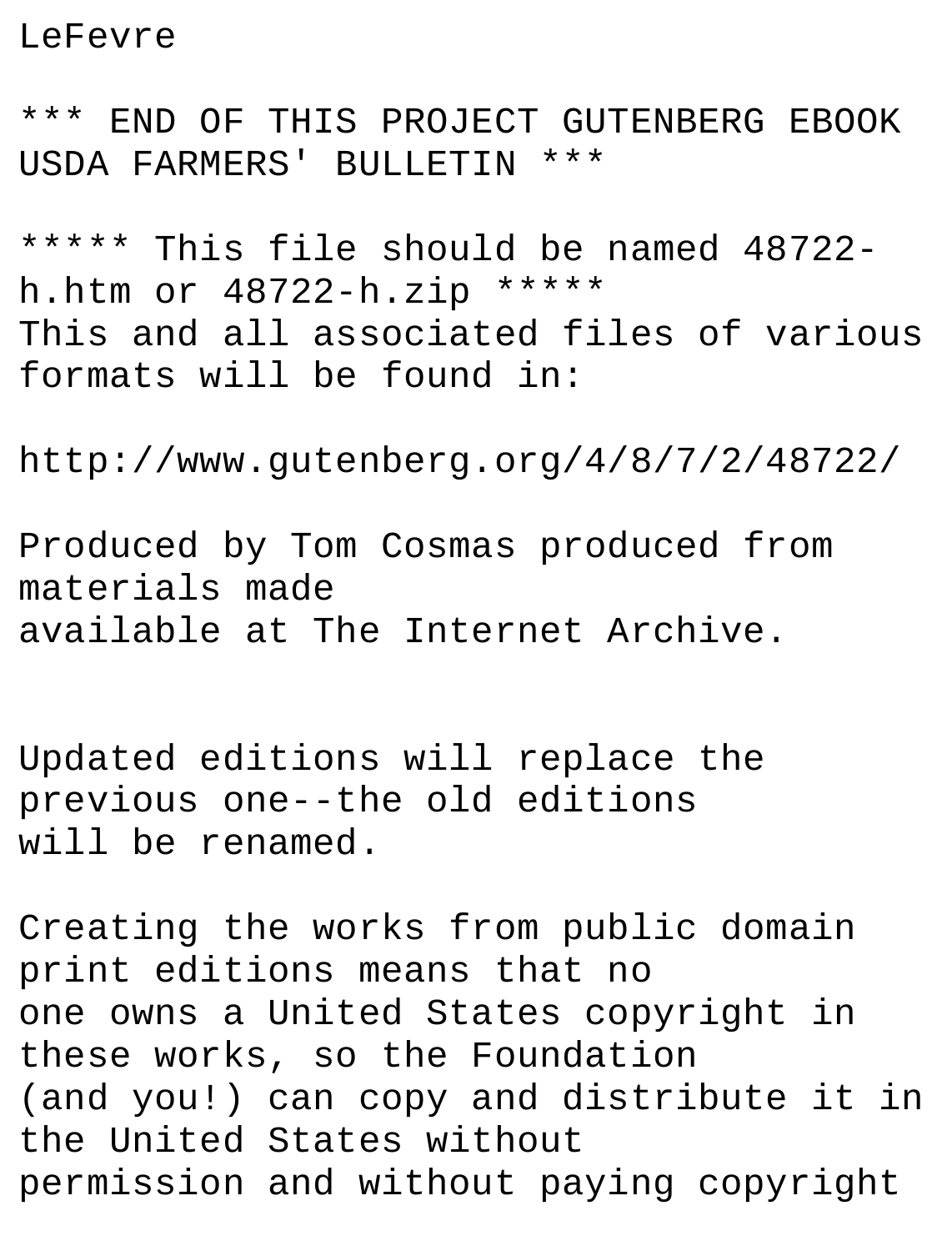LeFevre

*** END OF THIS PROJECT GUTENBERG EBOOK USDA FARMERS' BULLETIN ***

***** This file should be named 48722-h.htm or 48722-h.zip *****
This and all associated files of various formats will be found in:

http://www.gutenberg.org/4/8/7/2/48722/

Produced by Tom Cosmas produced from materials made
available at The Internet Archive.

Updated editions will replace the previous one--the old editions
will be renamed.

Creating the works from public domain print editions means that no
one owns a United States copyright in these works, so the Foundation
(and you!) can copy and distribute it in the United States without
permission and without paying copyright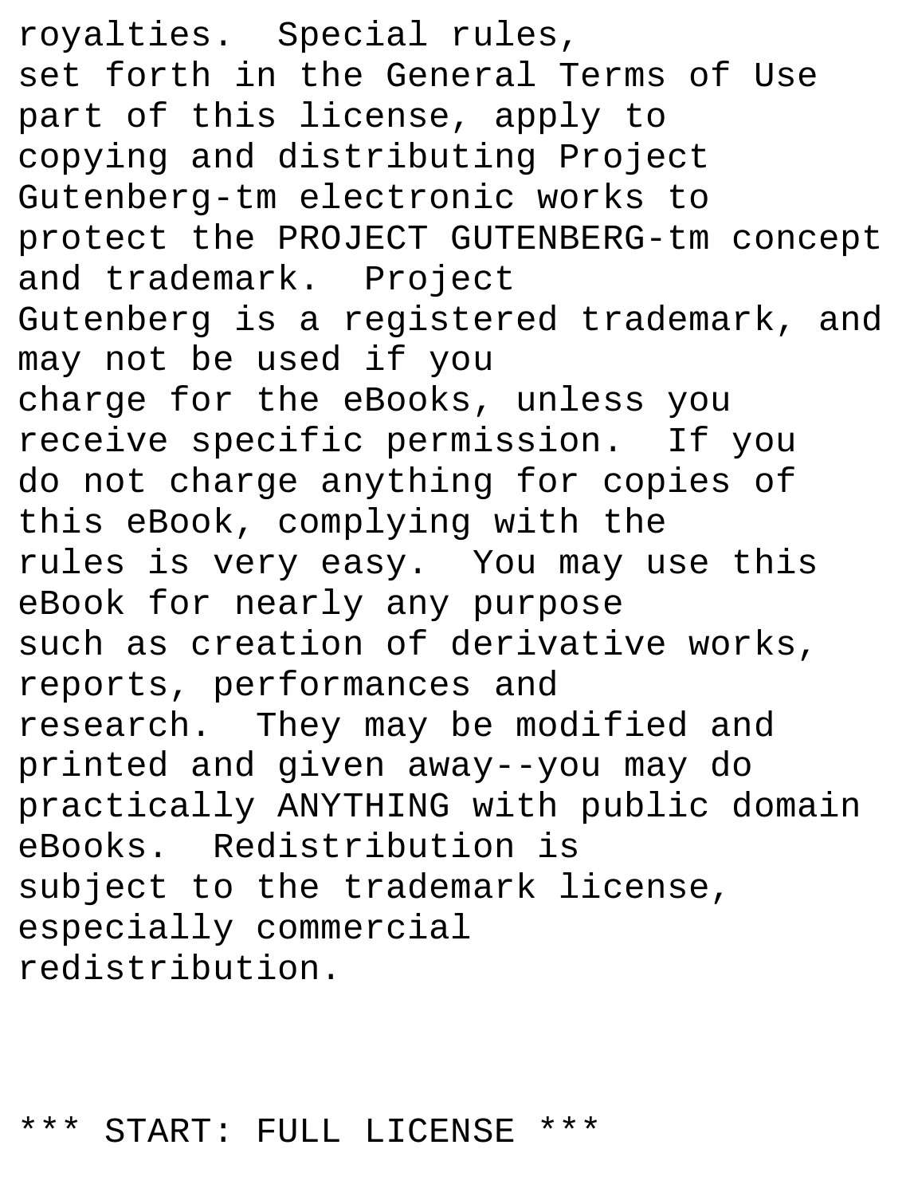royalties. Special rules,
set forth in the General Terms of Use
part of this license, apply to
copying and distributing Project
Gutenberg-tm electronic works to
protect the PROJECT GUTENBERG-tm concept
and trademark. Project
Gutenberg is a registered trademark, and
may not be used if you
charge for the eBooks, unless you
receive specific permission. If you
do not charge anything for copies of
this eBook, complying with the
rules is very easy. You may use this
eBook for nearly any purpose
such as creation of derivative works,
reports, performances and
research. They may be modified and
printed and given away--you may do
practically ANYTHING with public domain
eBooks. Redistribution is
subject to the trademark license,
especially commercial
redistribution.

*** START: FULL LICENSE ***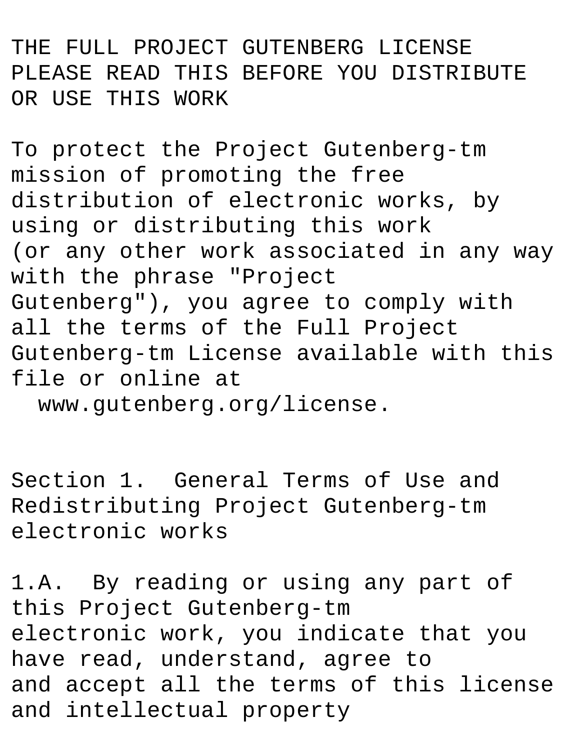THE FULL PROJECT GUTENBERG LICENSE
PLEASE READ THIS BEFORE YOU DISTRIBUTE OR USE THIS WORK

To protect the Project Gutenberg-tm mission of promoting the free distribution of electronic works, by using or distributing this work (or any other work associated in any way with the phrase "Project Gutenberg"), you agree to comply with all the terms of the Full Project Gutenberg-tm License available with this file or online at
  www.gutenberg.org/license.

Section 1.  General Terms of Use and Redistributing Project Gutenberg-tm electronic works

1.A.  By reading or using any part of this Project Gutenberg-tm electronic work, you indicate that you have read, understand, agree to and accept all the terms of this license and intellectual property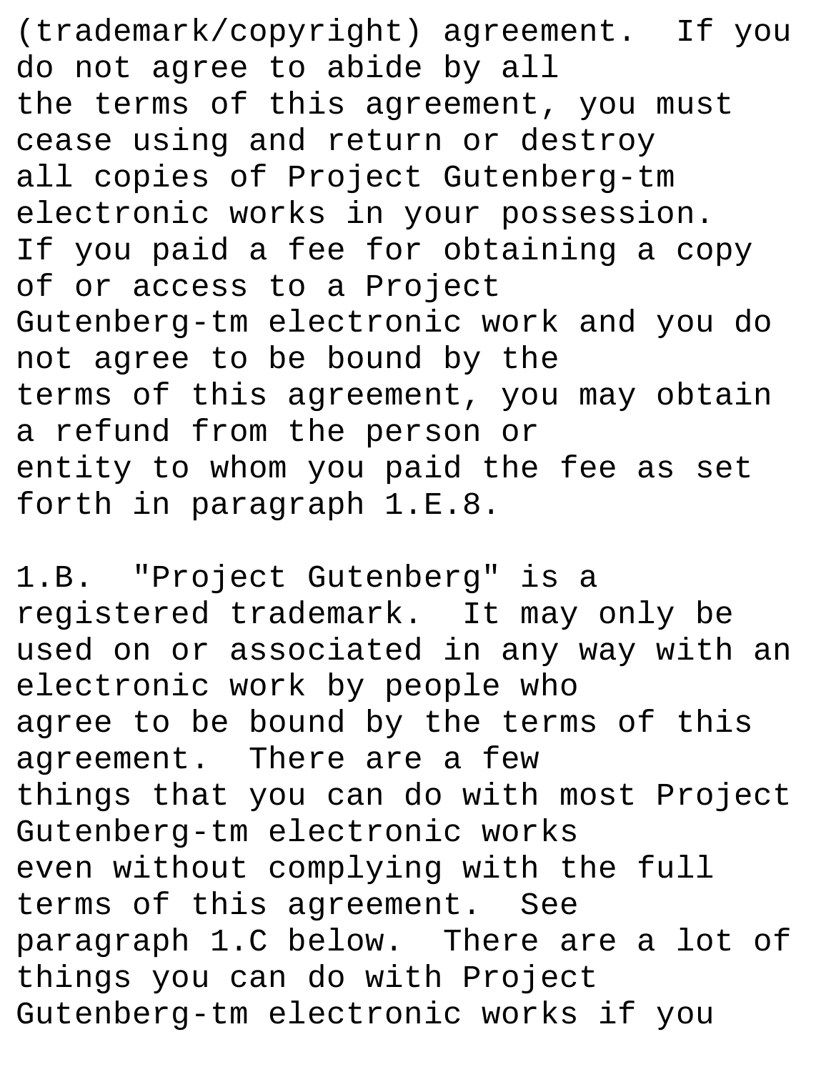(trademark/copyright) agreement. If you do not agree to abide by all
the terms of this agreement, you must cease using and return or destroy
all copies of Project Gutenberg-tm electronic works in your possession.
If you paid a fee for obtaining a copy of or access to a Project
Gutenberg-tm electronic work and you do not agree to be bound by the
terms of this agreement, you may obtain a refund from the person or
entity to whom you paid the fee as set forth in paragraph 1.E.8.

1.B. "Project Gutenberg" is a registered trademark. It may only be
used on or associated in any way with an electronic work by people who
agree to be bound by the terms of this agreement. There are a few
things that you can do with most Project Gutenberg-tm electronic works
even without complying with the full terms of this agreement. See
paragraph 1.C below. There are a lot of things you can do with Project
Gutenberg-tm electronic works if you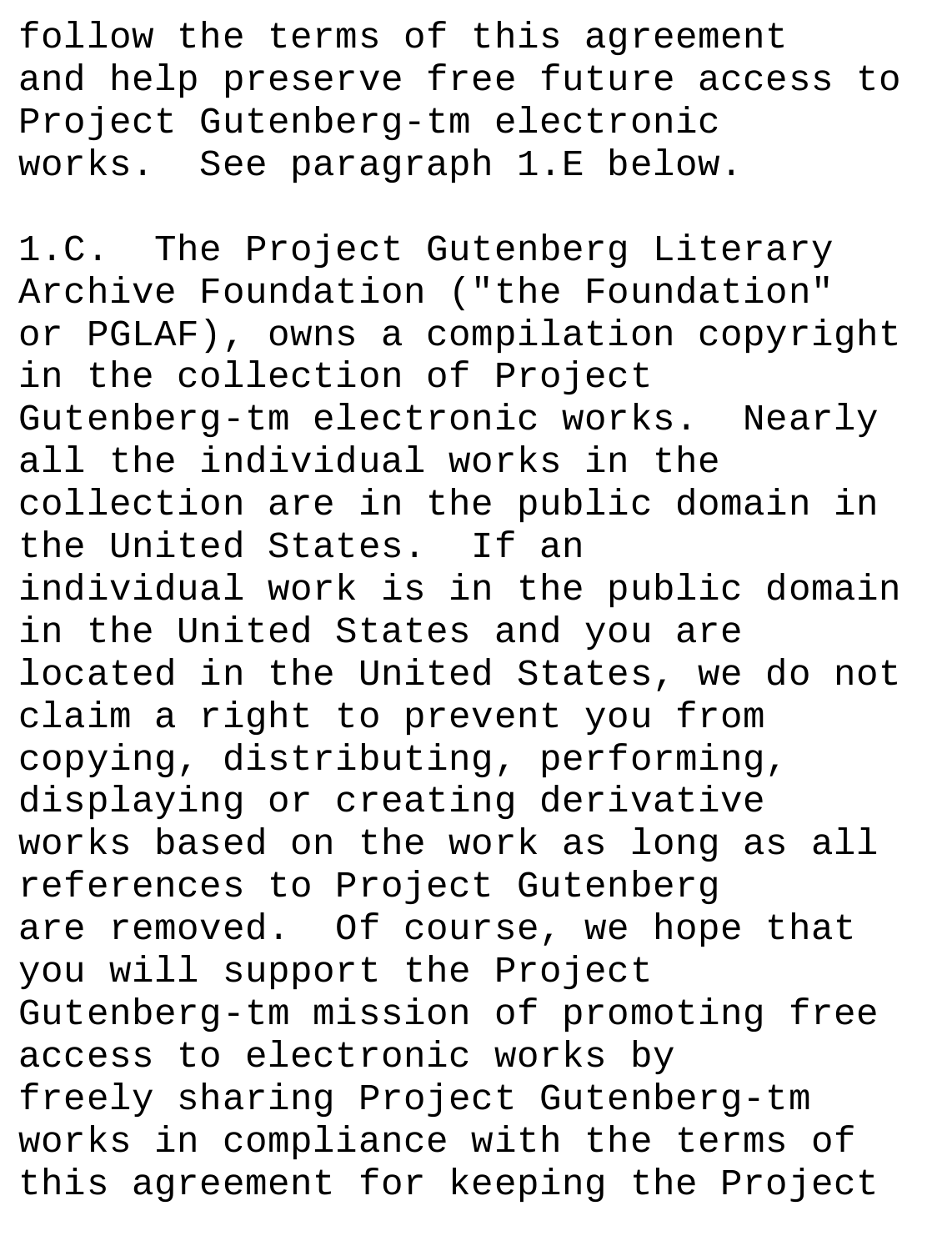follow the terms of this agreement and help preserve free future access to Project Gutenberg-tm electronic works. See paragraph 1.E below.

1.C. The Project Gutenberg Literary Archive Foundation ("the Foundation" or PGLAF), owns a compilation copyright in the collection of Project Gutenberg-tm electronic works. Nearly all the individual works in the collection are in the public domain in the United States. If an individual work is in the public domain in the United States and you are located in the United States, we do not claim a right to prevent you from copying, distributing, performing, displaying or creating derivative works based on the work as long as all references to Project Gutenberg are removed. Of course, we hope that you will support the Project Gutenberg-tm mission of promoting free access to electronic works by freely sharing Project Gutenberg-tm works in compliance with the terms of this agreement for keeping the Project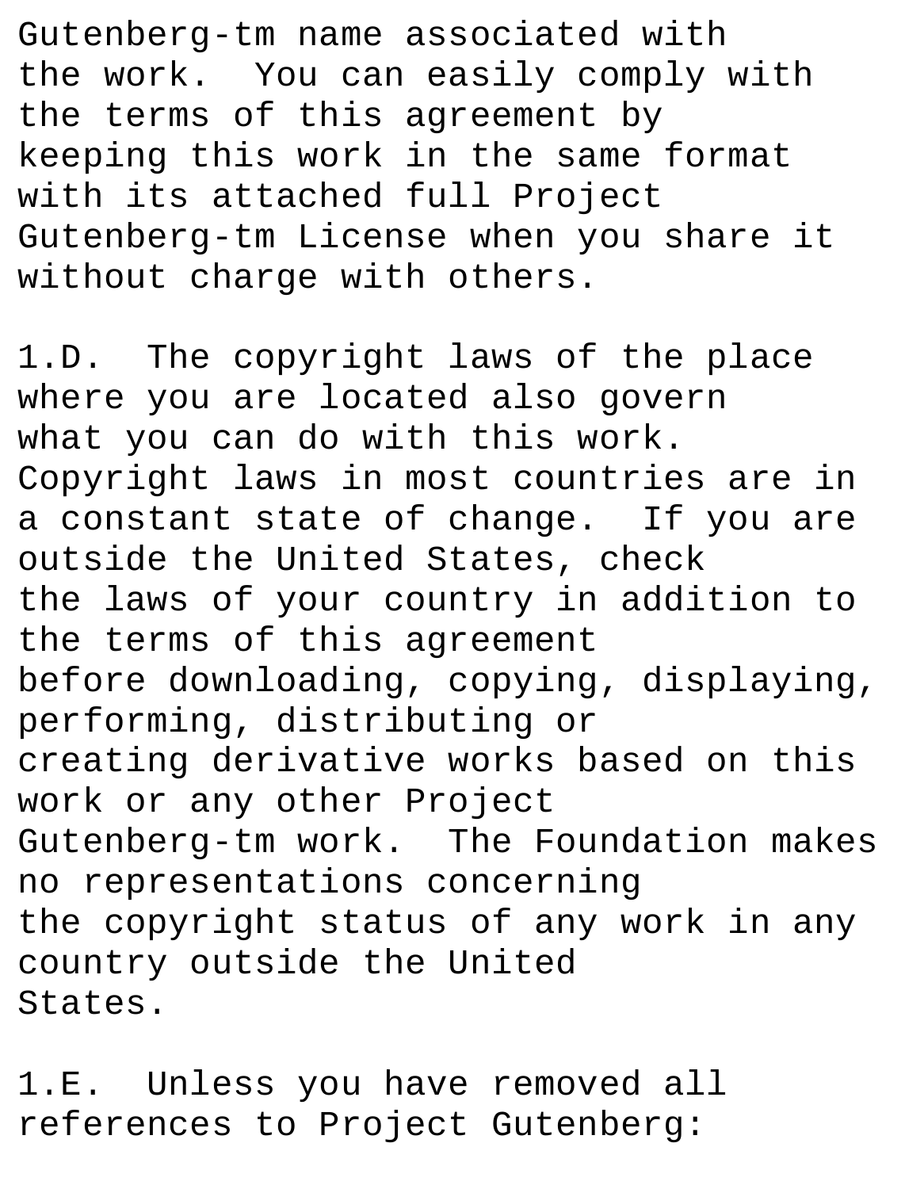Gutenberg-tm name associated with the work. You can easily comply with the terms of this agreement by keeping this work in the same format with its attached full Project Gutenberg-tm License when you share it without charge with others.

1.D. The copyright laws of the place where you are located also govern what you can do with this work. Copyright laws in most countries are in a constant state of change. If you are outside the United States, check the laws of your country in addition to the terms of this agreement before downloading, copying, displaying, performing, distributing or creating derivative works based on this work or any other Project Gutenberg-tm work. The Foundation makes no representations concerning the copyright status of any work in any country outside the United States.

1.E. Unless you have removed all references to Project Gutenberg: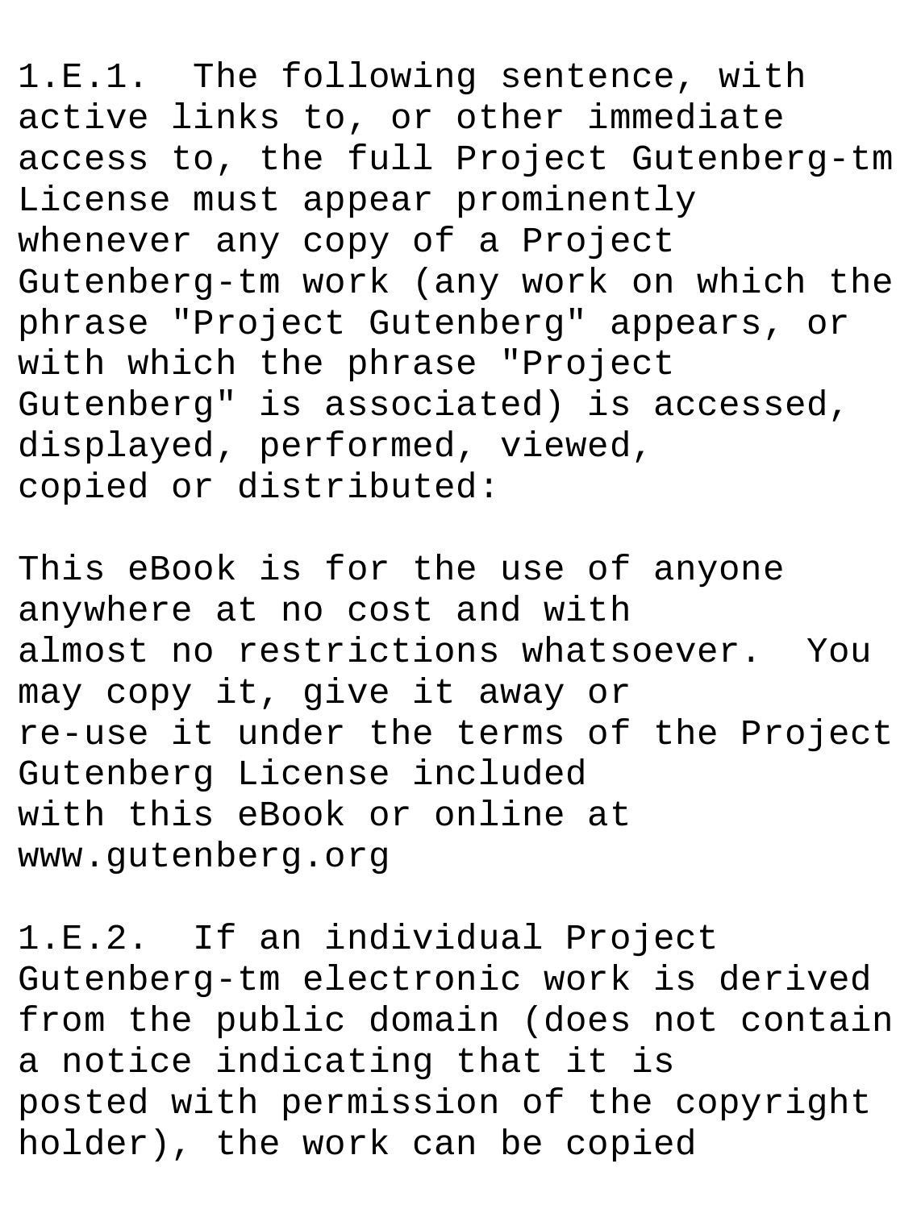1.E.1.  The following sentence, with active links to, or other immediate access to, the full Project Gutenberg-tm License must appear prominently whenever any copy of a Project Gutenberg-tm work (any work on which the phrase "Project Gutenberg" appears, or with which the phrase "Project Gutenberg" is associated) is accessed, displayed, performed, viewed, copied or distributed:

This eBook is for the use of anyone anywhere at no cost and with almost no restrictions whatsoever.  You may copy it, give it away or re-use it under the terms of the Project Gutenberg License included with this eBook or online at www.gutenberg.org

1.E.2.  If an individual Project Gutenberg-tm electronic work is derived from the public domain (does not contain a notice indicating that it is posted with permission of the copyright holder), the work can be copied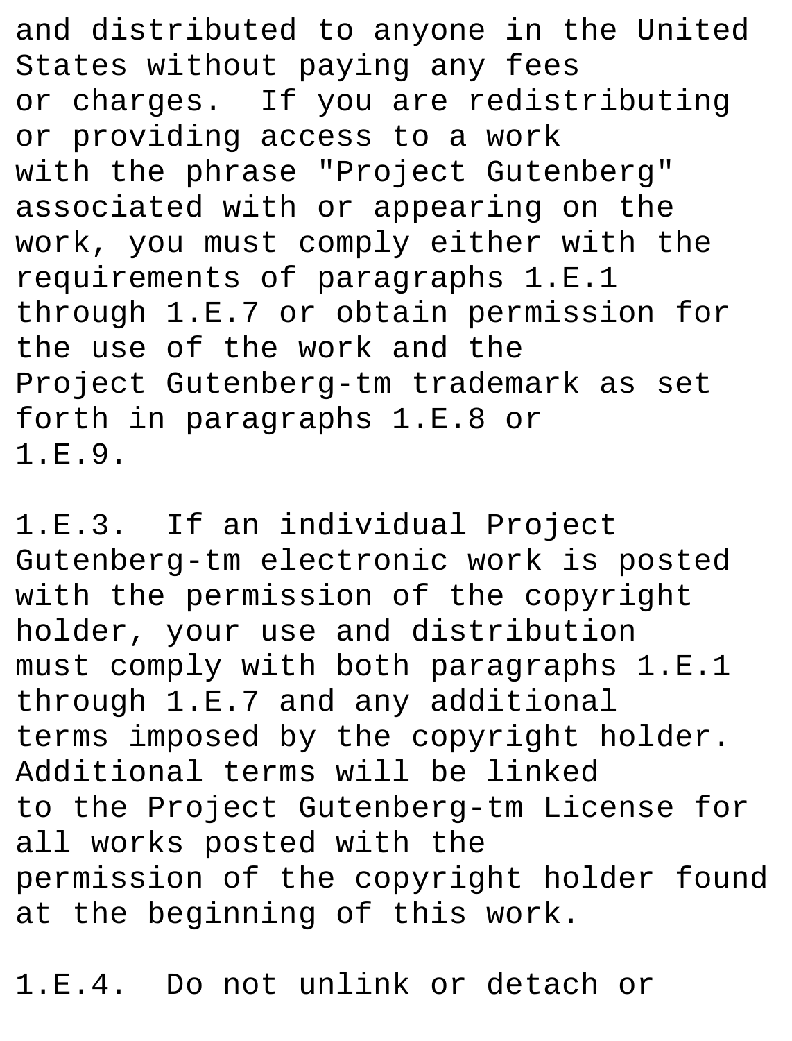and distributed to anyone in the United States without paying any fees or charges. If you are redistributing or providing access to a work with the phrase "Project Gutenberg" associated with or appearing on the work, you must comply either with the requirements of paragraphs 1.E.1 through 1.E.7 or obtain permission for the use of the work and the Project Gutenberg-tm trademark as set forth in paragraphs 1.E.8 or 1.E.9.

1.E.3. If an individual Project Gutenberg-tm electronic work is posted with the permission of the copyright holder, your use and distribution must comply with both paragraphs 1.E.1 through 1.E.7 and any additional terms imposed by the copyright holder. Additional terms will be linked to the Project Gutenberg-tm License for all works posted with the permission of the copyright holder found at the beginning of this work.

1.E.4. Do not unlink or detach or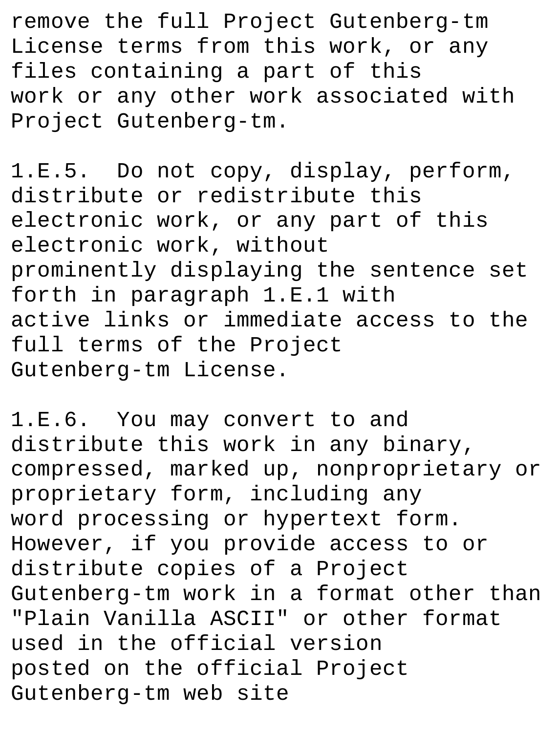remove the full Project Gutenberg-tm License terms from this work, or any files containing a part of this work or any other work associated with Project Gutenberg-tm.

1.E.5. Do not copy, display, perform, distribute or redistribute this electronic work, or any part of this electronic work, without prominently displaying the sentence set forth in paragraph 1.E.1 with active links or immediate access to the full terms of the Project Gutenberg-tm License.

1.E.6. You may convert to and distribute this work in any binary, compressed, marked up, nonproprietary or proprietary form, including any word processing or hypertext form. However, if you provide access to or distribute copies of a Project Gutenberg-tm work in a format other than "Plain Vanilla ASCII" or other format used in the official version posted on the official Project Gutenberg-tm web site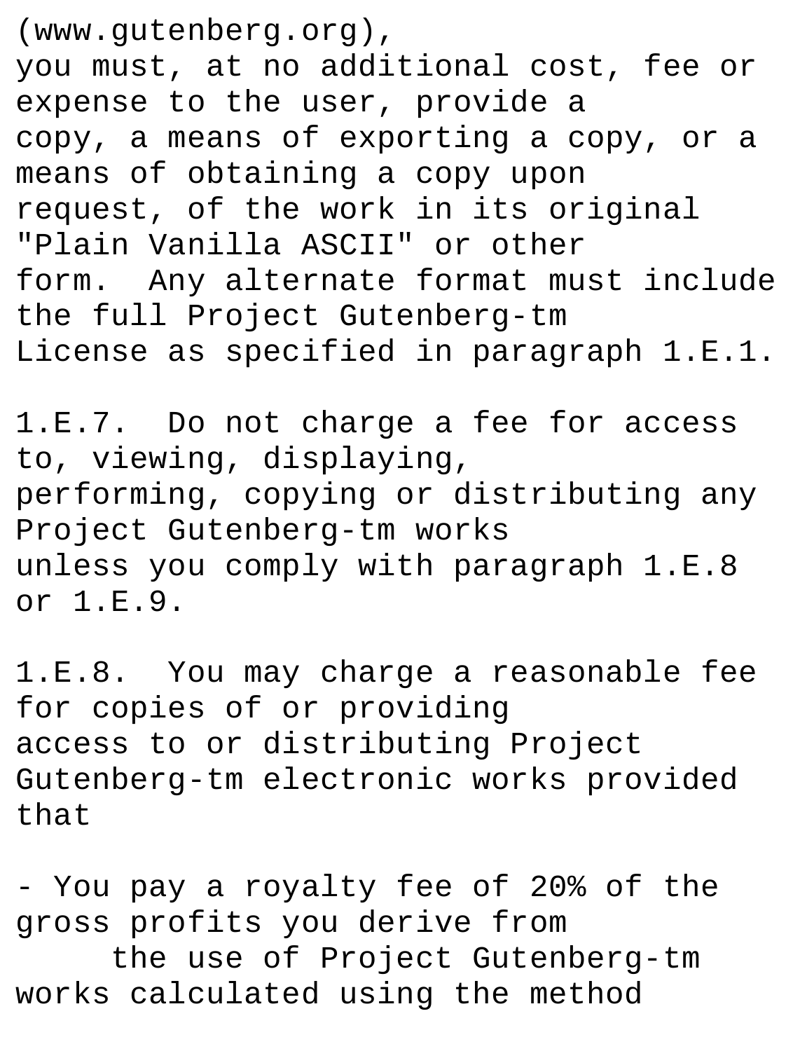(www.gutenberg.org), you must, at no additional cost, fee or expense to the user, provide a copy, a means of exporting a copy, or a means of obtaining a copy upon request, of the work in its original "Plain Vanilla ASCII" or other form.  Any alternate format must include the full Project Gutenberg-tm License as specified in paragraph 1.E.1.

1.E.7.  Do not charge a fee for access to, viewing, displaying, performing, copying or distributing any Project Gutenberg-tm works unless you comply with paragraph 1.E.8 or 1.E.9.

1.E.8.  You may charge a reasonable fee for copies of or providing access to or distributing Project Gutenberg-tm electronic works provided that

- You pay a royalty fee of 20% of the gross profits you derive from the use of Project Gutenberg-tm works calculated using the method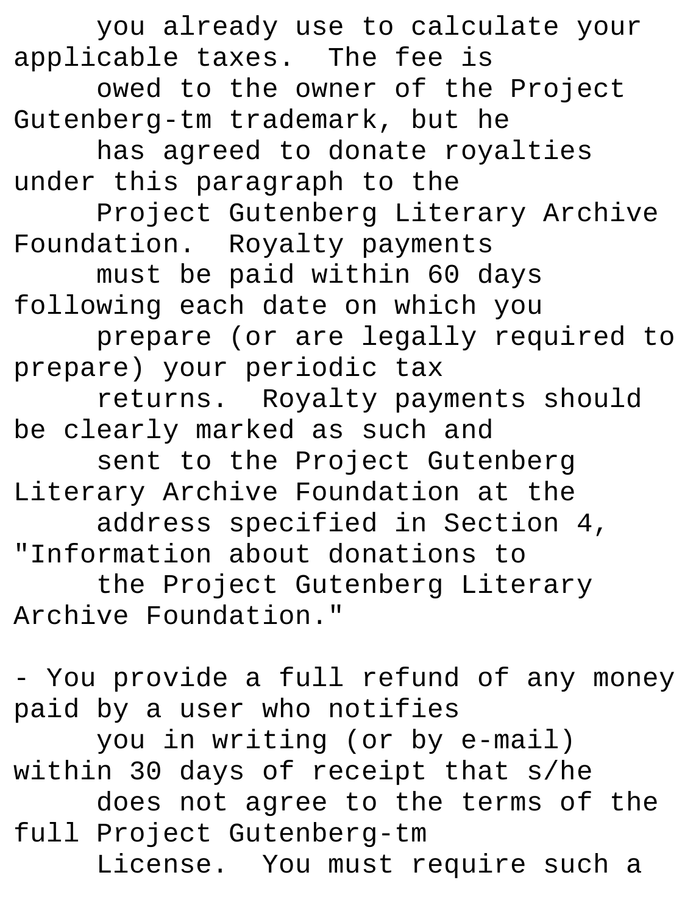you already use to calculate your applicable taxes.  The fee is owed to the owner of the Project Gutenberg-tm trademark, but he has agreed to donate royalties under this paragraph to the Project Gutenberg Literary Archive Foundation.  Royalty payments must be paid within 60 days following each date on which you prepare (or are legally required to prepare) your periodic tax returns.  Royalty payments should be clearly marked as such and sent to the Project Gutenberg Literary Archive Foundation at the address specified in Section 4, "Information about donations to the Project Gutenberg Literary Archive Foundation."

- You provide a full refund of any money paid by a user who notifies you in writing (or by e-mail) within 30 days of receipt that s/he does not agree to the terms of the full Project Gutenberg-tm License.  You must require such a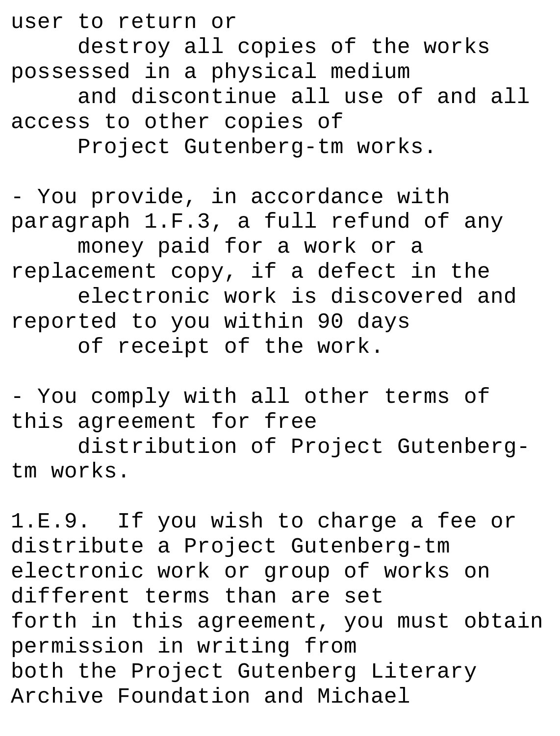user to return or
destroy all copies of the works possessed in a physical medium
and discontinue all use of and all access to other copies of
Project Gutenberg-tm works.

- You provide, in accordance with paragraph 1.F.3, a full refund of any
money paid for a work or a replacement copy, if a defect in the
electronic work is discovered and reported to you within 90 days
of receipt of the work.

- You comply with all other terms of this agreement for free
distribution of Project Gutenberg-tm works.

1.E.9. If you wish to charge a fee or distribute a Project Gutenberg-tm
electronic work or group of works on different terms than are set
forth in this agreement, you must obtain permission in writing from
both the Project Gutenberg Literary Archive Foundation and Michael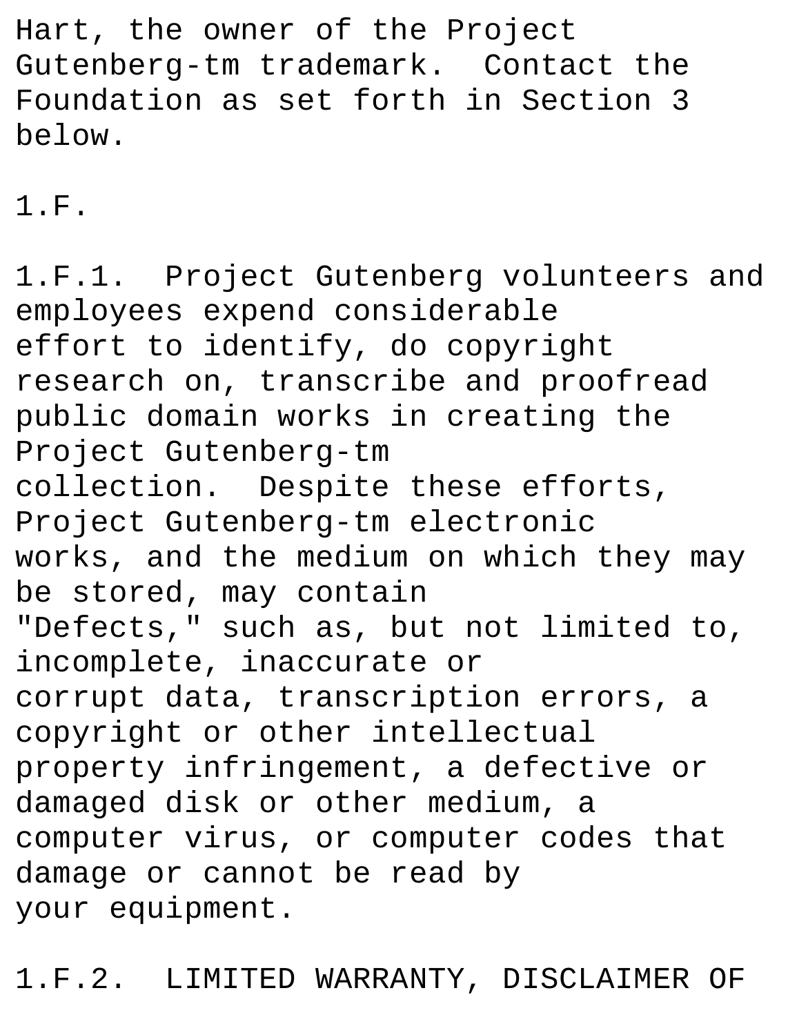Hart, the owner of the Project Gutenberg-tm trademark. Contact the Foundation as set forth in Section 3 below.

1.F.

1.F.1. Project Gutenberg volunteers and employees expend considerable effort to identify, do copyright research on, transcribe and proofread public domain works in creating the Project Gutenberg-tm collection. Despite these efforts, Project Gutenberg-tm electronic works, and the medium on which they may be stored, may contain "Defects," such as, but not limited to, incomplete, inaccurate or corrupt data, transcription errors, a copyright or other intellectual property infringement, a defective or damaged disk or other medium, a computer virus, or computer codes that damage or cannot be read by your equipment.

1.F.2. LIMITED WARRANTY, DISCLAIMER OF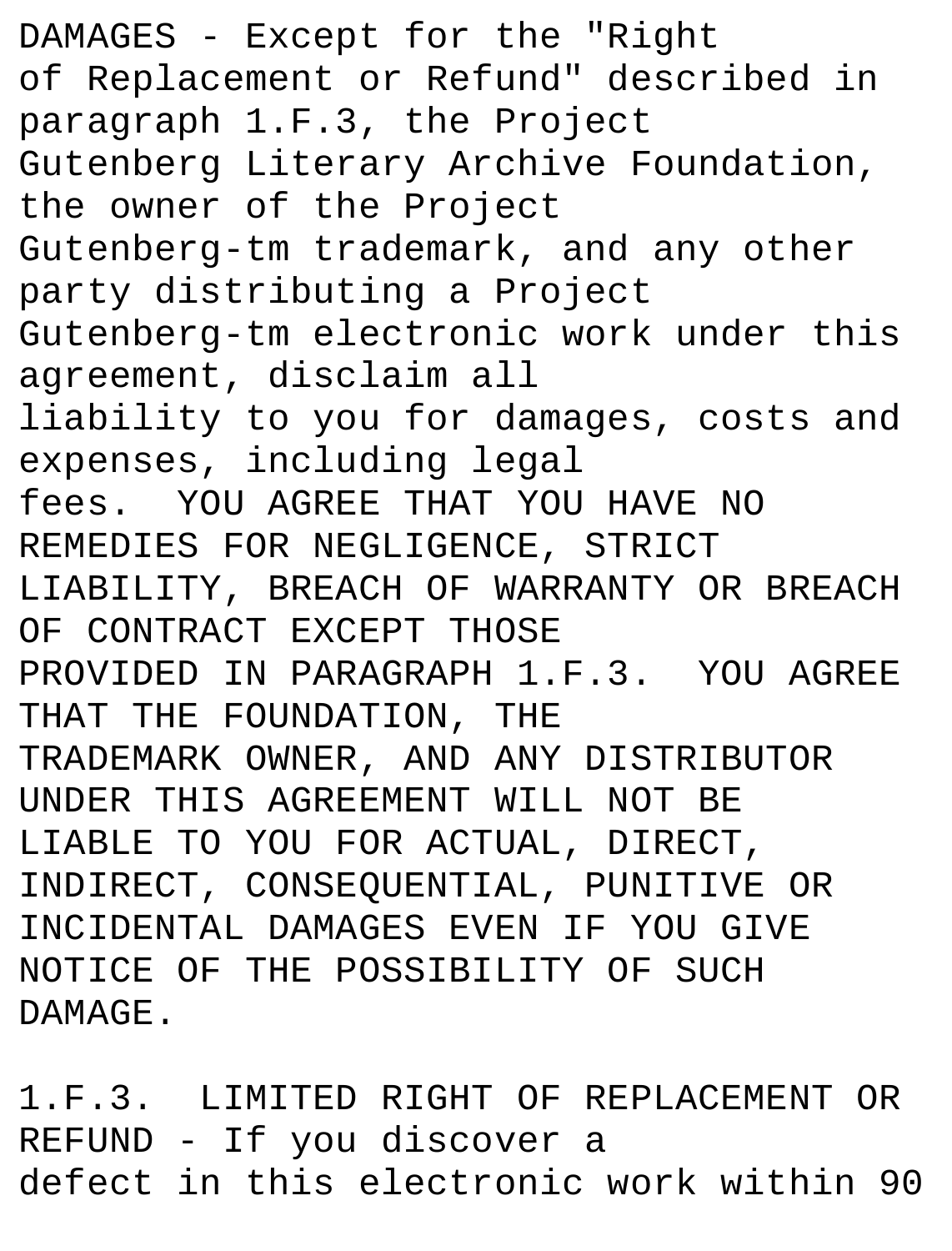DAMAGES - Except for the "Right of Replacement or Refund" described in paragraph 1.F.3, the Project Gutenberg Literary Archive Foundation, the owner of the Project Gutenberg-tm trademark, and any other party distributing a Project Gutenberg-tm electronic work under this agreement, disclaim all liability to you for damages, costs and expenses, including legal fees. YOU AGREE THAT YOU HAVE NO REMEDIES FOR NEGLIGENCE, STRICT LIABILITY, BREACH OF WARRANTY OR BREACH OF CONTRACT EXCEPT THOSE PROVIDED IN PARAGRAPH 1.F.3. YOU AGREE THAT THE FOUNDATION, THE TRADEMARK OWNER, AND ANY DISTRIBUTOR UNDER THIS AGREEMENT WILL NOT BE LIABLE TO YOU FOR ACTUAL, DIRECT, INDIRECT, CONSEQUENTIAL, PUNITIVE OR INCIDENTAL DAMAGES EVEN IF YOU GIVE NOTICE OF THE POSSIBILITY OF SUCH DAMAGE.

1.F.3. LIMITED RIGHT OF REPLACEMENT OR REFUND - If you discover a defect in this electronic work within 90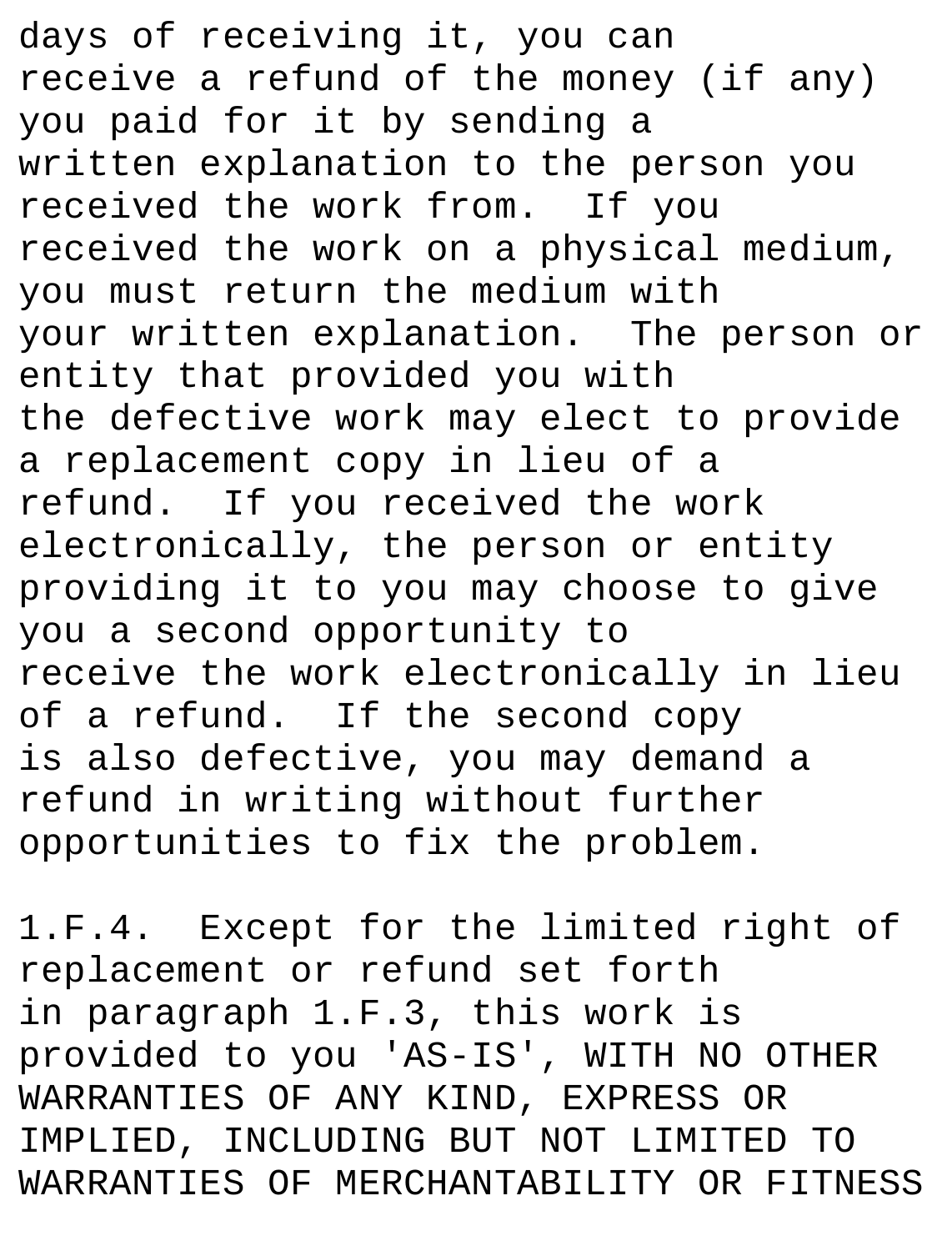days of receiving it, you can receive a refund of the money (if any) you paid for it by sending a written explanation to the person you received the work from.  If you received the work on a physical medium, you must return the medium with your written explanation.  The person or entity that provided you with the defective work may elect to provide a replacement copy in lieu of a refund.  If you received the work electronically, the person or entity providing it to you may choose to give you a second opportunity to receive the work electronically in lieu of a refund.  If the second copy is also defective, you may demand a refund in writing without further opportunities to fix the problem.

1.F.4.  Except for the limited right of replacement or refund set forth in paragraph 1.F.3, this work is provided to you 'AS-IS', WITH NO OTHER WARRANTIES OF ANY KIND, EXPRESS OR IMPLIED, INCLUDING BUT NOT LIMITED TO WARRANTIES OF MERCHANTABILITY OR FITNESS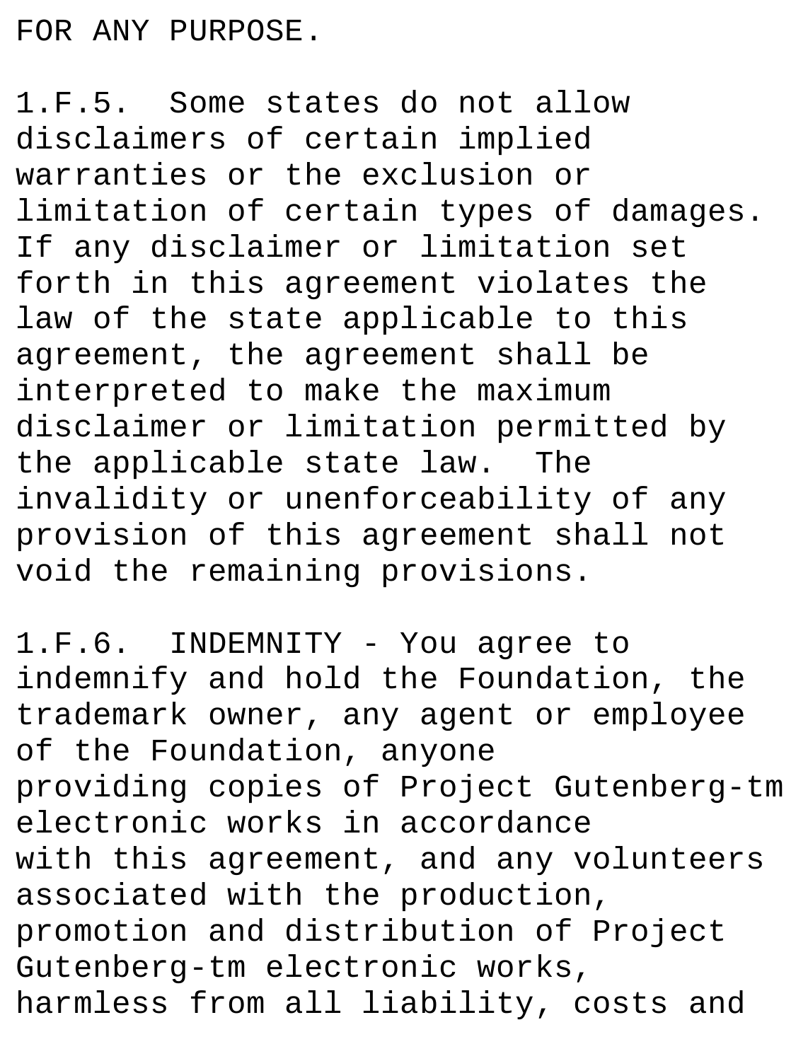FOR ANY PURPOSE.

1.F.5. Some states do not allow disclaimers of certain implied warranties or the exclusion or limitation of certain types of damages. If any disclaimer or limitation set forth in this agreement violates the law of the state applicable to this agreement, the agreement shall be interpreted to make the maximum disclaimer or limitation permitted by the applicable state law. The invalidity or unenforceability of any provision of this agreement shall not void the remaining provisions.

1.F.6. INDEMNITY - You agree to indemnify and hold the Foundation, the trademark owner, any agent or employee of the Foundation, anyone providing copies of Project Gutenberg-tm electronic works in accordance with this agreement, and any volunteers associated with the production, promotion and distribution of Project Gutenberg-tm electronic works, harmless from all liability, costs and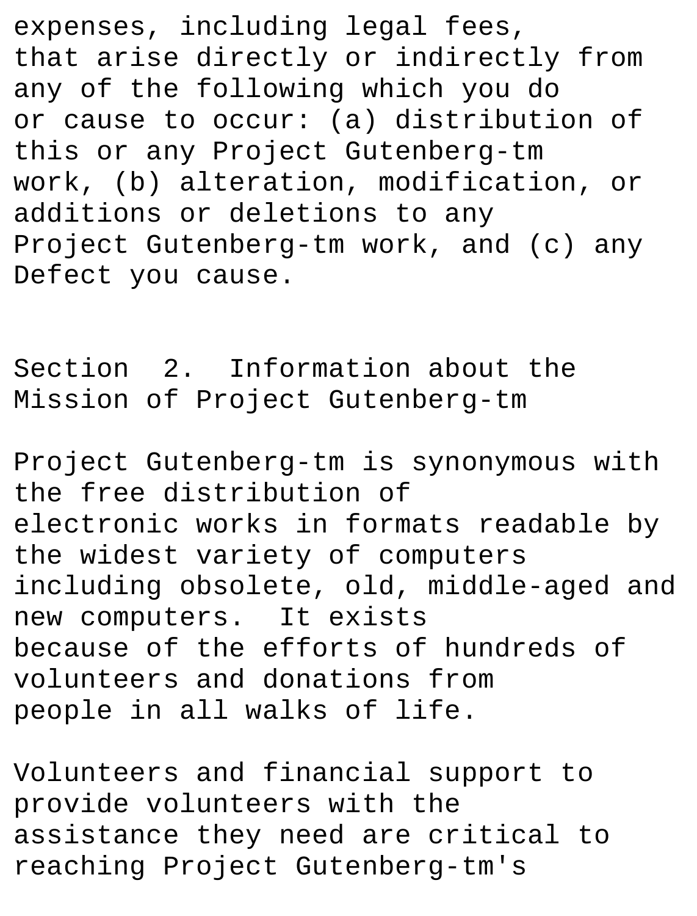expenses, including legal fees,
that arise directly or indirectly from
any of the following which you do
or cause to occur: (a) distribution of
this or any Project Gutenberg-tm
work, (b) alteration, modification, or
additions or deletions to any
Project Gutenberg-tm work, and (c) any
Defect you cause.

## Section 2. Information about the Mission of Project Gutenberg-tm

Project Gutenberg-tm is synonymous with
the free distribution of
electronic works in formats readable by
the widest variety of computers
including obsolete, old, middle-aged and
new computers. It exists
because of the efforts of hundreds of
volunteers and donations from
people in all walks of life.

Volunteers and financial support to
provide volunteers with the
assistance they need are critical to
reaching Project Gutenberg-tm's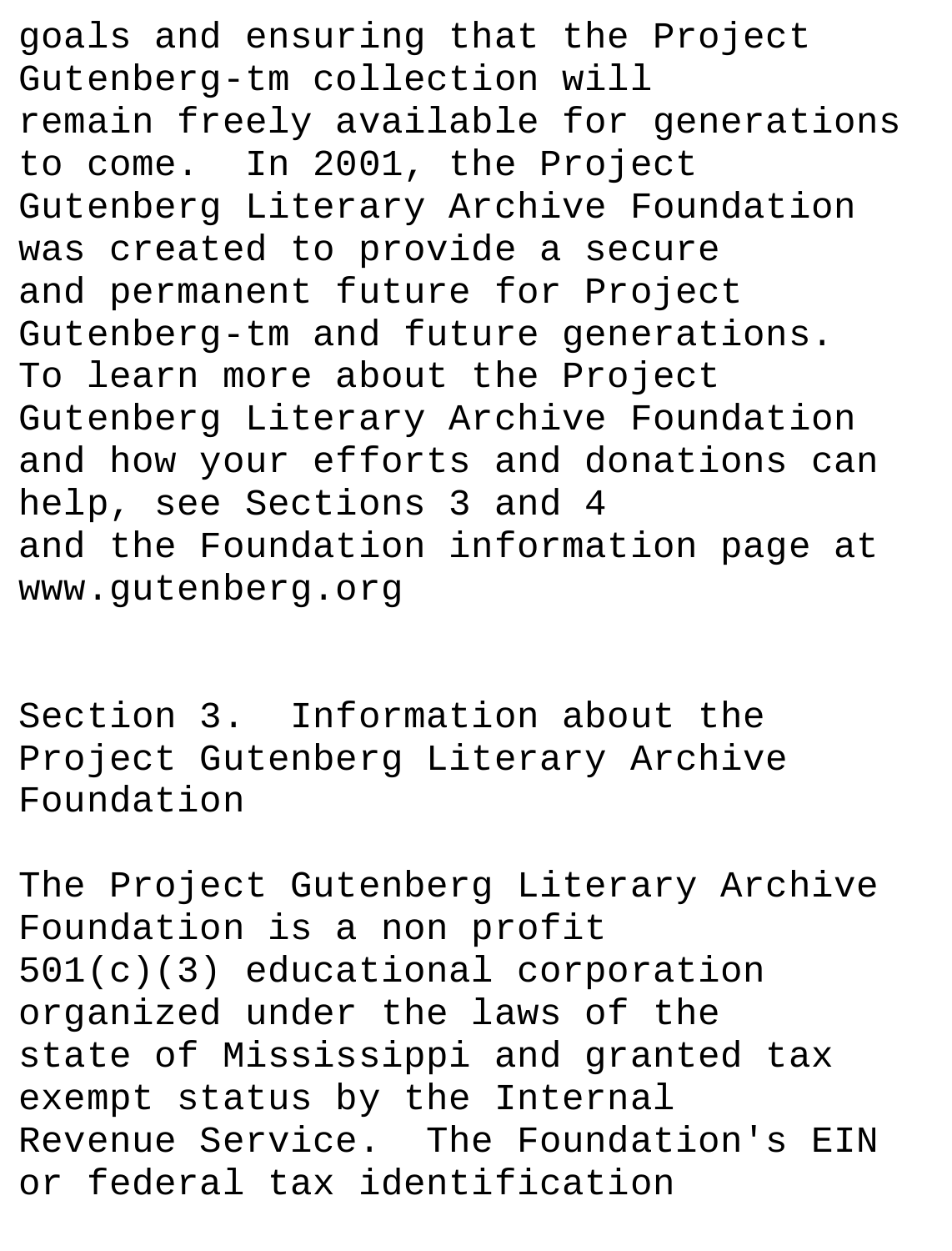goals and ensuring that the Project Gutenberg-tm collection will remain freely available for generations to come. In 2001, the Project Gutenberg Literary Archive Foundation was created to provide a secure and permanent future for Project Gutenberg-tm and future generations. To learn more about the Project Gutenberg Literary Archive Foundation and how your efforts and donations can help, see Sections 3 and 4 and the Foundation information page at www.gutenberg.org

## Section 3. Information about the Project Gutenberg Literary Archive Foundation

The Project Gutenberg Literary Archive Foundation is a non profit 501(c)(3) educational corporation organized under the laws of the state of Mississippi and granted tax exempt status by the Internal Revenue Service. The Foundation's EIN or federal tax identification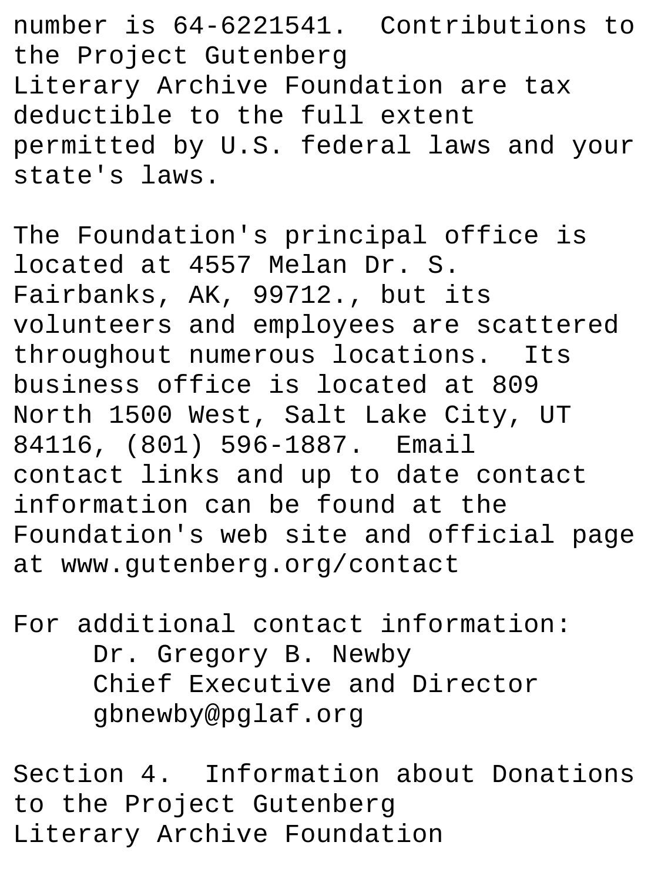number is 64-6221541. Contributions to the Project Gutenberg Literary Archive Foundation are tax deductible to the full extent permitted by U.S. federal laws and your state's laws.

The Foundation's principal office is located at 4557 Melan Dr. S. Fairbanks, AK, 99712., but its volunteers and employees are scattered throughout numerous locations. Its business office is located at 809 North 1500 West, Salt Lake City, UT 84116, (801) 596-1887. Email contact links and up to date contact information can be found at the Foundation's web site and official page at www.gutenberg.org/contact

For additional contact information:

Dr. Gregory B. Newby
Chief Executive and Director
gbnewby@pglaf.org

Section 4. Information about Donations to the Project Gutenberg Literary Archive Foundation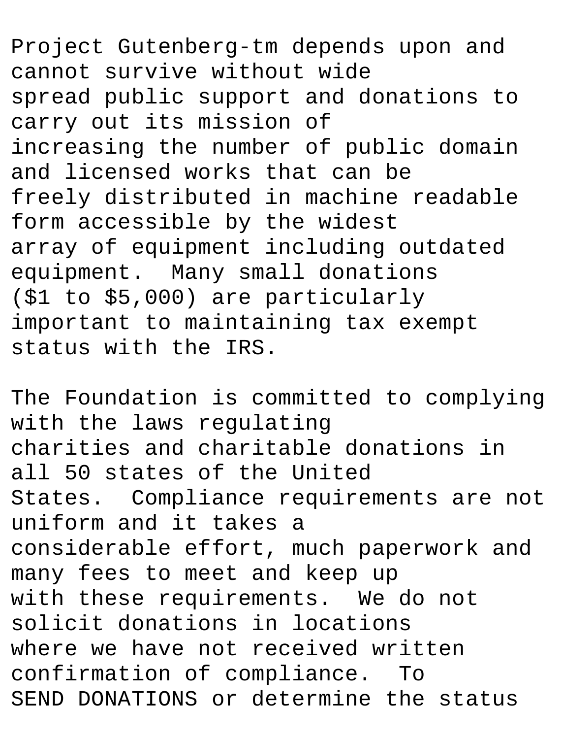Project Gutenberg-tm depends upon and cannot survive without wide
spread public support and donations to carry out its mission of
increasing the number of public domain and licensed works that can be
freely distributed in machine readable form accessible by the widest
array of equipment including outdated equipment. Many small donations
($1 to $5,000) are particularly important to maintaining tax exempt
status with the IRS.

The Foundation is committed to complying with the laws regulating
charities and charitable donations in all 50 states of the United
States. Compliance requirements are not uniform and it takes a
considerable effort, much paperwork and many fees to meet and keep up
with these requirements. We do not solicit donations in locations
where we have not received written confirmation of compliance. To
SEND DONATIONS or determine the status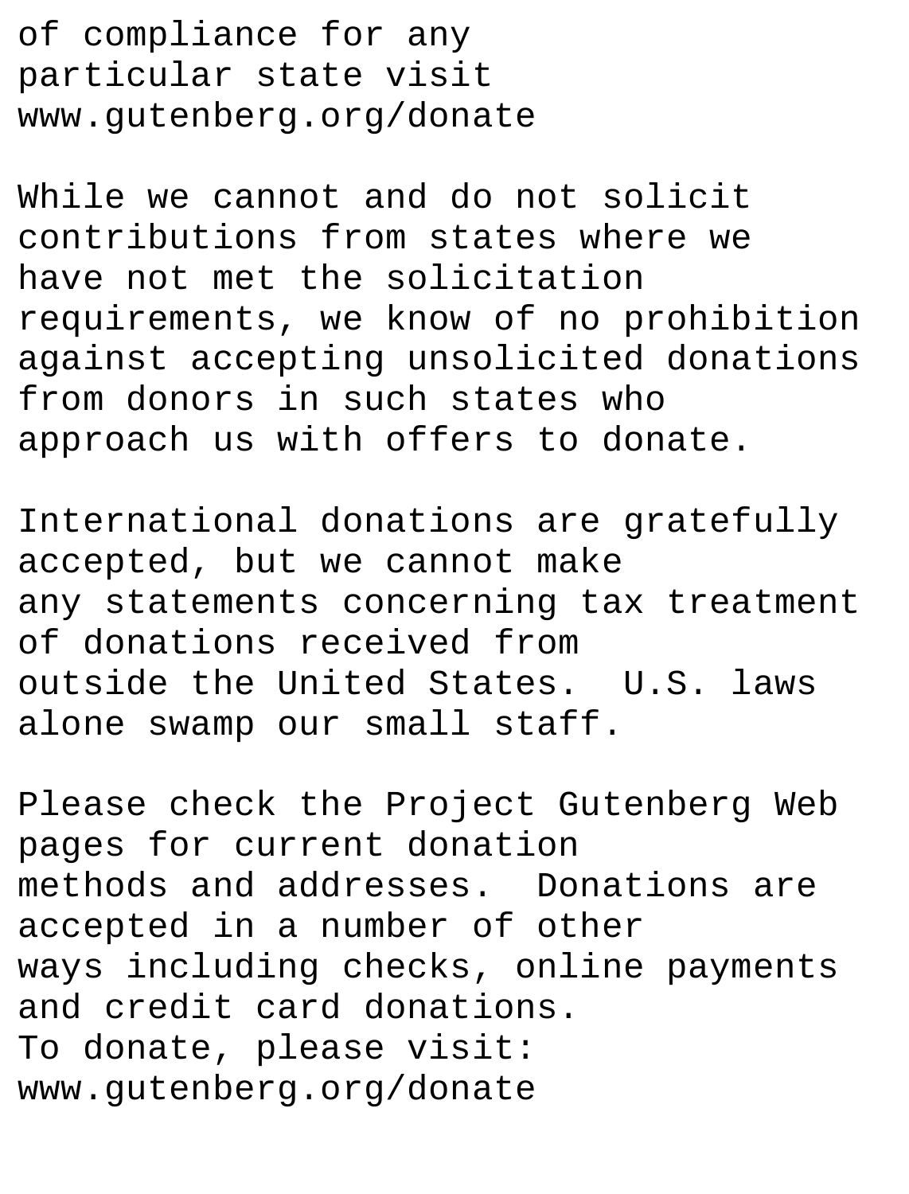of compliance for any
particular state visit
www.gutenberg.org/donate

While we cannot and do not solicit
contributions from states where we
have not met the solicitation
requirements, we know of no prohibition
against accepting unsolicited donations
from donors in such states who
approach us with offers to donate.

International donations are gratefully
accepted, but we cannot make
any statements concerning tax treatment
of donations received from
outside the United States.  U.S. laws
alone swamp our small staff.

Please check the Project Gutenberg Web
pages for current donation
methods and addresses.  Donations are
accepted in a number of other
ways including checks, online payments
and credit card donations.
To donate, please visit:
www.gutenberg.org/donate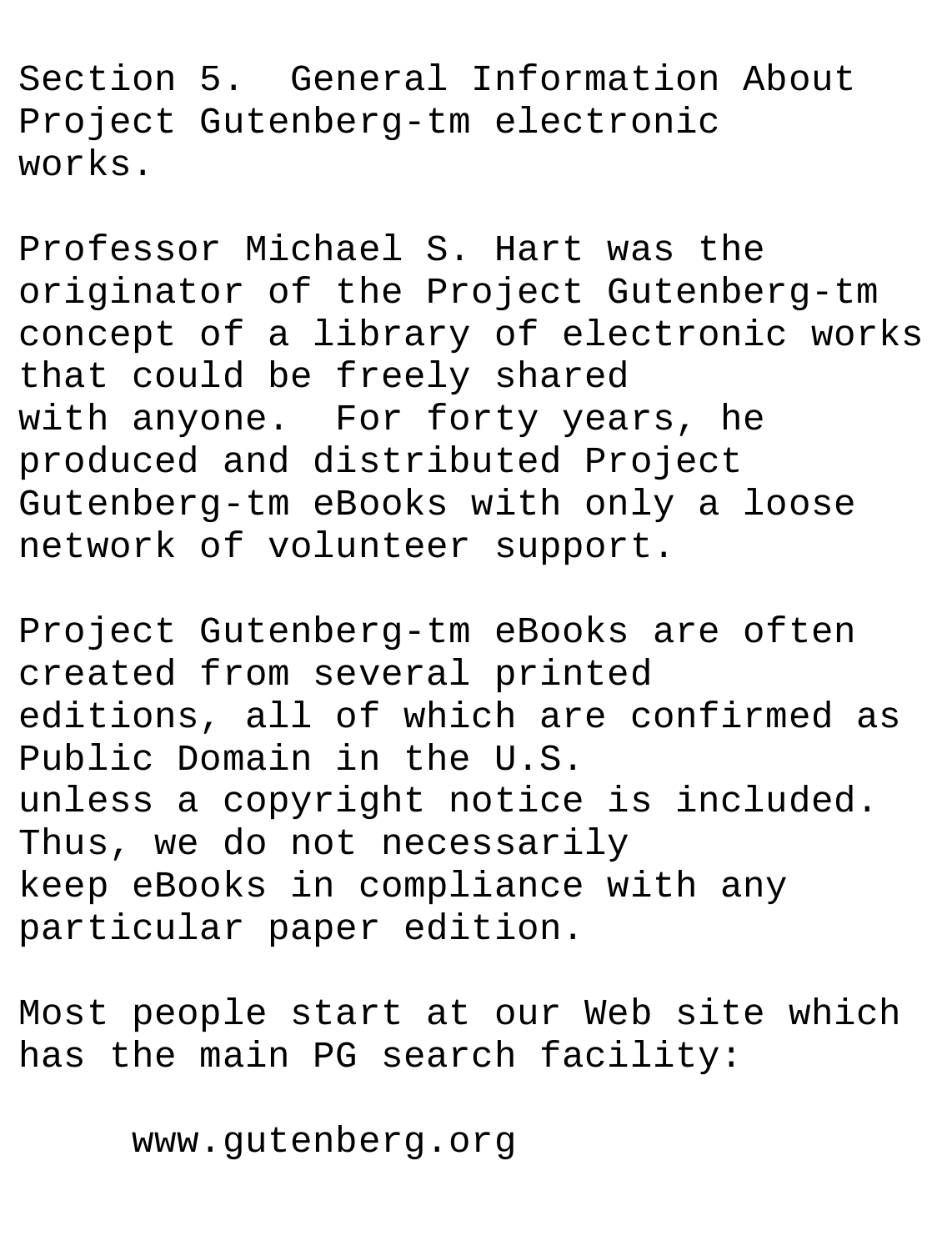Section 5. General Information About Project Gutenberg-tm electronic works.

Professor Michael S. Hart was the originator of the Project Gutenberg-tm concept of a library of electronic works that could be freely shared with anyone. For forty years, he produced and distributed Project Gutenberg-tm eBooks with only a loose network of volunteer support.

Project Gutenberg-tm eBooks are often created from several printed editions, all of which are confirmed as Public Domain in the U.S. unless a copyright notice is included. Thus, we do not necessarily keep eBooks in compliance with any particular paper edition.

Most people start at our Web site which has the main PG search facility:

www.gutenberg.org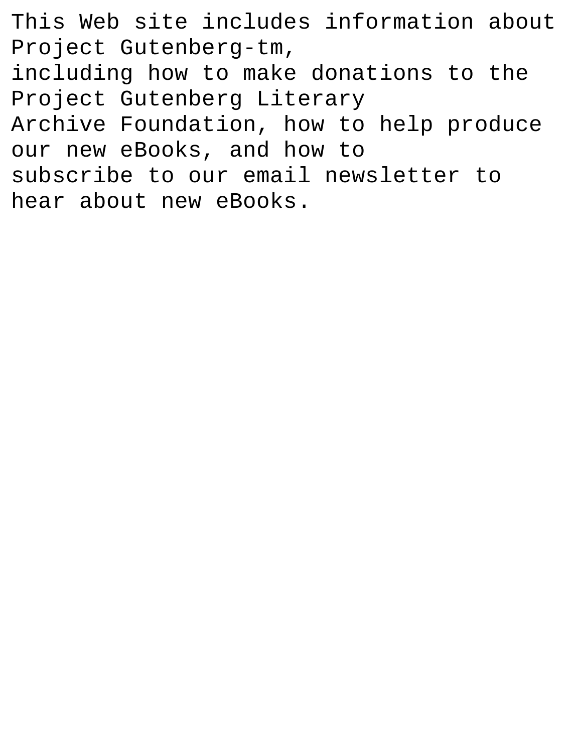This Web site includes information about Project Gutenberg-tm,
including how to make donations to the Project Gutenberg Literary
Archive Foundation, how to help produce our new eBooks, and how to
subscribe to our email newsletter to hear about new eBooks.